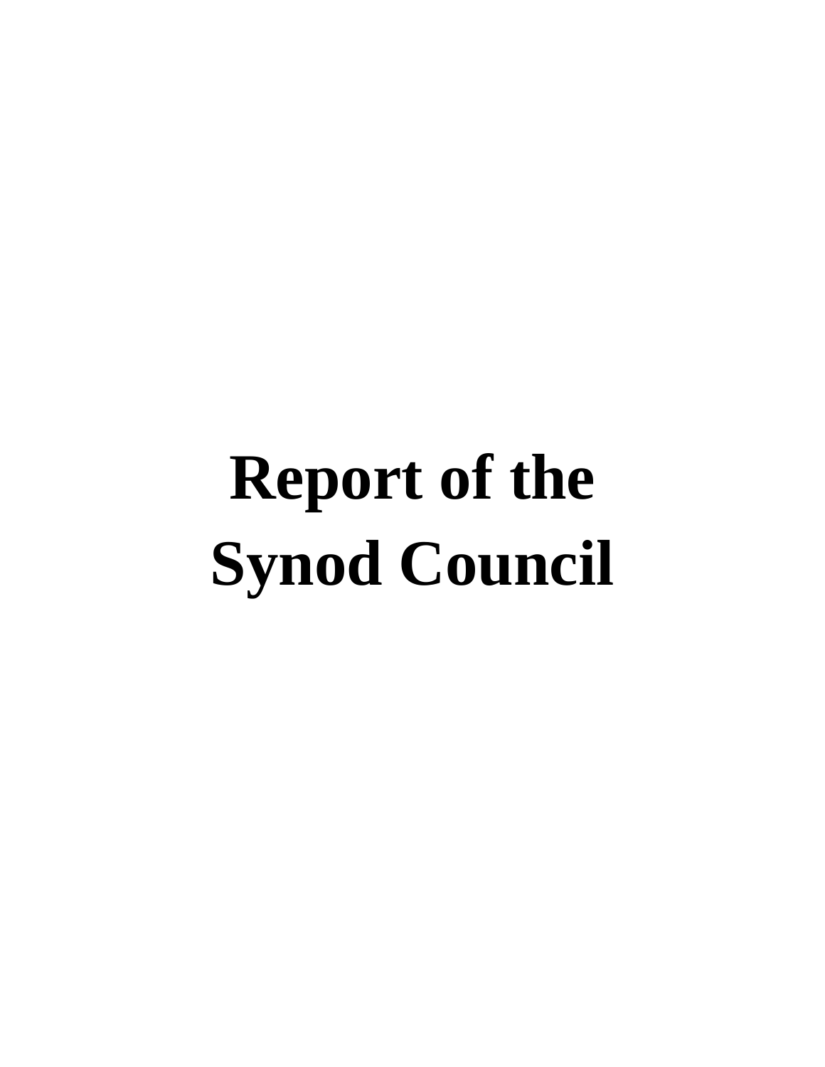# Report of the Synod Council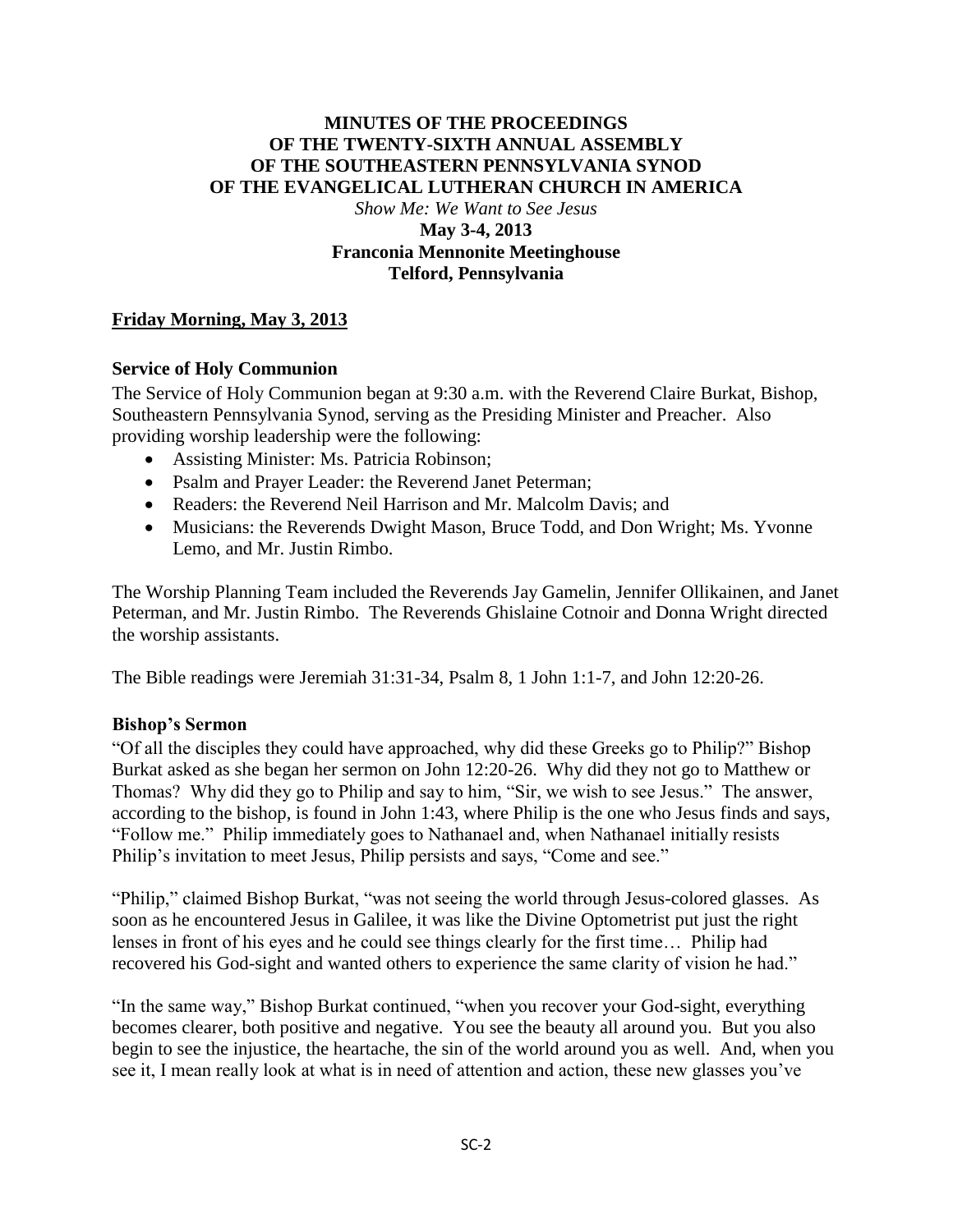# MINUTES OF THE PROCEEDINGS OF THE TWENTY-SIXTH ANNUAL ASSEMBLY OF THE SOUTHEASTERN PENNSYLVANIA SYNOD OF THE EVANGELICAL LUTHERAN CHURCH IN AMERICA

*Show Me: We Want to See Jesus*

**May 3-4, 2013**
**Franconia Mennonite Meetinghouse**
**Telford, Pennsylvania**

## Friday Morning, May 3, 2013

### Service of Holy Communion

The Service of Holy Communion began at 9:30 a.m. with the Reverend Claire Burkat, Bishop, Southeastern Pennsylvania Synod, serving as the Presiding Minister and Preacher. Also providing worship leadership were the following:

- Assisting Minister: Ms. Patricia Robinson;
- Psalm and Prayer Leader: the Reverend Janet Peterman;
- Readers: the Reverend Neil Harrison and Mr. Malcolm Davis; and
- Musicians: the Reverends Dwight Mason, Bruce Todd, and Don Wright; Ms. Yvonne Lemo, and Mr. Justin Rimbo.

The Worship Planning Team included the Reverends Jay Gamelin, Jennifer Ollikainen, and Janet Peterman, and Mr. Justin Rimbo. The Reverends Ghislaine Cotnoir and Donna Wright directed the worship assistants.

The Bible readings were Jeremiah 31:31-34, Psalm 8, 1 John 1:1-7, and John 12:20-26.

### Bishop's Sermon

"Of all the disciples they could have approached, why did these Greeks go to Philip?" Bishop Burkat asked as she began her sermon on John 12:20-26. Why did they not go to Matthew or Thomas? Why did they go to Philip and say to him, "Sir, we wish to see Jesus." The answer, according to the bishop, is found in John 1:43, where Philip is the one who Jesus finds and says, "Follow me." Philip immediately goes to Nathanael and, when Nathanael initially resists Philip's invitation to meet Jesus, Philip persists and says, "Come and see."

"Philip," claimed Bishop Burkat, "was not seeing the world through Jesus-colored glasses. As soon as he encountered Jesus in Galilee, it was like the Divine Optometrist put just the right lenses in front of his eyes and he could see things clearly for the first time… Philip had recovered his God-sight and wanted others to experience the same clarity of vision he had."

"In the same way," Bishop Burkat continued, "when you recover your God-sight, everything becomes clearer, both positive and negative. You see the beauty all around you. But you also begin to see the injustice, the heartache, the sin of the world around you as well. And, when you see it, I mean really look at what is in need of attention and action, these new glasses you've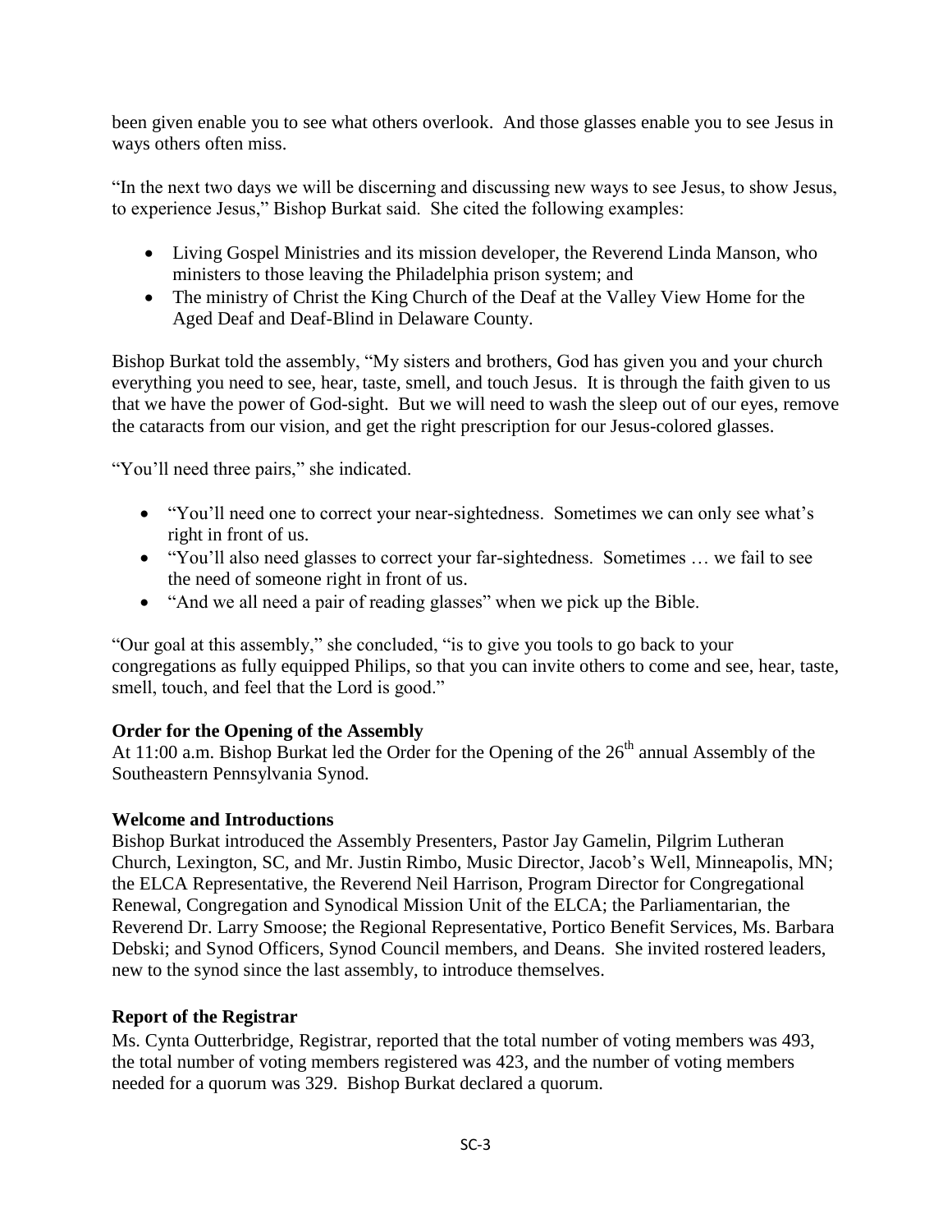been given enable you to see what others overlook. And those glasses enable you to see Jesus in ways others often miss.

"In the next two days we will be discerning and discussing new ways to see Jesus, to show Jesus, to experience Jesus," Bishop Burkat said. She cited the following examples:

- Living Gospel Ministries and its mission developer, the Reverend Linda Manson, who ministers to those leaving the Philadelphia prison system; and
- The ministry of Christ the King Church of the Deaf at the Valley View Home for the Aged Deaf and Deaf-Blind in Delaware County.

Bishop Burkat told the assembly, "My sisters and brothers, God has given you and your church everything you need to see, hear, taste, smell, and touch Jesus. It is through the faith given to us that we have the power of God-sight. But we will need to wash the sleep out of our eyes, remove the cataracts from our vision, and get the right prescription for our Jesus-colored glasses.

"You'll need three pairs," she indicated.

- "You'll need one to correct your near-sightedness. Sometimes we can only see what's right in front of us.
- "You'll also need glasses to correct your far-sightedness. Sometimes … we fail to see the need of someone right in front of us.
- "And we all need a pair of reading glasses" when we pick up the Bible.

"Our goal at this assembly," she concluded, "is to give you tools to go back to your congregations as fully equipped Philips, so that you can invite others to come and see, hear, taste, smell, touch, and feel that the Lord is good."

**Order for the Opening of the Assembly**

At 11:00 a.m. Bishop Burkat led the Order for the Opening of the 26th annual Assembly of the Southeastern Pennsylvania Synod.

**Welcome and Introductions**

Bishop Burkat introduced the Assembly Presenters, Pastor Jay Gamelin, Pilgrim Lutheran Church, Lexington, SC, and Mr. Justin Rimbo, Music Director, Jacob's Well, Minneapolis, MN; the ELCA Representative, the Reverend Neil Harrison, Program Director for Congregational Renewal, Congregation and Synodical Mission Unit of the ELCA; the Parliamentarian, the Reverend Dr. Larry Smoose; the Regional Representative, Portico Benefit Services, Ms. Barbara Debski; and Synod Officers, Synod Council members, and Deans. She invited rostered leaders, new to the synod since the last assembly, to introduce themselves.

**Report of the Registrar**

Ms. Cynta Outterbridge, Registrar, reported that the total number of voting members was 493, the total number of voting members registered was 423, and the number of voting members needed for a quorum was 329. Bishop Burkat declared a quorum.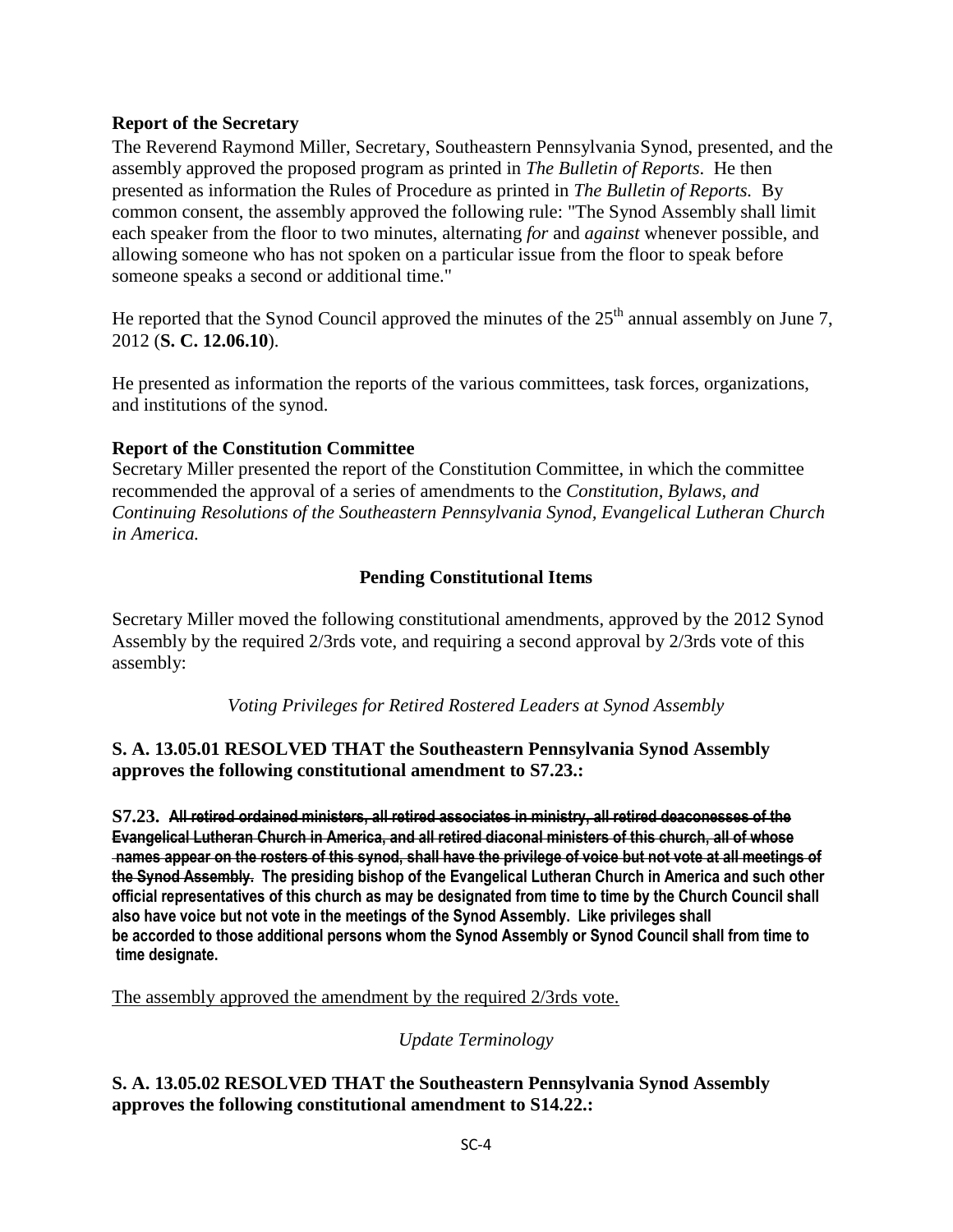**Report of the Secretary**

The Reverend Raymond Miller, Secretary, Southeastern Pennsylvania Synod, presented, and the assembly approved the proposed program as printed in *The Bulletin of Reports*. He then presented as information the Rules of Procedure as printed in *The Bulletin of Reports.* By common consent, the assembly approved the following rule: "The Synod Assembly shall limit each speaker from the floor to two minutes, alternating *for* and *against* whenever possible, and allowing someone who has not spoken on a particular issue from the floor to speak before someone speaks a second or additional time."

He reported that the Synod Council approved the minutes of the 25th annual assembly on June 7, 2012 (**S. C. 12.06.10**).

He presented as information the reports of the various committees, task forces, organizations, and institutions of the synod.

**Report of the Constitution Committee**

Secretary Miller presented the report of the Constitution Committee, in which the committee recommended the approval of a series of amendments to the *Constitution, Bylaws, and Continuing Resolutions of the Southeastern Pennsylvania Synod, Evangelical Lutheran Church in America.*

## Pending Constitutional Items

Secretary Miller moved the following constitutional amendments, approved by the 2012 Synod Assembly by the required 2/3rds vote, and requiring a second approval by 2/3rds vote of this assembly:

*Voting Privileges for Retired Rostered Leaders at Synod Assembly*

**S. A. 13.05.01 RESOLVED THAT the Southeastern Pennsylvania Synod Assembly approves the following constitutional amendment to S7.23.:**

**S7.23.** ~~**All retired ordained ministers, all retired associates in ministry, all retired deaconesses of the Evangelical Lutheran Church in America, and all retired diaconal ministers of this church, all of whose names appear on the rosters of this synod, shall have the privilege of voice but not vote at all meetings of the Synod Assembly.**~~ **The presiding bishop of the Evangelical Lutheran Church in America and such other official representatives of this church as may be designated from time to time by the Church Council shall also have voice but not vote in the meetings of the Synod Assembly. Like privileges shall be accorded to those additional persons whom the Synod Assembly or Synod Council shall from time to time designate.**

<u>The assembly approved the amendment by the required 2/3rds vote.</u>

*Update Terminology*

**S. A. 13.05.02 RESOLVED THAT the Southeastern Pennsylvania Synod Assembly approves the following constitutional amendment to S14.22.:**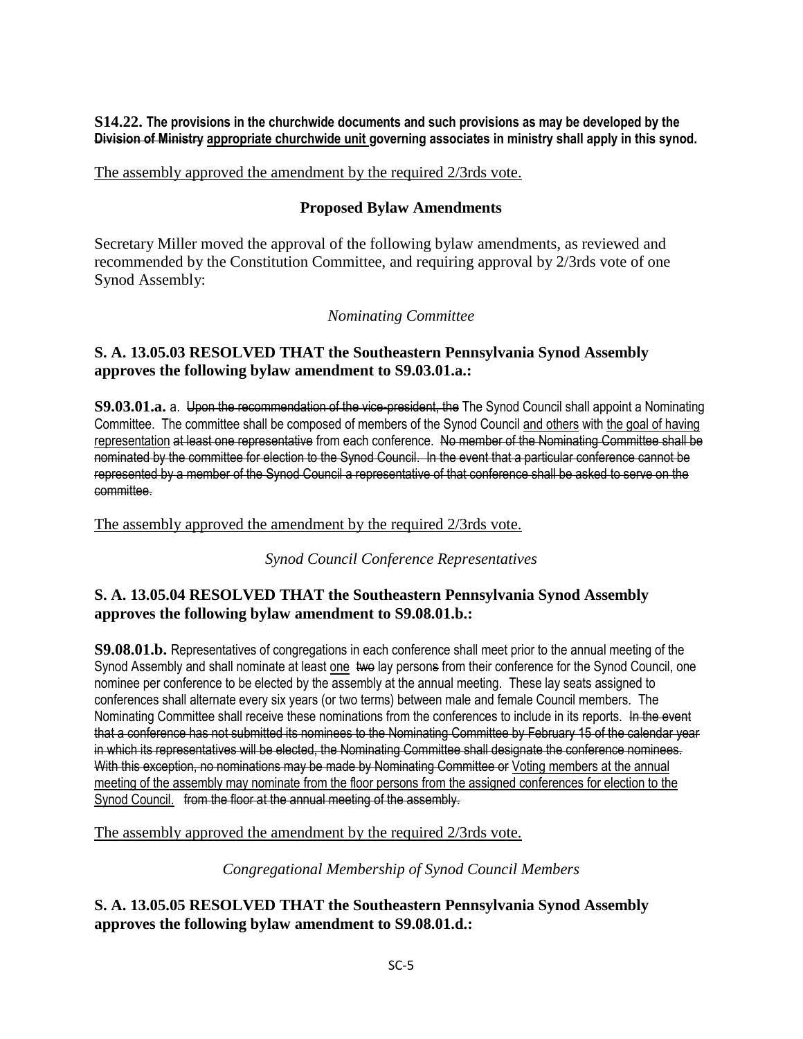**S14.22. The provisions in the churchwide documents and such provisions as may be developed by the ~~Division of Ministry~~ <u>appropriate churchwide unit</u> governing associates in ministry shall apply in this synod.**

<u>The assembly approved the amendment by the required 2/3rds vote.</u>

## Proposed Bylaw Amendments

Secretary Miller moved the approval of the following bylaw amendments, as reviewed and recommended by the Constitution Committee, and requiring approval by 2/3rds vote of one Synod Assembly:

*Nominating Committee*

### S. A. 13.05.03 RESOLVED THAT the Southeastern Pennsylvania Synod Assembly approves the following bylaw amendment to S9.03.01.a.:

**S9.03.01.a.** a. ~~Upon the recommendation of the vice-president, the~~ The Synod Council shall appoint a Nominating Committee. The committee shall be composed of members of the Synod Council <u>and others</u> with <u>the goal of having representation</u> ~~at least one representative~~ from each conference. ~~No member of the Nominating Committee shall be nominated by the committee for election to the Synod Council. In the event that a particular conference cannot be represented by a member of the Synod Council a representative of that conference shall be asked to serve on the committee.~~

<u>The assembly approved the amendment by the required 2/3rds vote.</u>

*Synod Council Conference Representatives*

### S. A. 13.05.04 RESOLVED THAT the Southeastern Pennsylvania Synod Assembly approves the following bylaw amendment to S9.08.01.b.:

**S9.08.01.b.** Representatives of congregations in each conference shall meet prior to the annual meeting of the Synod Assembly and shall nominate at least <u>one</u> ~~two~~ lay person~~s~~ from their conference for the Synod Council, one nominee per conference to be elected by the assembly at the annual meeting. These lay seats assigned to conferences shall alternate every six years (or two terms) between male and female Council members. The Nominating Committee shall receive these nominations from the conferences to include in its reports. ~~In the event that a conference has not submitted its nominees to the Nominating Committee by February 15 of the calendar year in which its representatives will be elected, the Nominating Committee shall designate the conference nominees. With this exception, no nominations may be made by Nominating Committee or~~ <u>Voting members at the annual meeting of the assembly may nominate from the floor persons from the assigned conferences for election to the Synod Council.</u> ~~from the floor at the annual meeting of the assembly.~~

<u>The assembly approved the amendment by the required 2/3rds vote.</u>

*Congregational Membership of Synod Council Members*

### S. A. 13.05.05 RESOLVED THAT the Southeastern Pennsylvania Synod Assembly approves the following bylaw amendment to S9.08.01.d.: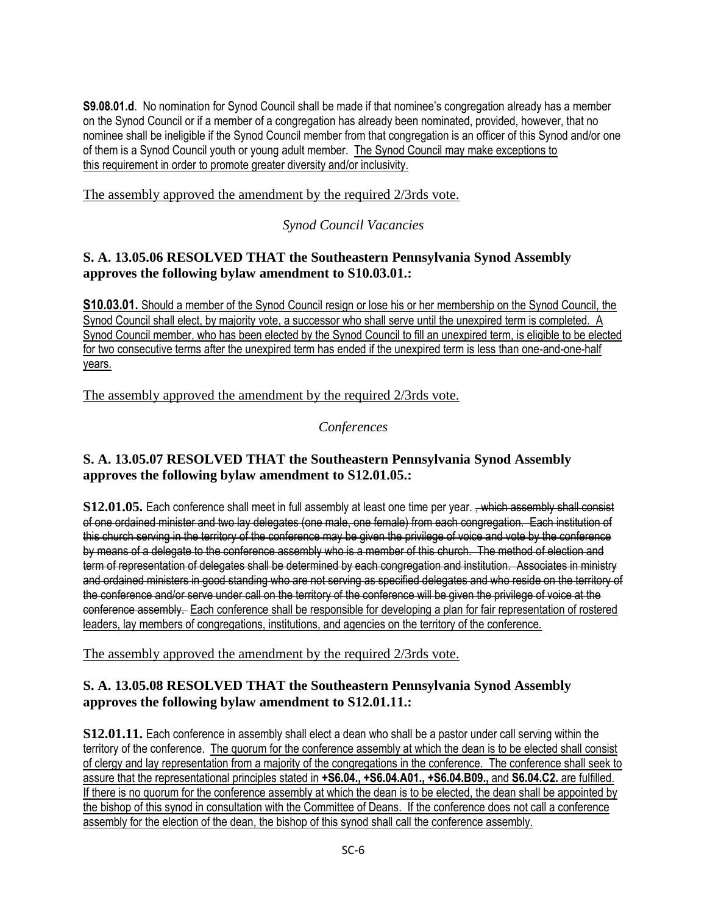**S9.08.01.d**. No nomination for Synod Council shall be made if that nominee's congregation already has a member on the Synod Council or if a member of a congregation has already been nominated, provided, however, that no nominee shall be ineligible if the Synod Council member from that congregation is an officer of this Synod and/or one of them is a Synod Council youth or young adult member. <u>The Synod Council may make exceptions to this requirement in order to promote greater diversity and/or inclusivity.</u>

<u>The assembly approved the amendment by the required 2/3rds vote.</u>

*Synod Council Vacancies*

**S. A. 13.05.06 RESOLVED THAT the Southeastern Pennsylvania Synod Assembly approves the following bylaw amendment to S10.03.01.:**

<u>**S10.03.01.** Should a member of the Synod Council resign or lose his or her membership on the Synod Council, the Synod Council shall elect, by majority vote, a successor who shall serve until the unexpired term is completed. A Synod Council member, who has been elected by the Synod Council to fill an unexpired term, is eligible to be elected for two consecutive terms after the unexpired term has ended if the unexpired term is less than one-and-one-half years.</u>

<u>The assembly approved the amendment by the required 2/3rds vote.</u>

*Conferences*

**S. A. 13.05.07 RESOLVED THAT the Southeastern Pennsylvania Synod Assembly approves the following bylaw amendment to S12.01.05.:**

**S12.01.05.** Each conference shall meet in full assembly at least one time per year. ~~, which assembly shall consist of one ordained minister and two lay delegates (one male, one female) from each congregation. Each institution of this church serving in the territory of the conference may be given the privilege of voice and vote by the conference by means of a delegate to the conference assembly who is a member of this church. The method of election and term of representation of delegates shall be determined by each congregation and institution. Associates in ministry and ordained ministers in good standing who are not serving as specified delegates and who reside on the territory of the conference and/or serve under call on the territory of the conference will be given the privilege of voice at the conference assembly.~~ <u>Each conference shall be responsible for developing a plan for fair representation of rostered leaders, lay members of congregations, institutions, and agencies on the territory of the conference.</u>

<u>The assembly approved the amendment by the required 2/3rds vote.</u>

**S. A. 13.05.08 RESOLVED THAT the Southeastern Pennsylvania Synod Assembly approves the following bylaw amendment to S12.01.11.:**

**S12.01.11.** Each conference in assembly shall elect a dean who shall be a pastor under call serving within the territory of the conference. <u>The quorum for the conference assembly at which the dean is to be elected shall consist of clergy and lay representation from a majority of the congregations in the conference. The conference shall seek to assure that the representational principles stated in **+S6.04., +S6.04.A01., +S6.04.B09.,** and **S6.04.C2.** are fulfilled. If there is no quorum for the conference assembly at which the dean is to be elected, the dean shall be appointed by the bishop of this synod in consultation with the Committee of Deans. If the conference does not call a conference assembly for the election of the dean, the bishop of this synod shall call the conference assembly.</u>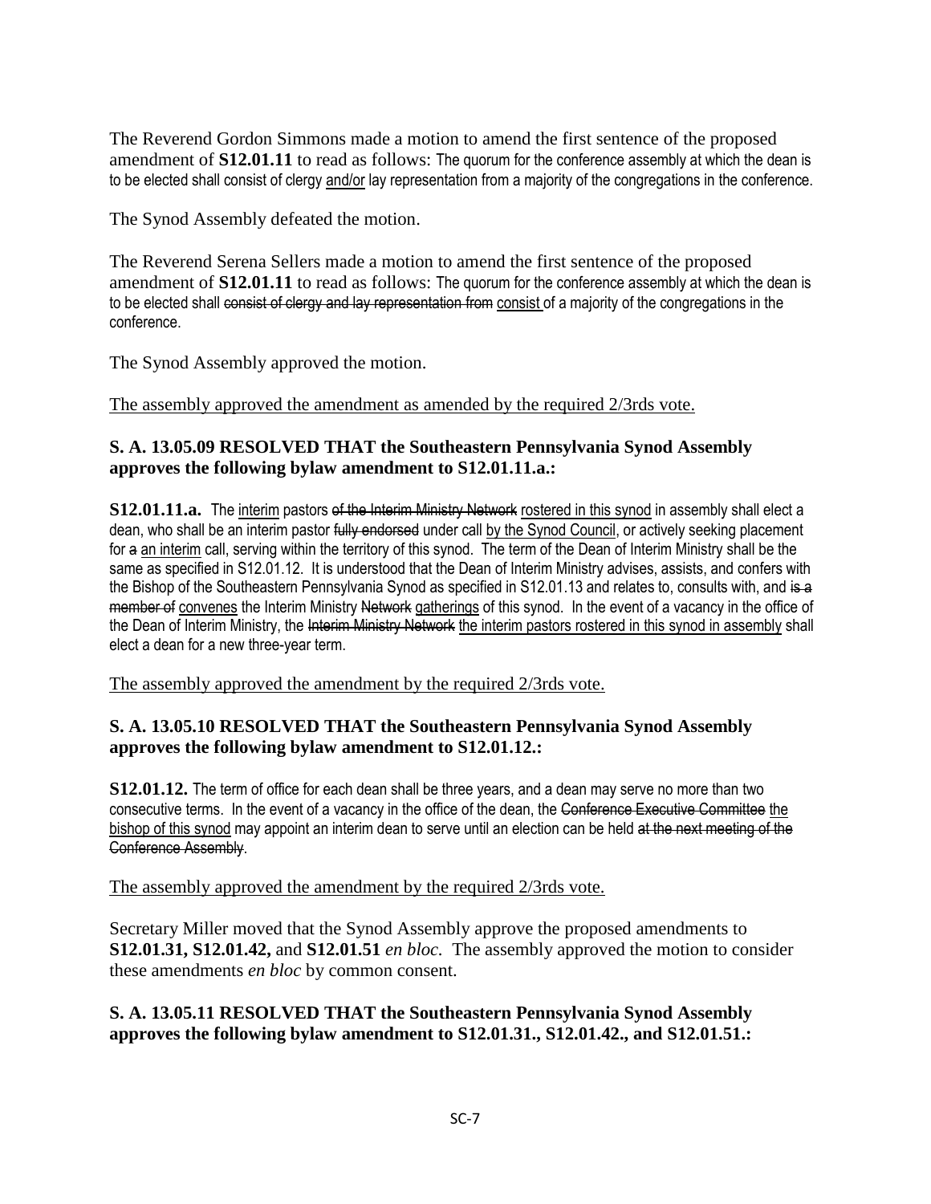The Reverend Gordon Simmons made a motion to amend the first sentence of the proposed amendment of **S12.01.11** to read as follows: The quorum for the conference assembly at which the dean is to be elected shall consist of clergy <u>and/or</u> lay representation from a majority of the congregations in the conference.

The Synod Assembly defeated the motion.

The Reverend Serena Sellers made a motion to amend the first sentence of the proposed amendment of **S12.01.11** to read as follows: The quorum for the conference assembly at which the dean is to be elected shall ~~consist of clergy and lay representation from~~ <u>consist</u> of a majority of the congregations in the conference.

The Synod Assembly approved the motion.

<u>The assembly approved the amendment as amended by the required 2/3rds vote.</u>

**S. A. 13.05.09 RESOLVED THAT the Southeastern Pennsylvania Synod Assembly approves the following bylaw amendment to S12.01.11.a.:**

**S12.01.11.a.** The <u>interim</u> pastors ~~of the Interim Ministry Network~~ <u>rostered in this synod</u> in assembly shall elect a dean, who shall be an interim pastor ~~fully endorsed~~ under call <u>by the Synod Council</u>, or actively seeking placement for ~~a~~ <u>an interim</u> call, serving within the territory of this synod. The term of the Dean of Interim Ministry shall be the same as specified in S12.01.12. It is understood that the Dean of Interim Ministry advises, assists, and confers with the Bishop of the Southeastern Pennsylvania Synod as specified in S12.01.13 and relates to, consults with, and ~~is a member of~~ <u>convenes</u> the Interim Ministry ~~Network~~ <u>gatherings</u> of this synod. In the event of a vacancy in the office of the Dean of Interim Ministry, the ~~Interim Ministry Network~~ <u>the interim pastors rostered in this synod in assembly</u> shall elect a dean for a new three-year term.

<u>The assembly approved the amendment by the required 2/3rds vote.</u>

**S. A. 13.05.10 RESOLVED THAT the Southeastern Pennsylvania Synod Assembly approves the following bylaw amendment to S12.01.12.:**

**S12.01.12.** The term of office for each dean shall be three years, and a dean may serve no more than two consecutive terms. In the event of a vacancy in the office of the dean, the ~~Conference Executive Committee~~ <u>the bishop of this synod</u> may appoint an interim dean to serve until an election can be held ~~at the next meeting of the Conference Assembly~~.

<u>The assembly approved the amendment by the required 2/3rds vote.</u>

Secretary Miller moved that the Synod Assembly approve the proposed amendments to **S12.01.31, S12.01.42,** and **S12.01.51** *en bloc.* The assembly approved the motion to consider these amendments *en bloc* by common consent.

**S. A. 13.05.11 RESOLVED THAT the Southeastern Pennsylvania Synod Assembly approves the following bylaw amendment to S12.01.31., S12.01.42., and S12.01.51.:**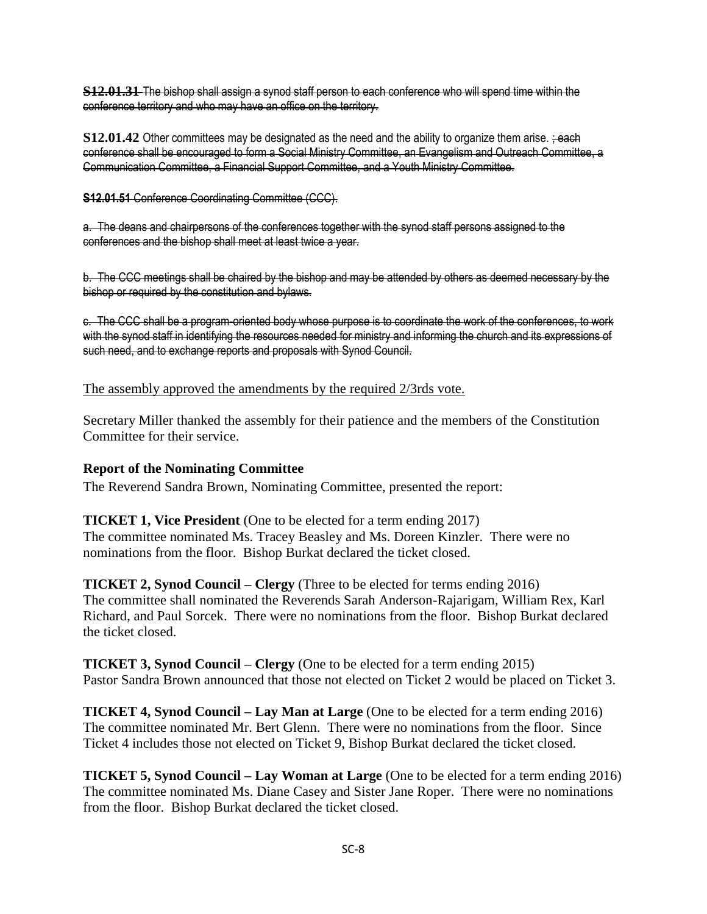~~**S12.01.31** The bishop shall assign a synod staff person to each conference who will spend time within the conference territory and who may have an office on the territory.~~

**S12.01.42** Other committees may be designated as the need and the ability to organize them arise. ~~; each conference shall be encouraged to form a Social Ministry Committee, an Evangelism and Outreach Committee, a Communication Committee, a Financial Support Committee, and a Youth Ministry Committee.~~

~~**S12.01.51** Conference Coordinating Committee (CCC).~~

~~a. The deans and chairpersons of the conferences together with the synod staff persons assigned to the conferences and the bishop shall meet at least twice a year.~~

~~b. The CCC meetings shall be chaired by the bishop and may be attended by others as deemed necessary by the bishop or required by the constitution and bylaws.~~

~~c. The CCC shall be a program-oriented body whose purpose is to coordinate the work of the conferences, to work with the synod staff in identifying the resources needed for ministry and informing the church and its expressions of such need, and to exchange reports and proposals with Synod Council.~~

The assembly approved the amendments by the required 2/3rds vote.

Secretary Miller thanked the assembly for their patience and the members of the Constitution Committee for their service.

**Report of the Nominating Committee**

The Reverend Sandra Brown, Nominating Committee, presented the report:

**TICKET 1, Vice President** (One to be elected for a term ending 2017)
The committee nominated Ms. Tracey Beasley and Ms. Doreen Kinzler. There were no nominations from the floor. Bishop Burkat declared the ticket closed.

**TICKET 2, Synod Council – Clergy** (Three to be elected for terms ending 2016)
The committee shall nominated the Reverends Sarah Anderson-Rajarigam, William Rex, Karl Richard, and Paul Sorcek. There were no nominations from the floor. Bishop Burkat declared the ticket closed.

**TICKET 3, Synod Council – Clergy** (One to be elected for a term ending 2015)
Pastor Sandra Brown announced that those not elected on Ticket 2 would be placed on Ticket 3.

**TICKET 4, Synod Council – Lay Man at Large** (One to be elected for a term ending 2016)
The committee nominated Mr. Bert Glenn. There were no nominations from the floor. Since Ticket 4 includes those not elected on Ticket 9, Bishop Burkat declared the ticket closed.

**TICKET 5, Synod Council – Lay Woman at Large** (One to be elected for a term ending 2016)
The committee nominated Ms. Diane Casey and Sister Jane Roper. There were no nominations from the floor. Bishop Burkat declared the ticket closed.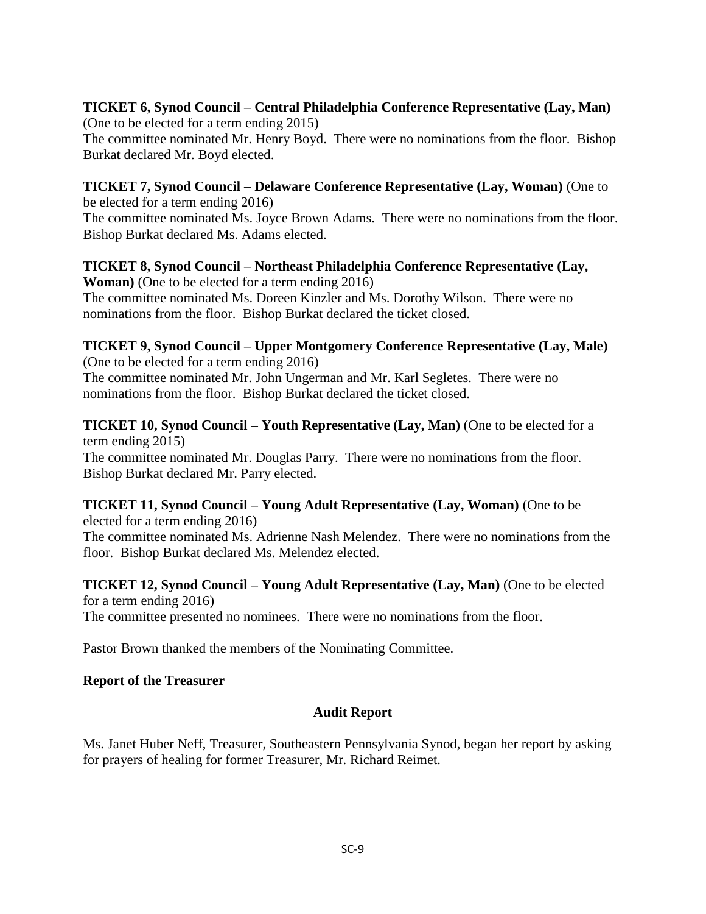**TICKET 6, Synod Council – Central Philadelphia Conference Representative (Lay, Man)** (One to be elected for a term ending 2015)
The committee nominated Mr. Henry Boyd. There were no nominations from the floor. Bishop Burkat declared Mr. Boyd elected.

**TICKET 7, Synod Council – Delaware Conference Representative (Lay, Woman)** (One to be elected for a term ending 2016)
The committee nominated Ms. Joyce Brown Adams. There were no nominations from the floor. Bishop Burkat declared Ms. Adams elected.

**TICKET 8, Synod Council – Northeast Philadelphia Conference Representative (Lay, Woman)** (One to be elected for a term ending 2016)
The committee nominated Ms. Doreen Kinzler and Ms. Dorothy Wilson. There were no nominations from the floor. Bishop Burkat declared the ticket closed.

**TICKET 9, Synod Council – Upper Montgomery Conference Representative (Lay, Male)** (One to be elected for a term ending 2016)
The committee nominated Mr. John Ungerman and Mr. Karl Segletes. There were no nominations from the floor. Bishop Burkat declared the ticket closed.

**TICKET 10, Synod Council – Youth Representative (Lay, Man)** (One to be elected for a term ending 2015)
The committee nominated Mr. Douglas Parry. There were no nominations from the floor. Bishop Burkat declared Mr. Parry elected.

**TICKET 11, Synod Council – Young Adult Representative (Lay, Woman)** (One to be elected for a term ending 2016)
The committee nominated Ms. Adrienne Nash Melendez. There were no nominations from the floor. Bishop Burkat declared Ms. Melendez elected.

**TICKET 12, Synod Council – Young Adult Representative (Lay, Man)** (One to be elected for a term ending 2016)
The committee presented no nominees. There were no nominations from the floor.

Pastor Brown thanked the members of the Nominating Committee.

**Report of the Treasurer**

**Audit Report**

Ms. Janet Huber Neff, Treasurer, Southeastern Pennsylvania Synod, began her report by asking for prayers of healing for former Treasurer, Mr. Richard Reimet.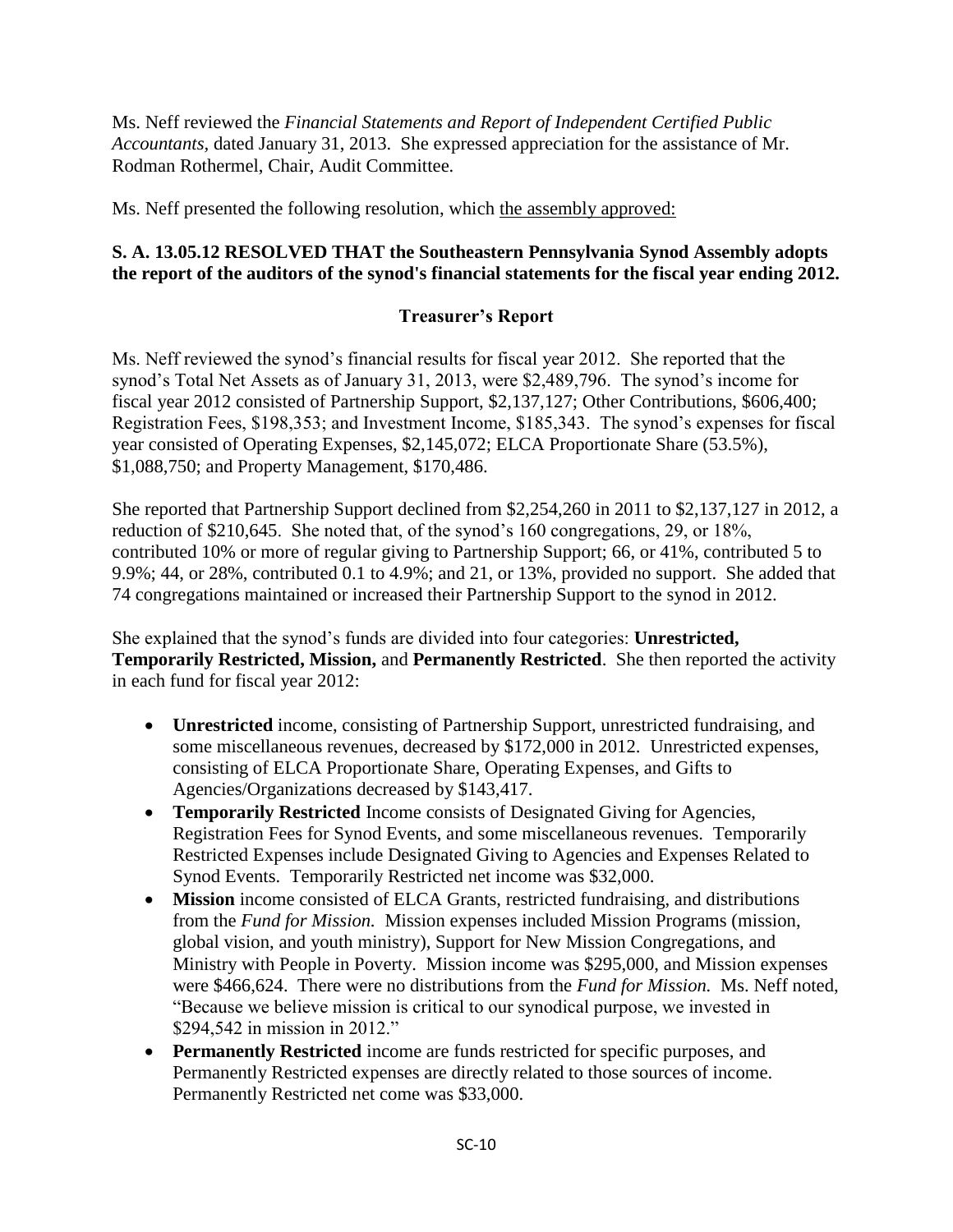Ms. Neff reviewed the *Financial Statements and Report of Independent Certified Public Accountants,* dated January 31, 2013. She expressed appreciation for the assistance of Mr. Rodman Rothermel, Chair, Audit Committee.

Ms. Neff presented the following resolution, which the assembly approved:

**S. A. 13.05.12 RESOLVED THAT the Southeastern Pennsylvania Synod Assembly adopts the report of the auditors of the synod's financial statements for the fiscal year ending 2012.**

### Treasurer's Report

Ms. Neff reviewed the synod's financial results for fiscal year 2012. She reported that the synod's Total Net Assets as of January 31, 2013, were $2,489,796. The synod's income for fiscal year 2012 consisted of Partnership Support, $2,137,127; Other Contributions, $606,400; Registration Fees, $198,353; and Investment Income, $185,343. The synod's expenses for fiscal year consisted of Operating Expenses, $2,145,072; ELCA Proportionate Share (53.5%), $1,088,750; and Property Management, $170,486.

She reported that Partnership Support declined from $2,254,260 in 2011 to $2,137,127 in 2012, a reduction of $210,645. She noted that, of the synod's 160 congregations, 29, or 18%, contributed 10% or more of regular giving to Partnership Support; 66, or 41%, contributed 5 to 9.9%; 44, or 28%, contributed 0.1 to 4.9%; and 21, or 13%, provided no support. She added that 74 congregations maintained or increased their Partnership Support to the synod in 2012.

She explained that the synod's funds are divided into four categories: **Unrestricted, Temporarily Restricted, Mission,** and **Permanently Restricted**. She then reported the activity in each fund for fiscal year 2012:

- **Unrestricted** income, consisting of Partnership Support, unrestricted fundraising, and some miscellaneous revenues, decreased by $172,000 in 2012. Unrestricted expenses, consisting of ELCA Proportionate Share, Operating Expenses, and Gifts to Agencies/Organizations decreased by $143,417.
- **Temporarily Restricted** Income consists of Designated Giving for Agencies, Registration Fees for Synod Events, and some miscellaneous revenues. Temporarily Restricted Expenses include Designated Giving to Agencies and Expenses Related to Synod Events. Temporarily Restricted net income was $32,000.
- **Mission** income consisted of ELCA Grants, restricted fundraising, and distributions from the *Fund for Mission.* Mission expenses included Mission Programs (mission, global vision, and youth ministry), Support for New Mission Congregations, and Ministry with People in Poverty. Mission income was $295,000, and Mission expenses were $466,624. There were no distributions from the *Fund for Mission.* Ms. Neff noted, "Because we believe mission is critical to our synodical purpose, we invested in $294,542 in mission in 2012."
- **Permanently Restricted** income are funds restricted for specific purposes, and Permanently Restricted expenses are directly related to those sources of income. Permanently Restricted net come was $33,000.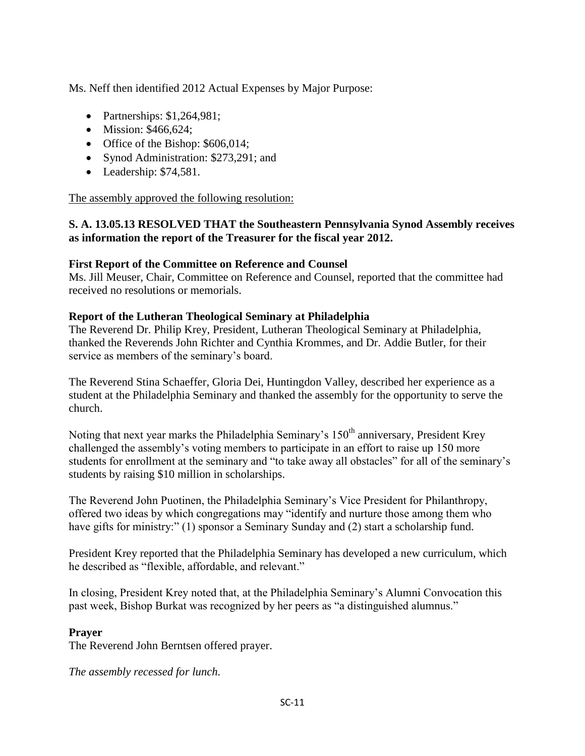Ms. Neff then identified 2012 Actual Expenses by Major Purpose:

- Partnerships: $1,264,981;
- Mission: $466,624;
- Office of the Bishop: $606,014;
- Synod Administration: $273,291; and
- Leadership: $74,581.

The assembly approved the following resolution:

**S. A. 13.05.13 RESOLVED THAT the Southeastern Pennsylvania Synod Assembly receives as information the report of the Treasurer for the fiscal year 2012.**

**First Report of the Committee on Reference and Counsel**

Ms. Jill Meuser, Chair, Committee on Reference and Counsel, reported that the committee had received no resolutions or memorials.

**Report of the Lutheran Theological Seminary at Philadelphia**

The Reverend Dr. Philip Krey, President, Lutheran Theological Seminary at Philadelphia, thanked the Reverends John Richter and Cynthia Krommes, and Dr. Addie Butler, for their service as members of the seminary's board.

The Reverend Stina Schaeffer, Gloria Dei, Huntingdon Valley, described her experience as a student at the Philadelphia Seminary and thanked the assembly for the opportunity to serve the church.

Noting that next year marks the Philadelphia Seminary's 150th anniversary, President Krey challenged the assembly's voting members to participate in an effort to raise up 150 more students for enrollment at the seminary and "to take away all obstacles" for all of the seminary's students by raising $10 million in scholarships.

The Reverend John Puotinen, the Philadelphia Seminary's Vice President for Philanthropy, offered two ideas by which congregations may "identify and nurture those among them who have gifts for ministry:" (1) sponsor a Seminary Sunday and (2) start a scholarship fund.

President Krey reported that the Philadelphia Seminary has developed a new curriculum, which he described as "flexible, affordable, and relevant."

In closing, President Krey noted that, at the Philadelphia Seminary's Alumni Convocation this past week, Bishop Burkat was recognized by her peers as "a distinguished alumnus."

**Prayer**

The Reverend John Berntsen offered prayer.

*The assembly recessed for lunch.*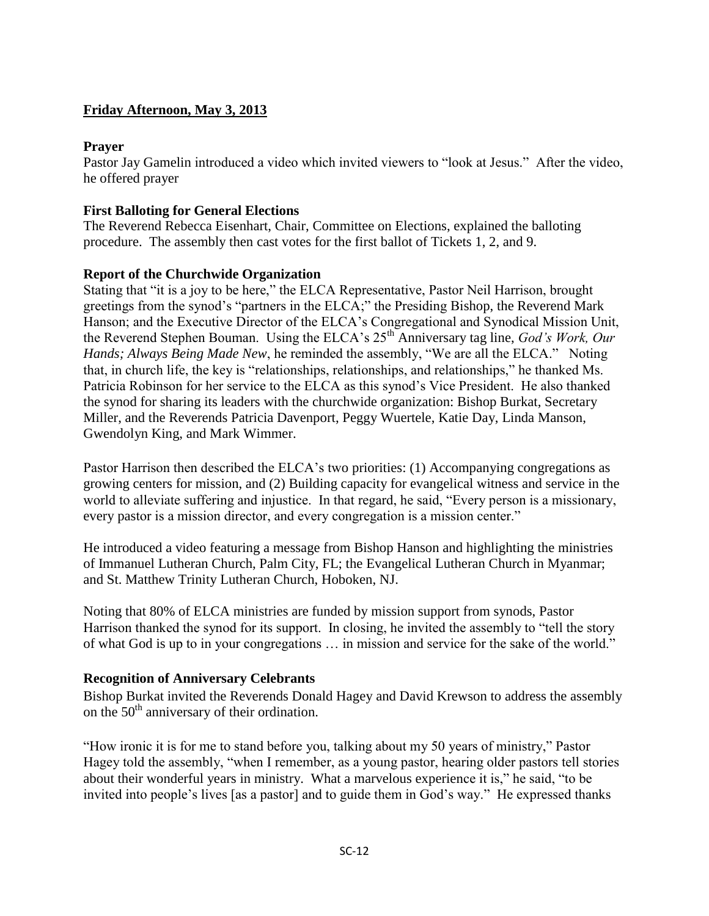**Friday Afternoon, May 3, 2013**

**Prayer**

Pastor Jay Gamelin introduced a video which invited viewers to "look at Jesus." After the video, he offered prayer

**First Balloting for General Elections**

The Reverend Rebecca Eisenhart, Chair, Committee on Elections, explained the balloting procedure. The assembly then cast votes for the first ballot of Tickets 1, 2, and 9.

**Report of the Churchwide Organization**

Stating that "it is a joy to be here," the ELCA Representative, Pastor Neil Harrison, brought greetings from the synod's "partners in the ELCA;" the Presiding Bishop, the Reverend Mark Hanson; and the Executive Director of the ELCA's Congregational and Synodical Mission Unit, the Reverend Stephen Bouman. Using the ELCA's 25th Anniversary tag line, *God's Work, Our Hands; Always Being Made New*, he reminded the assembly, "We are all the ELCA." Noting that, in church life, the key is "relationships, relationships, and relationships," he thanked Ms. Patricia Robinson for her service to the ELCA as this synod's Vice President. He also thanked the synod for sharing its leaders with the churchwide organization: Bishop Burkat, Secretary Miller, and the Reverends Patricia Davenport, Peggy Wuertele, Katie Day, Linda Manson, Gwendolyn King, and Mark Wimmer.

Pastor Harrison then described the ELCA's two priorities: (1) Accompanying congregations as growing centers for mission, and (2) Building capacity for evangelical witness and service in the world to alleviate suffering and injustice. In that regard, he said, "Every person is a missionary, every pastor is a mission director, and every congregation is a mission center."

He introduced a video featuring a message from Bishop Hanson and highlighting the ministries of Immanuel Lutheran Church, Palm City, FL; the Evangelical Lutheran Church in Myanmar; and St. Matthew Trinity Lutheran Church, Hoboken, NJ.

Noting that 80% of ELCA ministries are funded by mission support from synods, Pastor Harrison thanked the synod for its support. In closing, he invited the assembly to "tell the story of what God is up to in your congregations … in mission and service for the sake of the world."

**Recognition of Anniversary Celebrants**

Bishop Burkat invited the Reverends Donald Hagey and David Krewson to address the assembly on the 50th anniversary of their ordination.

"How ironic it is for me to stand before you, talking about my 50 years of ministry," Pastor Hagey told the assembly, "when I remember, as a young pastor, hearing older pastors tell stories about their wonderful years in ministry. What a marvelous experience it is," he said, "to be invited into people's lives [as a pastor] and to guide them in God's way." He expressed thanks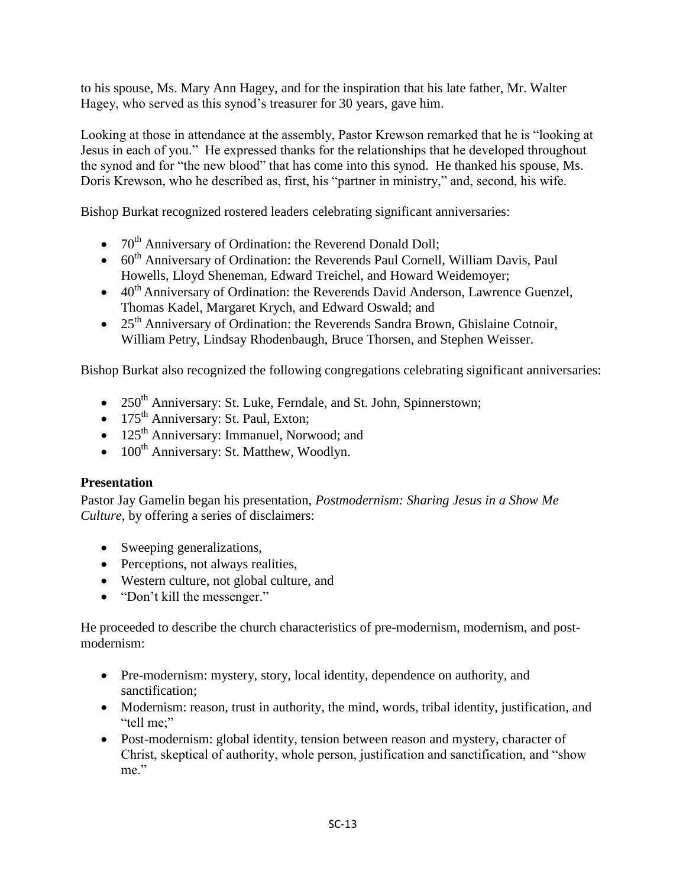to his spouse, Ms. Mary Ann Hagey, and for the inspiration that his late father, Mr. Walter Hagey, who served as this synod's treasurer for 30 years, gave him.

Looking at those in attendance at the assembly, Pastor Krewson remarked that he is "looking at Jesus in each of you." He expressed thanks for the relationships that he developed throughout the synod and for "the new blood" that has come into this synod. He thanked his spouse, Ms. Doris Krewson, who he described as, first, his "partner in ministry," and, second, his wife.

Bishop Burkat recognized rostered leaders celebrating significant anniversaries:

- 70th Anniversary of Ordination: the Reverend Donald Doll;
- 60th Anniversary of Ordination: the Reverends Paul Cornell, William Davis, Paul Howells, Lloyd Sheneman, Edward Treichel, and Howard Weidemoyer;
- 40th Anniversary of Ordination: the Reverends David Anderson, Lawrence Guenzel, Thomas Kadel, Margaret Krych, and Edward Oswald; and
- 25th Anniversary of Ordination: the Reverends Sandra Brown, Ghislaine Cotnoir, William Petry, Lindsay Rhodenbaugh, Bruce Thorsen, and Stephen Weisser.

Bishop Burkat also recognized the following congregations celebrating significant anniversaries:

- 250th Anniversary: St. Luke, Ferndale, and St. John, Spinnerstown;
- 175th Anniversary: St. Paul, Exton;
- 125th Anniversary: Immanuel, Norwood; and
- 100th Anniversary: St. Matthew, Woodlyn.

**Presentation**

Pastor Jay Gamelin began his presentation, *Postmodernism: Sharing Jesus in a Show Me Culture*, by offering a series of disclaimers:

- Sweeping generalizations,
- Perceptions, not always realities,
- Western culture, not global culture, and
- "Don't kill the messenger."

He proceeded to describe the church characteristics of pre-modernism, modernism, and post-modernism:

- Pre-modernism: mystery, story, local identity, dependence on authority, and sanctification;
- Modernism: reason, trust in authority, the mind, words, tribal identity, justification, and "tell me;"
- Post-modernism: global identity, tension between reason and mystery, character of Christ, skeptical of authority, whole person, justification and sanctification, and "show me."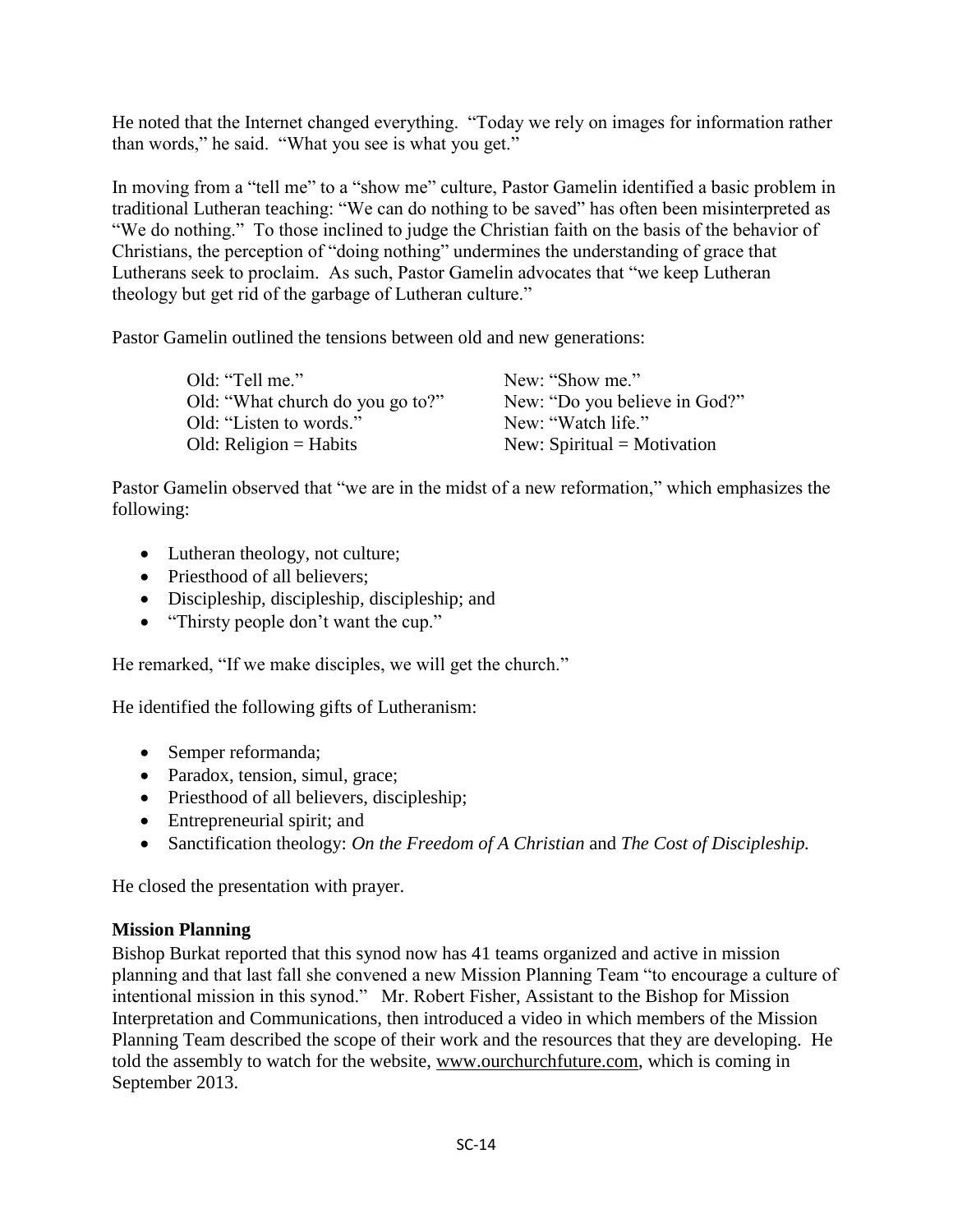He noted that the Internet changed everything. "Today we rely on images for information rather than words," he said. "What you see is what you get."

In moving from a "tell me" to a "show me" culture, Pastor Gamelin identified a basic problem in traditional Lutheran teaching: "We can do nothing to be saved" has often been misinterpreted as "We do nothing." To those inclined to judge the Christian faith on the basis of the behavior of Christians, the perception of "doing nothing" undermines the understanding of grace that Lutherans seek to proclaim. As such, Pastor Gamelin advocates that "we keep Lutheran theology but get rid of the garbage of Lutheran culture."

Pastor Gamelin outlined the tensions between old and new generations:

| | |
|---|---|
| Old: "Tell me." | New: "Show me." |
| Old: "What church do you go to?" | New: "Do you believe in God?" |
| Old: "Listen to words." | New: "Watch life." |
| Old: Religion = Habits | New: Spiritual = Motivation |

Pastor Gamelin observed that "we are in the midst of a new reformation," which emphasizes the following:

- Lutheran theology, not culture;
- Priesthood of all believers;
- Discipleship, discipleship, discipleship; and
- "Thirsty people don't want the cup."

He remarked, "If we make disciples, we will get the church."

He identified the following gifts of Lutheranism:

- Semper reformanda;
- Paradox, tension, simul, grace;
- Priesthood of all believers, discipleship;
- Entrepreneurial spirit; and
- Sanctification theology: *On the Freedom of A Christian* and *The Cost of Discipleship.*

He closed the presentation with prayer.

**Mission Planning**

Bishop Burkat reported that this synod now has 41 teams organized and active in mission planning and that last fall she convened a new Mission Planning Team "to encourage a culture of intentional mission in this synod." Mr. Robert Fisher, Assistant to the Bishop for Mission Interpretation and Communications, then introduced a video in which members of the Mission Planning Team described the scope of their work and the resources that they are developing. He told the assembly to watch for the website, www.ourchurchfuture.com, which is coming in September 2013.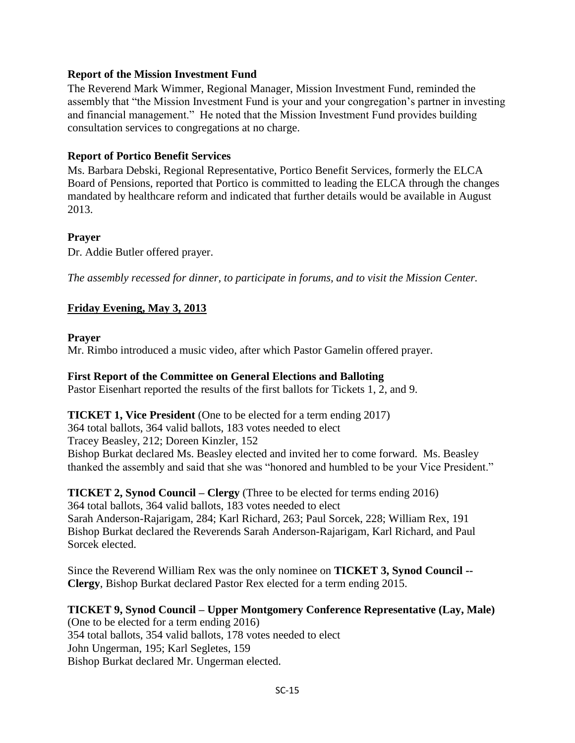**Report of the Mission Investment Fund**

The Reverend Mark Wimmer, Regional Manager, Mission Investment Fund, reminded the assembly that "the Mission Investment Fund is your and your congregation's partner in investing and financial management." He noted that the Mission Investment Fund provides building consultation services to congregations at no charge.

**Report of Portico Benefit Services**

Ms. Barbara Debski, Regional Representative, Portico Benefit Services, formerly the ELCA Board of Pensions, reported that Portico is committed to leading the ELCA through the changes mandated by healthcare reform and indicated that further details would be available in August 2013.

**Prayer**

Dr. Addie Butler offered prayer.

*The assembly recessed for dinner, to participate in forums, and to visit the Mission Center.*

**Friday Evening, May 3, 2013**

**Prayer**

Mr. Rimbo introduced a music video, after which Pastor Gamelin offered prayer.

**First Report of the Committee on General Elections and Balloting**

Pastor Eisenhart reported the results of the first ballots for Tickets 1, 2, and 9.

**TICKET 1, Vice President** (One to be elected for a term ending 2017)
364 total ballots, 364 valid ballots, 183 votes needed to elect
Tracey Beasley, 212; Doreen Kinzler, 152
Bishop Burkat declared Ms. Beasley elected and invited her to come forward. Ms. Beasley thanked the assembly and said that she was "honored and humbled to be your Vice President."

**TICKET 2, Synod Council – Clergy** (Three to be elected for terms ending 2016)
364 total ballots, 364 valid ballots, 183 votes needed to elect
Sarah Anderson-Rajarigam, 284; Karl Richard, 263; Paul Sorcek, 228; William Rex, 191
Bishop Burkat declared the Reverends Sarah Anderson-Rajarigam, Karl Richard, and Paul Sorcek elected.

Since the Reverend William Rex was the only nominee on **TICKET 3, Synod Council -- Clergy**, Bishop Burkat declared Pastor Rex elected for a term ending 2015.

**TICKET 9, Synod Council – Upper Montgomery Conference Representative (Lay, Male)**
(One to be elected for a term ending 2016)
354 total ballots, 354 valid ballots, 178 votes needed to elect
John Ungerman, 195; Karl Segletes, 159
Bishop Burkat declared Mr. Ungerman elected.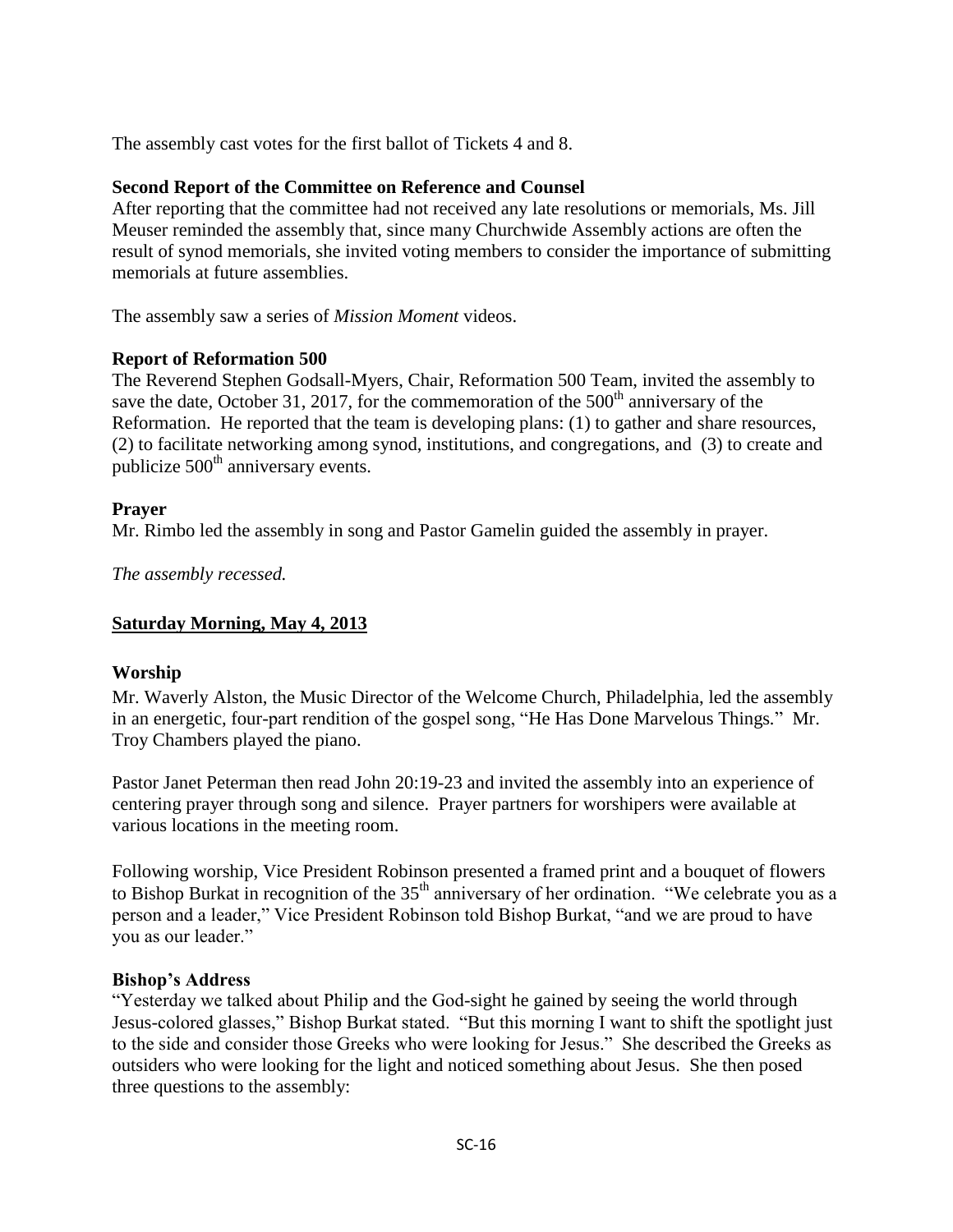The assembly cast votes for the first ballot of Tickets 4 and 8.

**Second Report of the Committee on Reference and Counsel**
After reporting that the committee had not received any late resolutions or memorials, Ms. Jill Meuser reminded the assembly that, since many Churchwide Assembly actions are often the result of synod memorials, she invited voting members to consider the importance of submitting memorials at future assemblies.

The assembly saw a series of *Mission Moment* videos.

**Report of Reformation 500**
The Reverend Stephen Godsall-Myers, Chair, Reformation 500 Team, invited the assembly to save the date, October 31, 2017, for the commemoration of the 500th anniversary of the Reformation. He reported that the team is developing plans: (1) to gather and share resources, (2) to facilitate networking among synod, institutions, and congregations, and (3) to create and publicize 500th anniversary events.

**Prayer**
Mr. Rimbo led the assembly in song and Pastor Gamelin guided the assembly in prayer.

*The assembly recessed.*

## Saturday Morning, May 4, 2013

**Worship**
Mr. Waverly Alston, the Music Director of the Welcome Church, Philadelphia, led the assembly in an energetic, four-part rendition of the gospel song, "He Has Done Marvelous Things." Mr. Troy Chambers played the piano.

Pastor Janet Peterman then read John 20:19-23 and invited the assembly into an experience of centering prayer through song and silence. Prayer partners for worshipers were available at various locations in the meeting room.

Following worship, Vice President Robinson presented a framed print and a bouquet of flowers to Bishop Burkat in recognition of the 35th anniversary of her ordination. "We celebrate you as a person and a leader," Vice President Robinson told Bishop Burkat, "and we are proud to have you as our leader."

**Bishop's Address**
"Yesterday we talked about Philip and the God-sight he gained by seeing the world through Jesus-colored glasses," Bishop Burkat stated. "But this morning I want to shift the spotlight just to the side and consider those Greeks who were looking for Jesus." She described the Greeks as outsiders who were looking for the light and noticed something about Jesus. She then posed three questions to the assembly: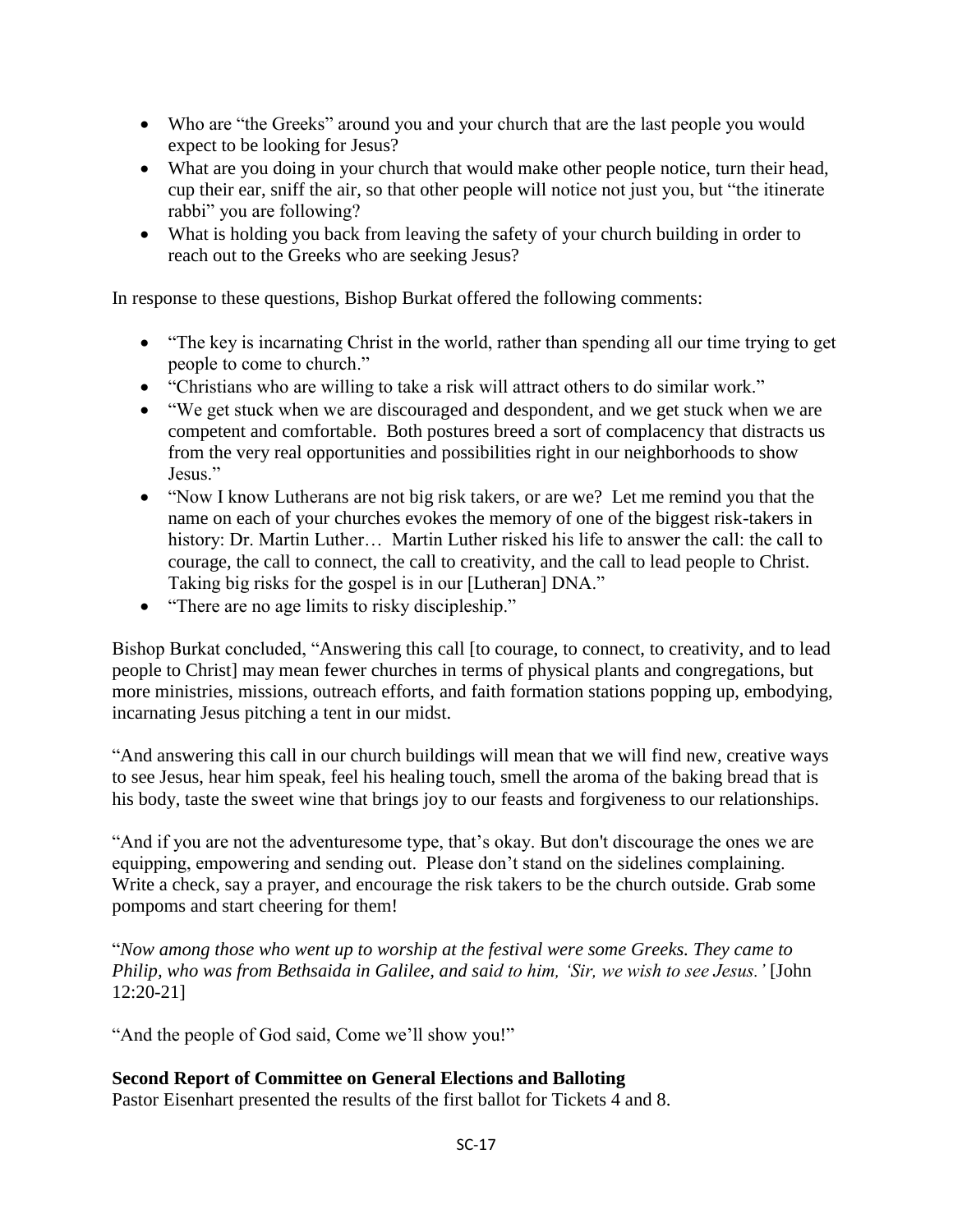- Who are "the Greeks" around you and your church that are the last people you would expect to be looking for Jesus?
- What are you doing in your church that would make other people notice, turn their head, cup their ear, sniff the air, so that other people will notice not just you, but "the itinerate rabbi" you are following?
- What is holding you back from leaving the safety of your church building in order to reach out to the Greeks who are seeking Jesus?

In response to these questions, Bishop Burkat offered the following comments:

- "The key is incarnating Christ in the world, rather than spending all our time trying to get people to come to church."
- "Christians who are willing to take a risk will attract others to do similar work."
- "We get stuck when we are discouraged and despondent, and we get stuck when we are competent and comfortable. Both postures breed a sort of complacency that distracts us from the very real opportunities and possibilities right in our neighborhoods to show Jesus."
- "Now I know Lutherans are not big risk takers, or are we? Let me remind you that the name on each of your churches evokes the memory of one of the biggest risk-takers in history: Dr. Martin Luther… Martin Luther risked his life to answer the call: the call to courage, the call to connect, the call to creativity, and the call to lead people to Christ. Taking big risks for the gospel is in our [Lutheran] DNA."
- "There are no age limits to risky discipleship."

Bishop Burkat concluded, "Answering this call [to courage, to connect, to creativity, and to lead people to Christ] may mean fewer churches in terms of physical plants and congregations, but more ministries, missions, outreach efforts, and faith formation stations popping up, embodying, incarnating Jesus pitching a tent in our midst.

"And answering this call in our church buildings will mean that we will find new, creative ways to see Jesus, hear him speak, feel his healing touch, smell the aroma of the baking bread that is his body, taste the sweet wine that brings joy to our feasts and forgiveness to our relationships.

"And if you are not the adventuresome type, that's okay. But don't discourage the ones we are equipping, empowering and sending out. Please don't stand on the sidelines complaining. Write a check, say a prayer, and encourage the risk takers to be the church outside. Grab some pompoms and start cheering for them!

"*Now among those who went up to worship at the festival were some Greeks. They came to Philip, who was from Bethsaida in Galilee, and said to him, 'Sir, we wish to see Jesus.'* [John 12:20-21]

"And the people of God said, Come we'll show you!"

**Second Report of Committee on General Elections and Balloting**
Pastor Eisenhart presented the results of the first ballot for Tickets 4 and 8.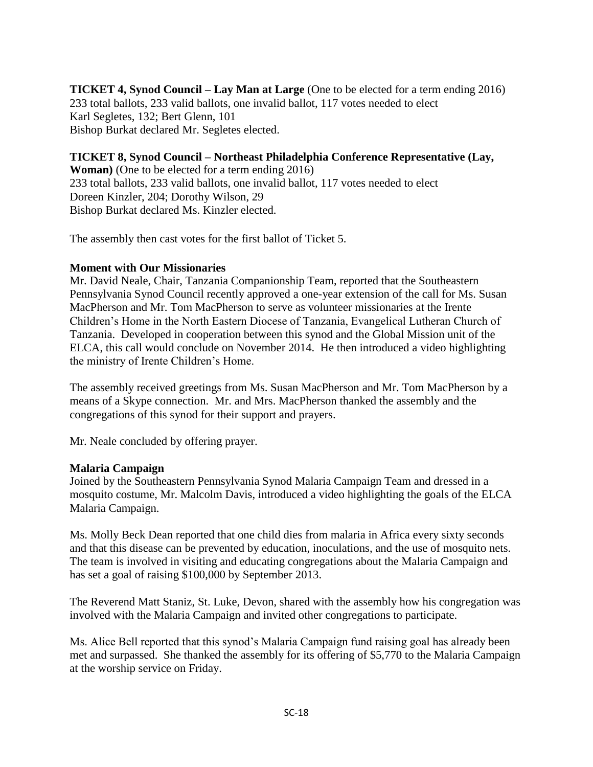**TICKET 4, Synod Council – Lay Man at Large** (One to be elected for a term ending 2016)
233 total ballots, 233 valid ballots, one invalid ballot, 117 votes needed to elect
Karl Segletes, 132; Bert Glenn, 101
Bishop Burkat declared Mr. Segletes elected.

**TICKET 8, Synod Council – Northeast Philadelphia Conference Representative (Lay, Woman)** (One to be elected for a term ending 2016)
233 total ballots, 233 valid ballots, one invalid ballot, 117 votes needed to elect
Doreen Kinzler, 204; Dorothy Wilson, 29
Bishop Burkat declared Ms. Kinzler elected.

The assembly then cast votes for the first ballot of Ticket 5.

**Moment with Our Missionaries**
Mr. David Neale, Chair, Tanzania Companionship Team, reported that the Southeastern Pennsylvania Synod Council recently approved a one-year extension of the call for Ms. Susan MacPherson and Mr. Tom MacPherson to serve as volunteer missionaries at the Irente Children's Home in the North Eastern Diocese of Tanzania, Evangelical Lutheran Church of Tanzania. Developed in cooperation between this synod and the Global Mission unit of the ELCA, this call would conclude on November 2014. He then introduced a video highlighting the ministry of Irente Children's Home.

The assembly received greetings from Ms. Susan MacPherson and Mr. Tom MacPherson by a means of a Skype connection. Mr. and Mrs. MacPherson thanked the assembly and the congregations of this synod for their support and prayers.

Mr. Neale concluded by offering prayer.

**Malaria Campaign**
Joined by the Southeastern Pennsylvania Synod Malaria Campaign Team and dressed in a mosquito costume, Mr. Malcolm Davis, introduced a video highlighting the goals of the ELCA Malaria Campaign.

Ms. Molly Beck Dean reported that one child dies from malaria in Africa every sixty seconds and that this disease can be prevented by education, inoculations, and the use of mosquito nets. The team is involved in visiting and educating congregations about the Malaria Campaign and has set a goal of raising $100,000 by September 2013.

The Reverend Matt Staniz, St. Luke, Devon, shared with the assembly how his congregation was involved with the Malaria Campaign and invited other congregations to participate.

Ms. Alice Bell reported that this synod's Malaria Campaign fund raising goal has already been met and surpassed. She thanked the assembly for its offering of $5,770 to the Malaria Campaign at the worship service on Friday.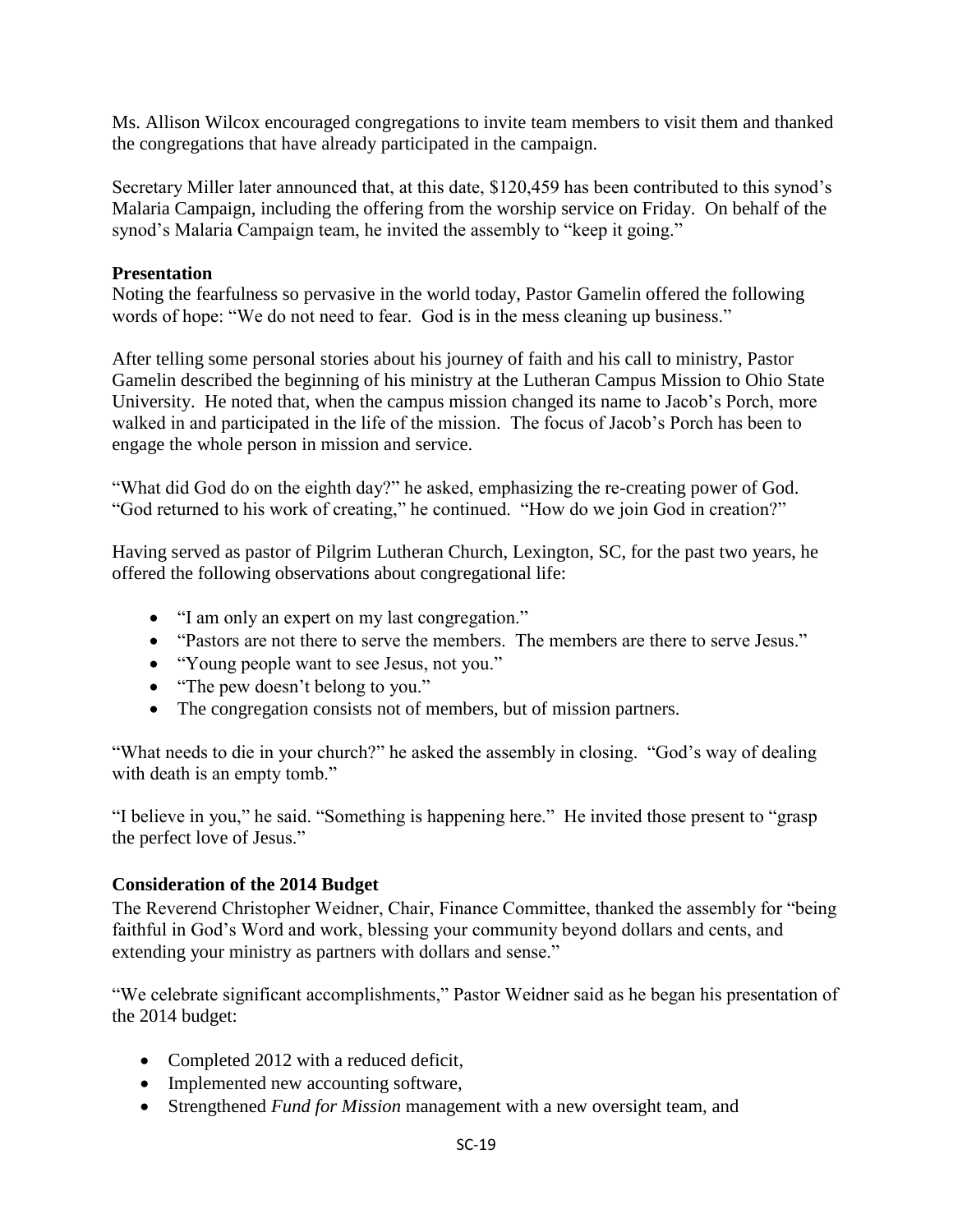Ms. Allison Wilcox encouraged congregations to invite team members to visit them and thanked the congregations that have already participated in the campaign.

Secretary Miller later announced that, at this date, $120,459 has been contributed to this synod's Malaria Campaign, including the offering from the worship service on Friday. On behalf of the synod's Malaria Campaign team, he invited the assembly to "keep it going."

**Presentation**

Noting the fearfulness so pervasive in the world today, Pastor Gamelin offered the following words of hope: "We do not need to fear. God is in the mess cleaning up business."

After telling some personal stories about his journey of faith and his call to ministry, Pastor Gamelin described the beginning of his ministry at the Lutheran Campus Mission to Ohio State University. He noted that, when the campus mission changed its name to Jacob's Porch, more walked in and participated in the life of the mission. The focus of Jacob's Porch has been to engage the whole person in mission and service.

"What did God do on the eighth day?" he asked, emphasizing the re-creating power of God. "God returned to his work of creating," he continued. "How do we join God in creation?"

Having served as pastor of Pilgrim Lutheran Church, Lexington, SC, for the past two years, he offered the following observations about congregational life:

- "I am only an expert on my last congregation."
- "Pastors are not there to serve the members. The members are there to serve Jesus."
- "Young people want to see Jesus, not you."
- "The pew doesn't belong to you."
- The congregation consists not of members, but of mission partners.

"What needs to die in your church?" he asked the assembly in closing. "God's way of dealing with death is an empty tomb."

"I believe in you," he said. "Something is happening here." He invited those present to "grasp the perfect love of Jesus."

**Consideration of the 2014 Budget**

The Reverend Christopher Weidner, Chair, Finance Committee, thanked the assembly for "being faithful in God's Word and work, blessing your community beyond dollars and cents, and extending your ministry as partners with dollars and sense."

"We celebrate significant accomplishments," Pastor Weidner said as he began his presentation of the 2014 budget:

- Completed 2012 with a reduced deficit,
- Implemented new accounting software,
- Strengthened *Fund for Mission* management with a new oversight team, and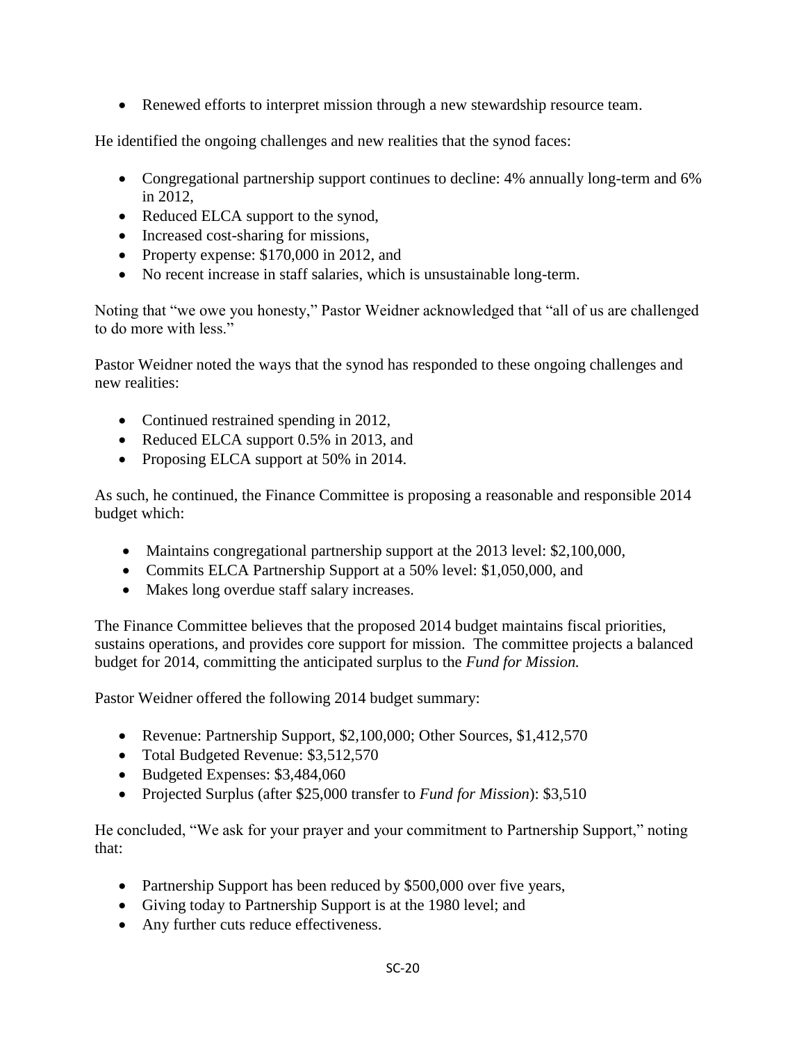- Renewed efforts to interpret mission through a new stewardship resource team.

He identified the ongoing challenges and new realities that the synod faces:

- Congregational partnership support continues to decline: 4% annually long-term and 6% in 2012,
- Reduced ELCA support to the synod,
- Increased cost-sharing for missions,
- Property expense: $170,000 in 2012, and
- No recent increase in staff salaries, which is unsustainable long-term.

Noting that "we owe you honesty," Pastor Weidner acknowledged that "all of us are challenged to do more with less."

Pastor Weidner noted the ways that the synod has responded to these ongoing challenges and new realities:

- Continued restrained spending in 2012,
- Reduced ELCA support 0.5% in 2013, and
- Proposing ELCA support at 50% in 2014.

As such, he continued, the Finance Committee is proposing a reasonable and responsible 2014 budget which:

- Maintains congregational partnership support at the 2013 level: $2,100,000,
- Commits ELCA Partnership Support at a 50% level: $1,050,000, and
- Makes long overdue staff salary increases.

The Finance Committee believes that the proposed 2014 budget maintains fiscal priorities, sustains operations, and provides core support for mission. The committee projects a balanced budget for 2014, committing the anticipated surplus to the *Fund for Mission.*

Pastor Weidner offered the following 2014 budget summary:

- Revenue: Partnership Support, $2,100,000; Other Sources, $1,412,570
- Total Budgeted Revenue: $3,512,570
- Budgeted Expenses: $3,484,060
- Projected Surplus (after $25,000 transfer to *Fund for Mission*): $3,510

He concluded, "We ask for your prayer and your commitment to Partnership Support," noting that:

- Partnership Support has been reduced by $500,000 over five years,
- Giving today to Partnership Support is at the 1980 level; and
- Any further cuts reduce effectiveness.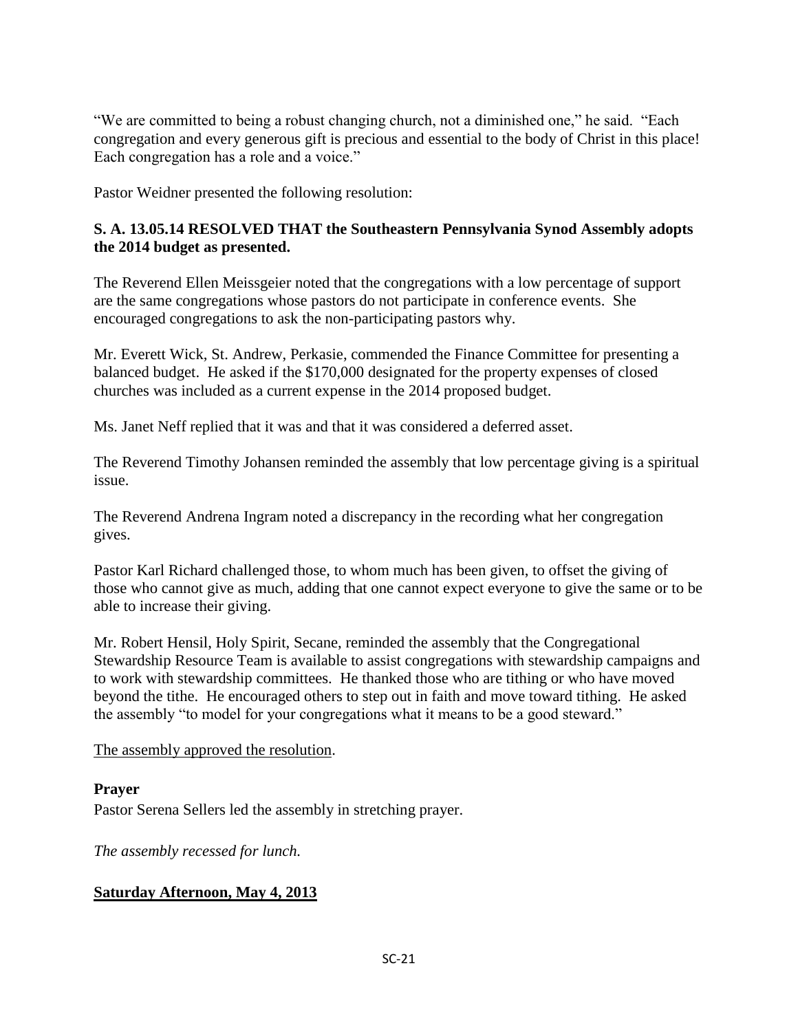"We are committed to being a robust changing church, not a diminished one," he said. "Each congregation and every generous gift is precious and essential to the body of Christ in this place! Each congregation has a role and a voice."

Pastor Weidner presented the following resolution:

**S. A. 13.05.14 RESOLVED THAT the Southeastern Pennsylvania Synod Assembly adopts the 2014 budget as presented.**

The Reverend Ellen Meissgeier noted that the congregations with a low percentage of support are the same congregations whose pastors do not participate in conference events. She encouraged congregations to ask the non-participating pastors why.

Mr. Everett Wick, St. Andrew, Perkasie, commended the Finance Committee for presenting a balanced budget. He asked if the $170,000 designated for the property expenses of closed churches was included as a current expense in the 2014 proposed budget.

Ms. Janet Neff replied that it was and that it was considered a deferred asset.

The Reverend Timothy Johansen reminded the assembly that low percentage giving is a spiritual issue.

The Reverend Andrena Ingram noted a discrepancy in the recording what her congregation gives.

Pastor Karl Richard challenged those, to whom much has been given, to offset the giving of those who cannot give as much, adding that one cannot expect everyone to give the same or to be able to increase their giving.

Mr. Robert Hensil, Holy Spirit, Secane, reminded the assembly that the Congregational Stewardship Resource Team is available to assist congregations with stewardship campaigns and to work with stewardship committees. He thanked those who are tithing or who have moved beyond the tithe. He encouraged others to step out in faith and move toward tithing. He asked the assembly "to model for your congregations what it means to be a good steward."

<u>The assembly approved the resolution</u>.

**Prayer**

Pastor Serena Sellers led the assembly in stretching prayer.

*The assembly recessed for lunch.*

**<u>Saturday Afternoon, May 4, 2013</u>**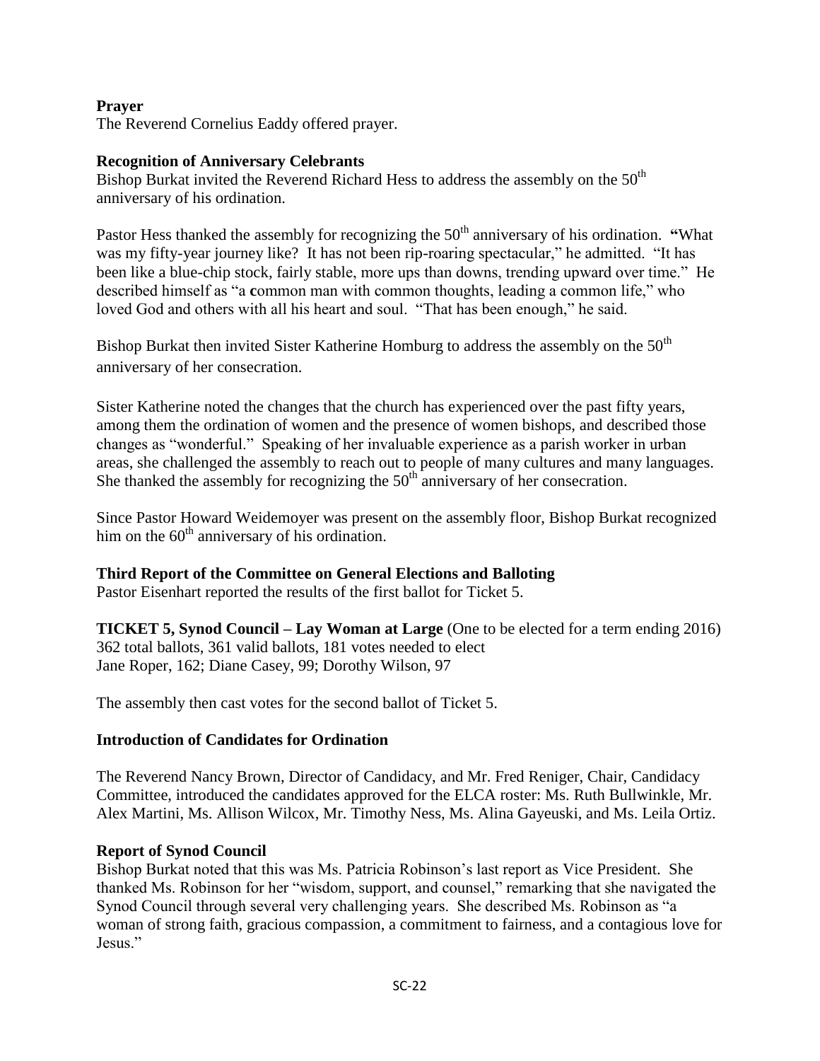**Prayer**
The Reverend Cornelius Eaddy offered prayer.

**Recognition of Anniversary Celebrants**
Bishop Burkat invited the Reverend Richard Hess to address the assembly on the 50th anniversary of his ordination.

Pastor Hess thanked the assembly for recognizing the 50th anniversary of his ordination. **"**What was my fifty-year journey like? It has not been rip-roaring spectacular," he admitted. "It has been like a blue-chip stock, fairly stable, more ups than downs, trending upward over time." He described himself as "a **c**ommon man with common thoughts, leading a common life," who loved God and others with all his heart and soul. "That has been enough," he said.

Bishop Burkat then invited Sister Katherine Homburg to address the assembly on the 50th anniversary of her consecration.

Sister Katherine noted the changes that the church has experienced over the past fifty years, among them the ordination of women and the presence of women bishops, and described those changes as "wonderful." Speaking of her invaluable experience as a parish worker in urban areas, she challenged the assembly to reach out to people of many cultures and many languages. She thanked the assembly for recognizing the 50th anniversary of her consecration.

Since Pastor Howard Weidemoyer was present on the assembly floor, Bishop Burkat recognized him on the 60th anniversary of his ordination.

**Third Report of the Committee on General Elections and Balloting**
Pastor Eisenhart reported the results of the first ballot for Ticket 5.

**TICKET 5, Synod Council – Lay Woman at Large** (One to be elected for a term ending 2016)
362 total ballots, 361 valid ballots, 181 votes needed to elect
Jane Roper, 162; Diane Casey, 99; Dorothy Wilson, 97

The assembly then cast votes for the second ballot of Ticket 5.

**Introduction of Candidates for Ordination**

The Reverend Nancy Brown, Director of Candidacy, and Mr. Fred Reniger, Chair, Candidacy Committee, introduced the candidates approved for the ELCA roster: Ms. Ruth Bullwinkle, Mr. Alex Martini, Ms. Allison Wilcox, Mr. Timothy Ness, Ms. Alina Gayeuski, and Ms. Leila Ortiz.

**Report of Synod Council**
Bishop Burkat noted that this was Ms. Patricia Robinson's last report as Vice President. She thanked Ms. Robinson for her "wisdom, support, and counsel," remarking that she navigated the Synod Council through several very challenging years. She described Ms. Robinson as "a woman of strong faith, gracious compassion, a commitment to fairness, and a contagious love for Jesus."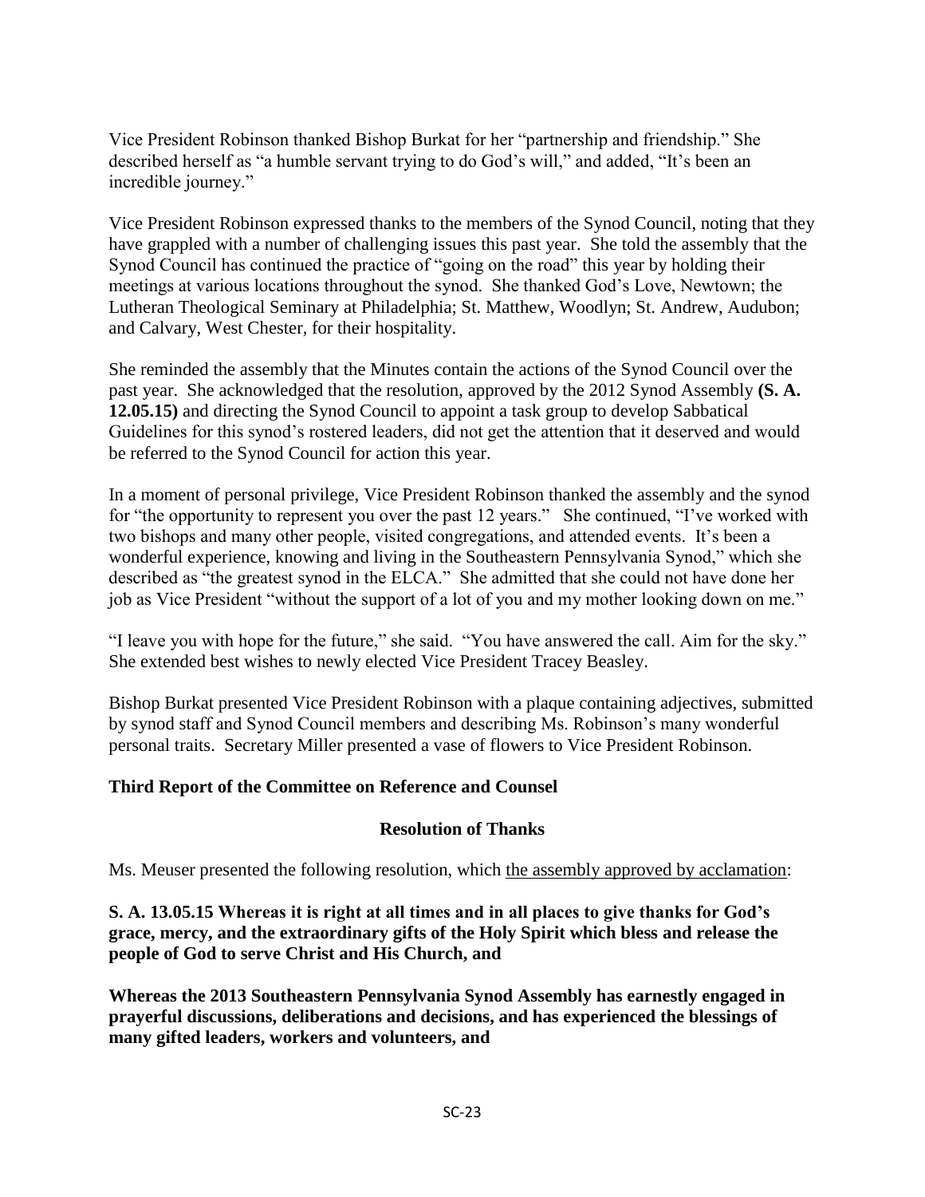Vice President Robinson thanked Bishop Burkat for her "partnership and friendship." She described herself as "a humble servant trying to do God's will," and added, "It's been an incredible journey."

Vice President Robinson expressed thanks to the members of the Synod Council, noting that they have grappled with a number of challenging issues this past year. She told the assembly that the Synod Council has continued the practice of "going on the road" this year by holding their meetings at various locations throughout the synod. She thanked God's Love, Newtown; the Lutheran Theological Seminary at Philadelphia; St. Matthew, Woodlyn; St. Andrew, Audubon; and Calvary, West Chester, for their hospitality.

She reminded the assembly that the Minutes contain the actions of the Synod Council over the past year. She acknowledged that the resolution, approved by the 2012 Synod Assembly **(S. A. 12.05.15)** and directing the Synod Council to appoint a task group to develop Sabbatical Guidelines for this synod's rostered leaders, did not get the attention that it deserved and would be referred to the Synod Council for action this year.

In a moment of personal privilege, Vice President Robinson thanked the assembly and the synod for "the opportunity to represent you over the past 12 years." She continued, "I've worked with two bishops and many other people, visited congregations, and attended events. It's been a wonderful experience, knowing and living in the Southeastern Pennsylvania Synod," which she described as "the greatest synod in the ELCA." She admitted that she could not have done her job as Vice President "without the support of a lot of you and my mother looking down on me."

"I leave you with hope for the future," she said. "You have answered the call. Aim for the sky." She extended best wishes to newly elected Vice President Tracey Beasley.

Bishop Burkat presented Vice President Robinson with a plaque containing adjectives, submitted by synod staff and Synod Council members and describing Ms. Robinson's many wonderful personal traits. Secretary Miller presented a vase of flowers to Vice President Robinson.

## Third Report of the Committee on Reference and Counsel

### Resolution of Thanks

Ms. Meuser presented the following resolution, which the assembly approved by acclamation:

**S. A. 13.05.15 Whereas it is right at all times and in all places to give thanks for God's grace, mercy, and the extraordinary gifts of the Holy Spirit which bless and release the people of God to serve Christ and His Church, and**

**Whereas the 2013 Southeastern Pennsylvania Synod Assembly has earnestly engaged in prayerful discussions, deliberations and decisions, and has experienced the blessings of many gifted leaders, workers and volunteers, and**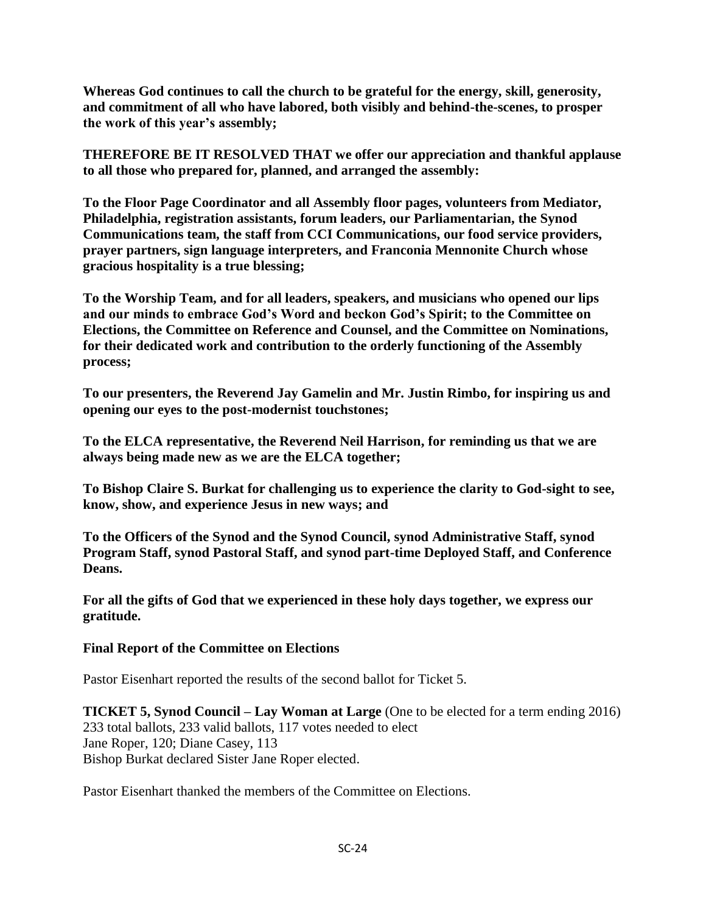**Whereas God continues to call the church to be grateful for the energy, skill, generosity, and commitment of all who have labored, both visibly and behind-the-scenes, to prosper the work of this year's assembly;**

**THEREFORE BE IT RESOLVED THAT we offer our appreciation and thankful applause to all those who prepared for, planned, and arranged the assembly:**

**To the Floor Page Coordinator and all Assembly floor pages, volunteers from Mediator, Philadelphia, registration assistants, forum leaders, our Parliamentarian, the Synod Communications team, the staff from CCI Communications, our food service providers, prayer partners, sign language interpreters, and Franconia Mennonite Church whose gracious hospitality is a true blessing;**

**To the Worship Team, and for all leaders, speakers, and musicians who opened our lips and our minds to embrace God's Word and beckon God's Spirit; to the Committee on Elections, the Committee on Reference and Counsel, and the Committee on Nominations, for their dedicated work and contribution to the orderly functioning of the Assembly process;**

**To our presenters, the Reverend Jay Gamelin and Mr. Justin Rimbo, for inspiring us and opening our eyes to the post-modernist touchstones;**

**To the ELCA representative, the Reverend Neil Harrison, for reminding us that we are always being made new as we are the ELCA together;**

**To Bishop Claire S. Burkat for challenging us to experience the clarity to God-sight to see, know, show, and experience Jesus in new ways; and**

**To the Officers of the Synod and the Synod Council, synod Administrative Staff, synod Program Staff, synod Pastoral Staff, and synod part-time Deployed Staff, and Conference Deans.**

**For all the gifts of God that we experienced in these holy days together, we express our gratitude.**

**Final Report of the Committee on Elections**

Pastor Eisenhart reported the results of the second ballot for Ticket 5.

**TICKET 5, Synod Council – Lay Woman at Large** (One to be elected for a term ending 2016)
233 total ballots, 233 valid ballots, 117 votes needed to elect
Jane Roper, 120; Diane Casey, 113
Bishop Burkat declared Sister Jane Roper elected.

Pastor Eisenhart thanked the members of the Committee on Elections.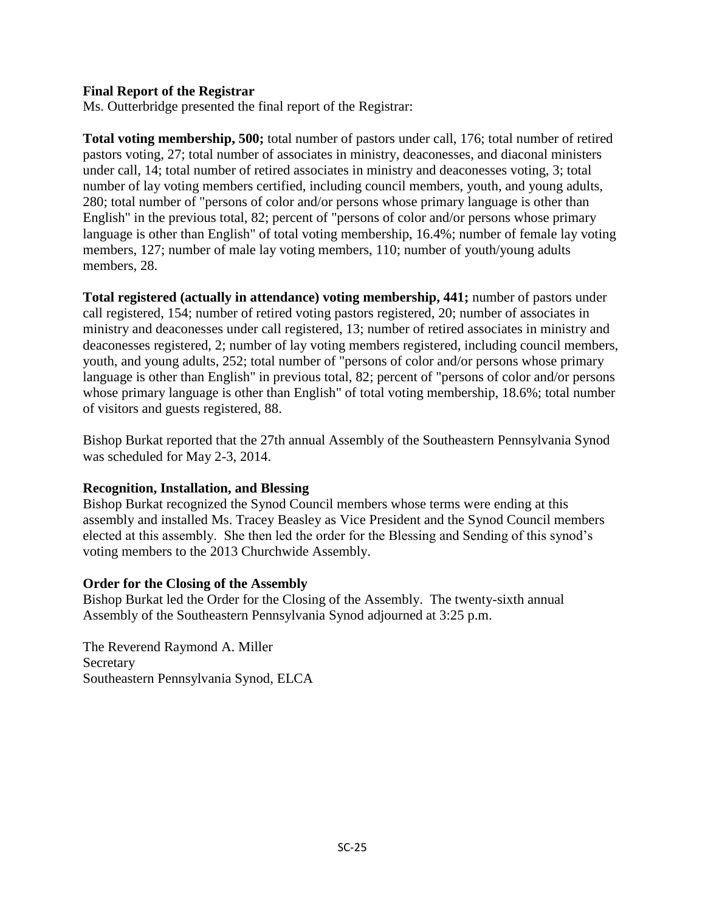**Final Report of the Registrar**

Ms. Outterbridge presented the final report of the Registrar:

**Total voting membership, 500;** total number of pastors under call, 176; total number of retired pastors voting, 27; total number of associates in ministry, deaconesses, and diaconal ministers under call, 14; total number of retired associates in ministry and deaconesses voting, 3; total number of lay voting members certified, including council members, youth, and young adults, 280; total number of "persons of color and/or persons whose primary language is other than English" in the previous total, 82; percent of "persons of color and/or persons whose primary language is other than English" of total voting membership, 16.4%; number of female lay voting members, 127; number of male lay voting members, 110; number of youth/young adults members, 28.

**Total registered (actually in attendance) voting membership, 441;** number of pastors under call registered, 154; number of retired voting pastors registered, 20; number of associates in ministry and deaconesses under call registered, 13; number of retired associates in ministry and deaconesses registered, 2; number of lay voting members registered, including council members, youth, and young adults, 252; total number of "persons of color and/or persons whose primary language is other than English" in previous total, 82; percent of "persons of color and/or persons whose primary language is other than English" of total voting membership, 18.6%; total number of visitors and guests registered, 88.

Bishop Burkat reported that the 27th annual Assembly of the Southeastern Pennsylvania Synod was scheduled for May 2-3, 2014.

**Recognition, Installation, and Blessing**

Bishop Burkat recognized the Synod Council members whose terms were ending at this assembly and installed Ms. Tracey Beasley as Vice President and the Synod Council members elected at this assembly. She then led the order for the Blessing and Sending of this synod's voting members to the 2013 Churchwide Assembly.

**Order for the Closing of the Assembly**

Bishop Burkat led the Order for the Closing of the Assembly. The twenty-sixth annual Assembly of the Southeastern Pennsylvania Synod adjourned at 3:25 p.m.

The Reverend Raymond A. Miller
Secretary
Southeastern Pennsylvania Synod, ELCA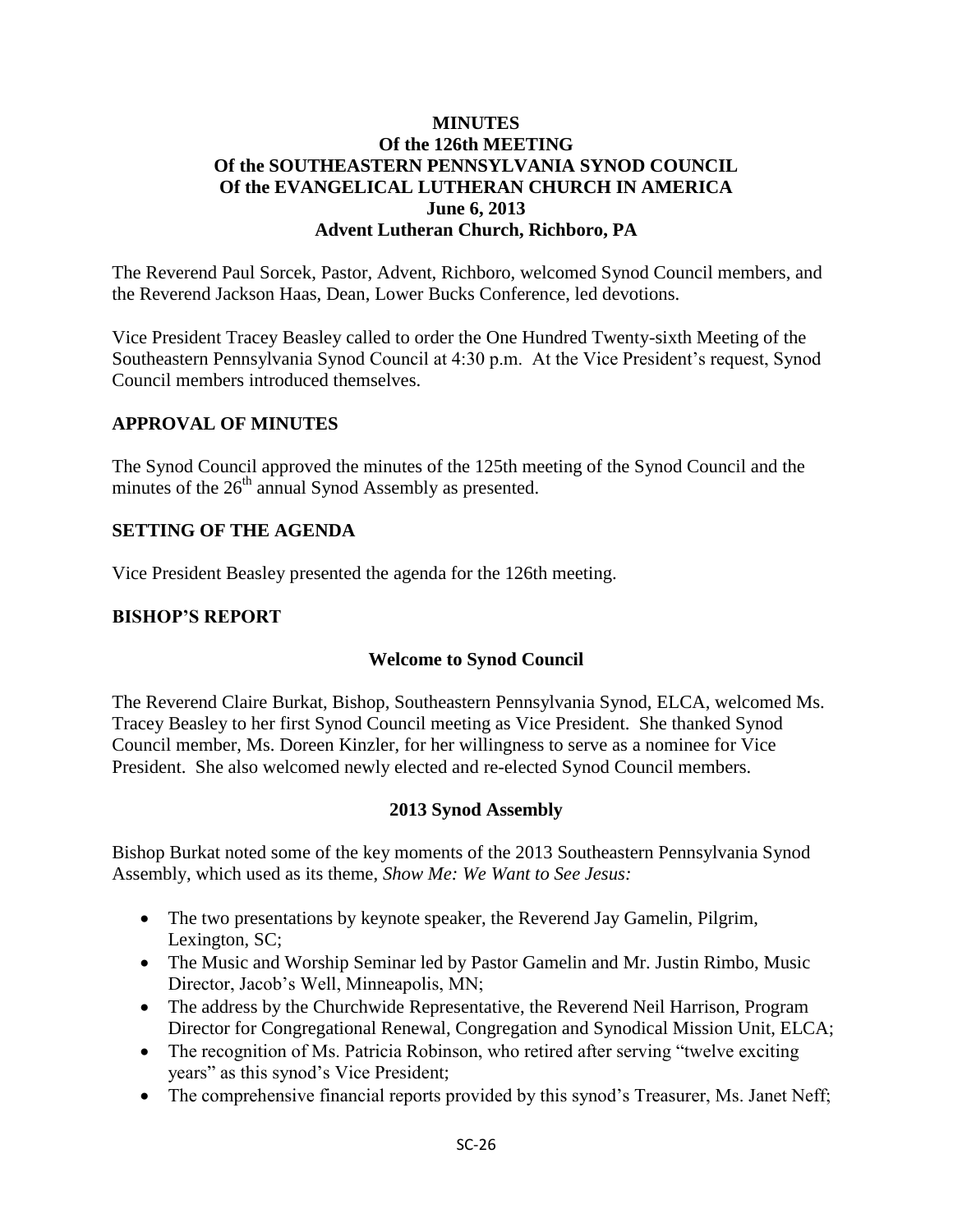**MINUTES**
**Of the 126th MEETING**
**Of the SOUTHEASTERN PENNSYLVANIA SYNOD COUNCIL**
**Of the EVANGELICAL LUTHERAN CHURCH IN AMERICA**
**June 6, 2013**
**Advent Lutheran Church, Richboro, PA**

The Reverend Paul Sorcek, Pastor, Advent, Richboro, welcomed Synod Council members, and the Reverend Jackson Haas, Dean, Lower Bucks Conference, led devotions.

Vice President Tracey Beasley called to order the One Hundred Twenty-sixth Meeting of the Southeastern Pennsylvania Synod Council at 4:30 p.m. At the Vice President's request, Synod Council members introduced themselves.

## APPROVAL OF MINUTES

The Synod Council approved the minutes of the 125th meeting of the Synod Council and the minutes of the 26th annual Synod Assembly as presented.

## SETTING OF THE AGENDA

Vice President Beasley presented the agenda for the 126th meeting.

## BISHOP'S REPORT

### Welcome to Synod Council

The Reverend Claire Burkat, Bishop, Southeastern Pennsylvania Synod, ELCA, welcomed Ms. Tracey Beasley to her first Synod Council meeting as Vice President. She thanked Synod Council member, Ms. Doreen Kinzler, for her willingness to serve as a nominee for Vice President. She also welcomed newly elected and re-elected Synod Council members.

### 2013 Synod Assembly

Bishop Burkat noted some of the key moments of the 2013 Southeastern Pennsylvania Synod Assembly, which used as its theme, *Show Me: We Want to See Jesus:*

- The two presentations by keynote speaker, the Reverend Jay Gamelin, Pilgrim, Lexington, SC;
- The Music and Worship Seminar led by Pastor Gamelin and Mr. Justin Rimbo, Music Director, Jacob's Well, Minneapolis, MN;
- The address by the Churchwide Representative, the Reverend Neil Harrison, Program Director for Congregational Renewal, Congregation and Synodical Mission Unit, ELCA;
- The recognition of Ms. Patricia Robinson, who retired after serving "twelve exciting years" as this synod's Vice President;
- The comprehensive financial reports provided by this synod's Treasurer, Ms. Janet Neff;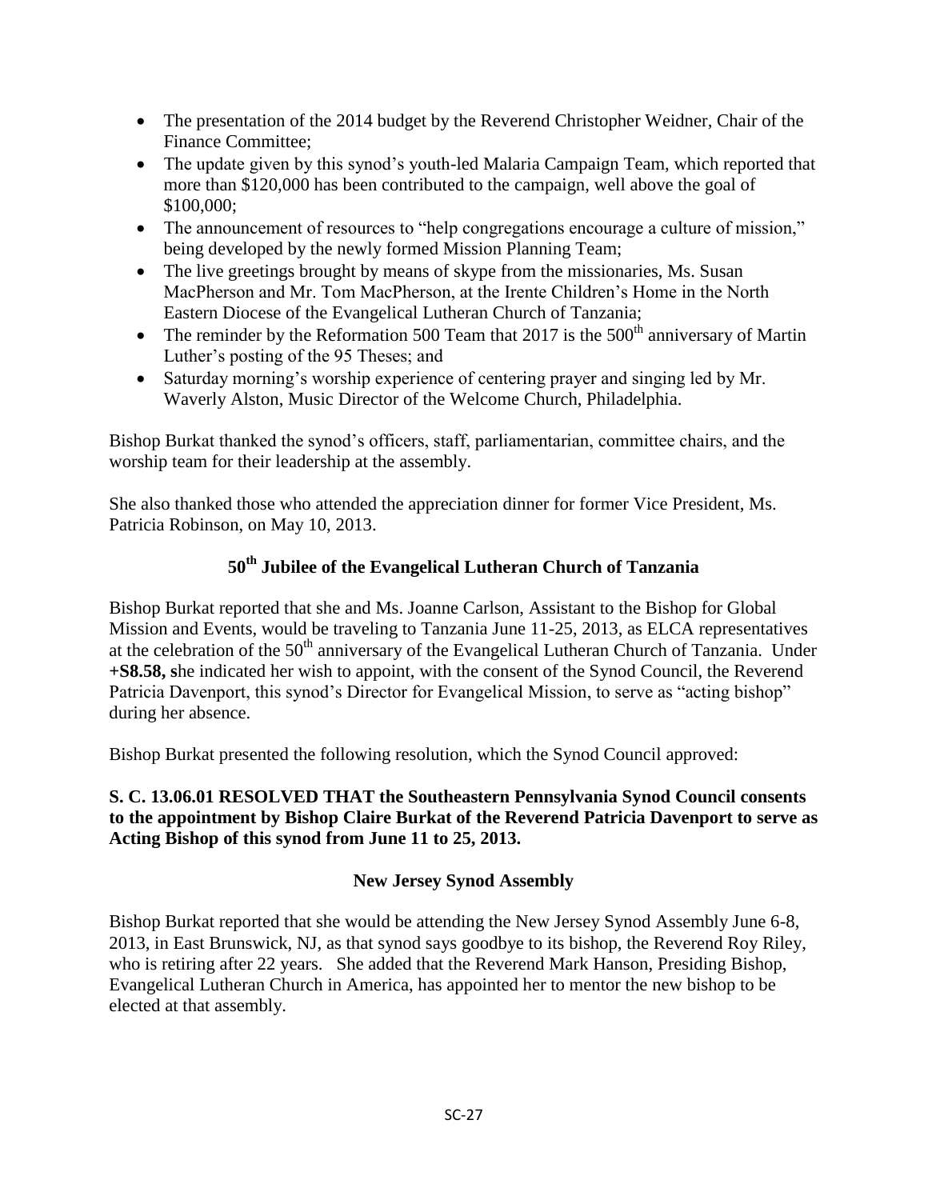- The presentation of the 2014 budget by the Reverend Christopher Weidner, Chair of the Finance Committee;
- The update given by this synod's youth-led Malaria Campaign Team, which reported that more than $120,000 has been contributed to the campaign, well above the goal of $100,000;
- The announcement of resources to "help congregations encourage a culture of mission," being developed by the newly formed Mission Planning Team;
- The live greetings brought by means of skype from the missionaries, Ms. Susan MacPherson and Mr. Tom MacPherson, at the Irente Children's Home in the North Eastern Diocese of the Evangelical Lutheran Church of Tanzania;
- The reminder by the Reformation 500 Team that 2017 is the 500th anniversary of Martin Luther's posting of the 95 Theses; and
- Saturday morning's worship experience of centering prayer and singing led by Mr. Waverly Alston, Music Director of the Welcome Church, Philadelphia.

Bishop Burkat thanked the synod's officers, staff, parliamentarian, committee chairs, and the worship team for their leadership at the assembly.

She also thanked those who attended the appreciation dinner for former Vice President, Ms. Patricia Robinson, on May 10, 2013.

## 50th Jubilee of the Evangelical Lutheran Church of Tanzania

Bishop Burkat reported that she and Ms. Joanne Carlson, Assistant to the Bishop for Global Mission and Events, would be traveling to Tanzania June 11-25, 2013, as ELCA representatives at the celebration of the 50th anniversary of the Evangelical Lutheran Church of Tanzania. Under **+S8.58, s**he indicated her wish to appoint, with the consent of the Synod Council, the Reverend Patricia Davenport, this synod's Director for Evangelical Mission, to serve as "acting bishop" during her absence.

Bishop Burkat presented the following resolution, which the Synod Council approved:

**S. C. 13.06.01 RESOLVED THAT the Southeastern Pennsylvania Synod Council consents to the appointment by Bishop Claire Burkat of the Reverend Patricia Davenport to serve as Acting Bishop of this synod from June 11 to 25, 2013.**

## New Jersey Synod Assembly

Bishop Burkat reported that she would be attending the New Jersey Synod Assembly June 6-8, 2013, in East Brunswick, NJ, as that synod says goodbye to its bishop, the Reverend Roy Riley, who is retiring after 22 years. She added that the Reverend Mark Hanson, Presiding Bishop, Evangelical Lutheran Church in America, has appointed her to mentor the new bishop to be elected at that assembly.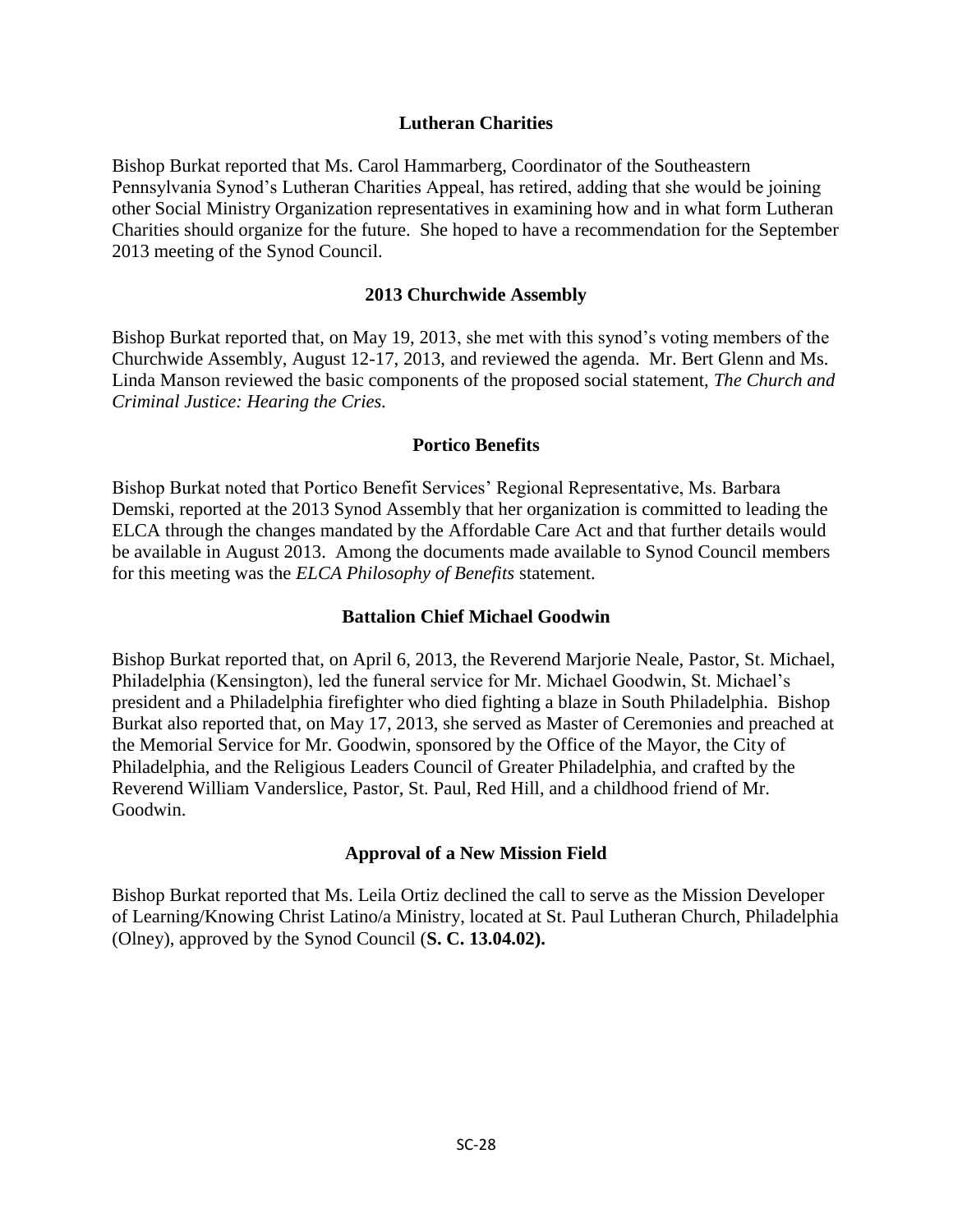### Lutheran Charities

Bishop Burkat reported that Ms. Carol Hammarberg, Coordinator of the Southeastern Pennsylvania Synod's Lutheran Charities Appeal, has retired, adding that she would be joining other Social Ministry Organization representatives in examining how and in what form Lutheran Charities should organize for the future. She hoped to have a recommendation for the September 2013 meeting of the Synod Council.

### 2013 Churchwide Assembly

Bishop Burkat reported that, on May 19, 2013, she met with this synod's voting members of the Churchwide Assembly, August 12-17, 2013, and reviewed the agenda. Mr. Bert Glenn and Ms. Linda Manson reviewed the basic components of the proposed social statement, *The Church and Criminal Justice: Hearing the Cries.*

### Portico Benefits

Bishop Burkat noted that Portico Benefit Services' Regional Representative, Ms. Barbara Demski, reported at the 2013 Synod Assembly that her organization is committed to leading the ELCA through the changes mandated by the Affordable Care Act and that further details would be available in August 2013. Among the documents made available to Synod Council members for this meeting was the *ELCA Philosophy of Benefits* statement.

### Battalion Chief Michael Goodwin

Bishop Burkat reported that, on April 6, 2013, the Reverend Marjorie Neale, Pastor, St. Michael, Philadelphia (Kensington), led the funeral service for Mr. Michael Goodwin, St. Michael's president and a Philadelphia firefighter who died fighting a blaze in South Philadelphia. Bishop Burkat also reported that, on May 17, 2013, she served as Master of Ceremonies and preached at the Memorial Service for Mr. Goodwin, sponsored by the Office of the Mayor, the City of Philadelphia, and the Religious Leaders Council of Greater Philadelphia, and crafted by the Reverend William Vanderslice, Pastor, St. Paul, Red Hill, and a childhood friend of Mr. Goodwin.

### Approval of a New Mission Field

Bishop Burkat reported that Ms. Leila Ortiz declined the call to serve as the Mission Developer of Learning/Knowing Christ Latino/a Ministry, located at St. Paul Lutheran Church, Philadelphia (Olney), approved by the Synod Council (**S. C. 13.04.02).**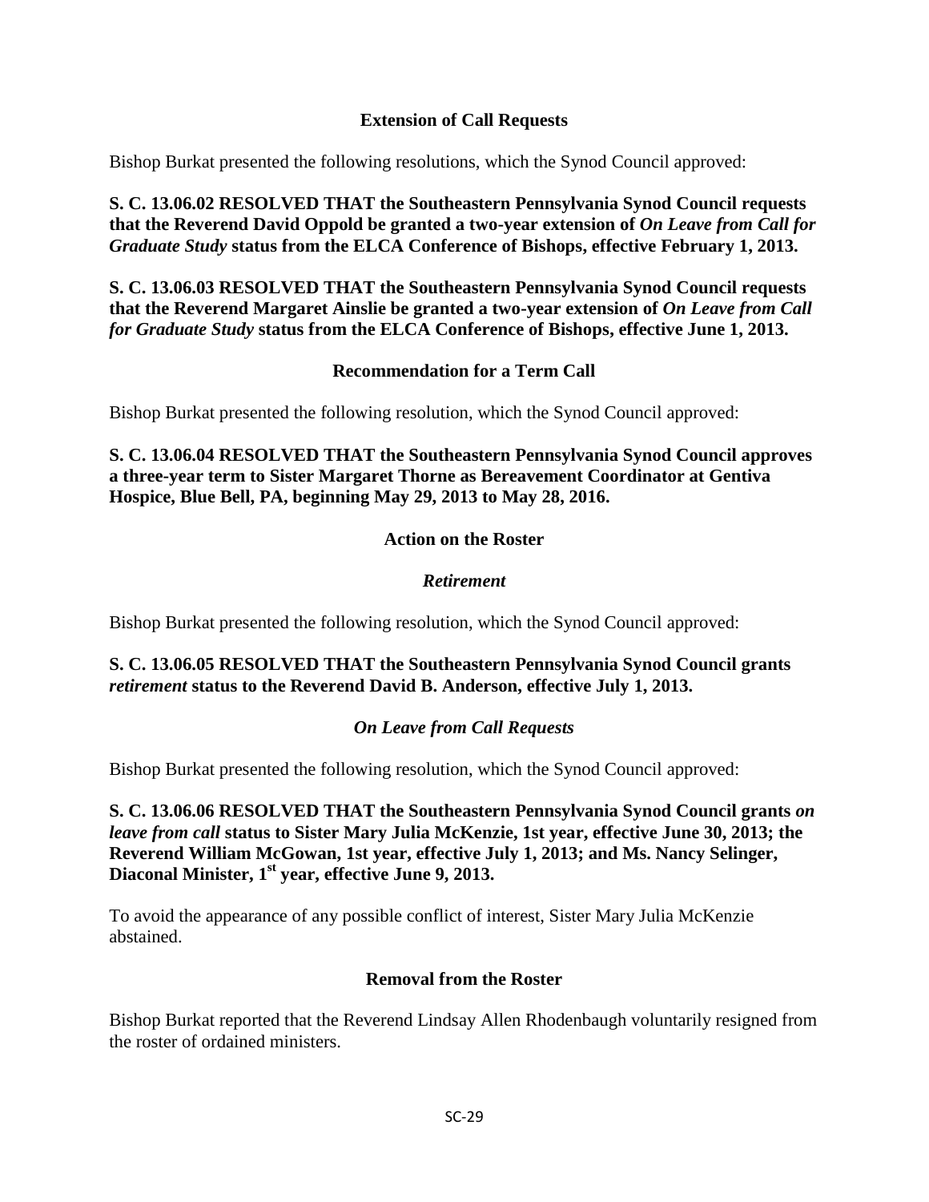## Extension of Call Requests

Bishop Burkat presented the following resolutions, which the Synod Council approved:

**S. C. 13.06.02 RESOLVED THAT the Southeastern Pennsylvania Synod Council requests that the Reverend David Oppold be granted a two-year extension of *On Leave from Call for Graduate Study* status from the ELCA Conference of Bishops, effective February 1, 2013.**

**S. C. 13.06.03 RESOLVED THAT the Southeastern Pennsylvania Synod Council requests that the Reverend Margaret Ainslie be granted a two-year extension of *On Leave from Call for Graduate Study* status from the ELCA Conference of Bishops, effective June 1, 2013.**

## Recommendation for a Term Call

Bishop Burkat presented the following resolution, which the Synod Council approved:

**S. C. 13.06.04 RESOLVED THAT the Southeastern Pennsylvania Synod Council approves a three-year term to Sister Margaret Thorne as Bereavement Coordinator at Gentiva Hospice, Blue Bell, PA, beginning May 29, 2013 to May 28, 2016.**

## Action on the Roster

### *Retirement*

Bishop Burkat presented the following resolution, which the Synod Council approved:

**S. C. 13.06.05 RESOLVED THAT the Southeastern Pennsylvania Synod Council grants *retirement* status to the Reverend David B. Anderson, effective July 1, 2013.**

### *On Leave from Call Requests*

Bishop Burkat presented the following resolution, which the Synod Council approved:

**S. C. 13.06.06 RESOLVED THAT the Southeastern Pennsylvania Synod Council grants *on leave from call* status to Sister Mary Julia McKenzie, 1st year, effective June 30, 2013; the Reverend William McGowan, 1st year, effective July 1, 2013; and Ms. Nancy Selinger, Diaconal Minister, 1st year, effective June 9, 2013.**

To avoid the appearance of any possible conflict of interest, Sister Mary Julia McKenzie abstained.

## Removal from the Roster

Bishop Burkat reported that the Reverend Lindsay Allen Rhodenbaugh voluntarily resigned from the roster of ordained ministers.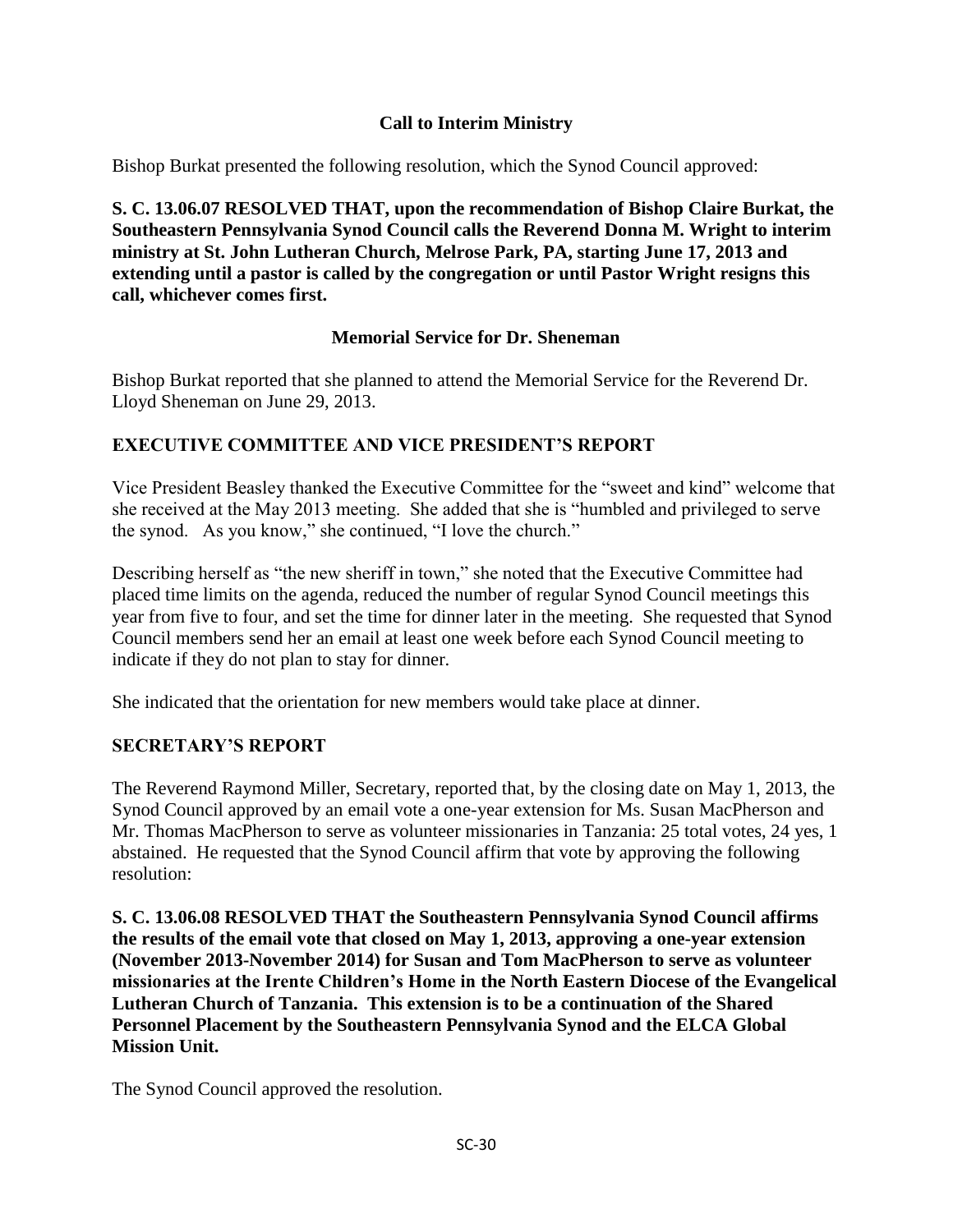### Call to Interim Ministry

Bishop Burkat presented the following resolution, which the Synod Council approved:

**S. C. 13.06.07 RESOLVED THAT, upon the recommendation of Bishop Claire Burkat, the Southeastern Pennsylvania Synod Council calls the Reverend Donna M. Wright to interim ministry at St. John Lutheran Church, Melrose Park, PA, starting June 17, 2013 and extending until a pastor is called by the congregation or until Pastor Wright resigns this call, whichever comes first.**

### Memorial Service for Dr. Sheneman

Bishop Burkat reported that she planned to attend the Memorial Service for the Reverend Dr. Lloyd Sheneman on June 29, 2013.

## EXECUTIVE COMMITTEE AND VICE PRESIDENT'S REPORT

Vice President Beasley thanked the Executive Committee for the "sweet and kind" welcome that she received at the May 2013 meeting. She added that she is "humbled and privileged to serve the synod. As you know," she continued, "I love the church."

Describing herself as "the new sheriff in town," she noted that the Executive Committee had placed time limits on the agenda, reduced the number of regular Synod Council meetings this year from five to four, and set the time for dinner later in the meeting. She requested that Synod Council members send her an email at least one week before each Synod Council meeting to indicate if they do not plan to stay for dinner.

She indicated that the orientation for new members would take place at dinner.

## SECRETARY'S REPORT

The Reverend Raymond Miller, Secretary, reported that, by the closing date on May 1, 2013, the Synod Council approved by an email vote a one-year extension for Ms. Susan MacPherson and Mr. Thomas MacPherson to serve as volunteer missionaries in Tanzania: 25 total votes, 24 yes, 1 abstained. He requested that the Synod Council affirm that vote by approving the following resolution:

**S. C. 13.06.08 RESOLVED THAT the Southeastern Pennsylvania Synod Council affirms the results of the email vote that closed on May 1, 2013, approving a one-year extension (November 2013-November 2014) for Susan and Tom MacPherson to serve as volunteer missionaries at the Irente Children's Home in the North Eastern Diocese of the Evangelical Lutheran Church of Tanzania. This extension is to be a continuation of the Shared Personnel Placement by the Southeastern Pennsylvania Synod and the ELCA Global Mission Unit.**

The Synod Council approved the resolution.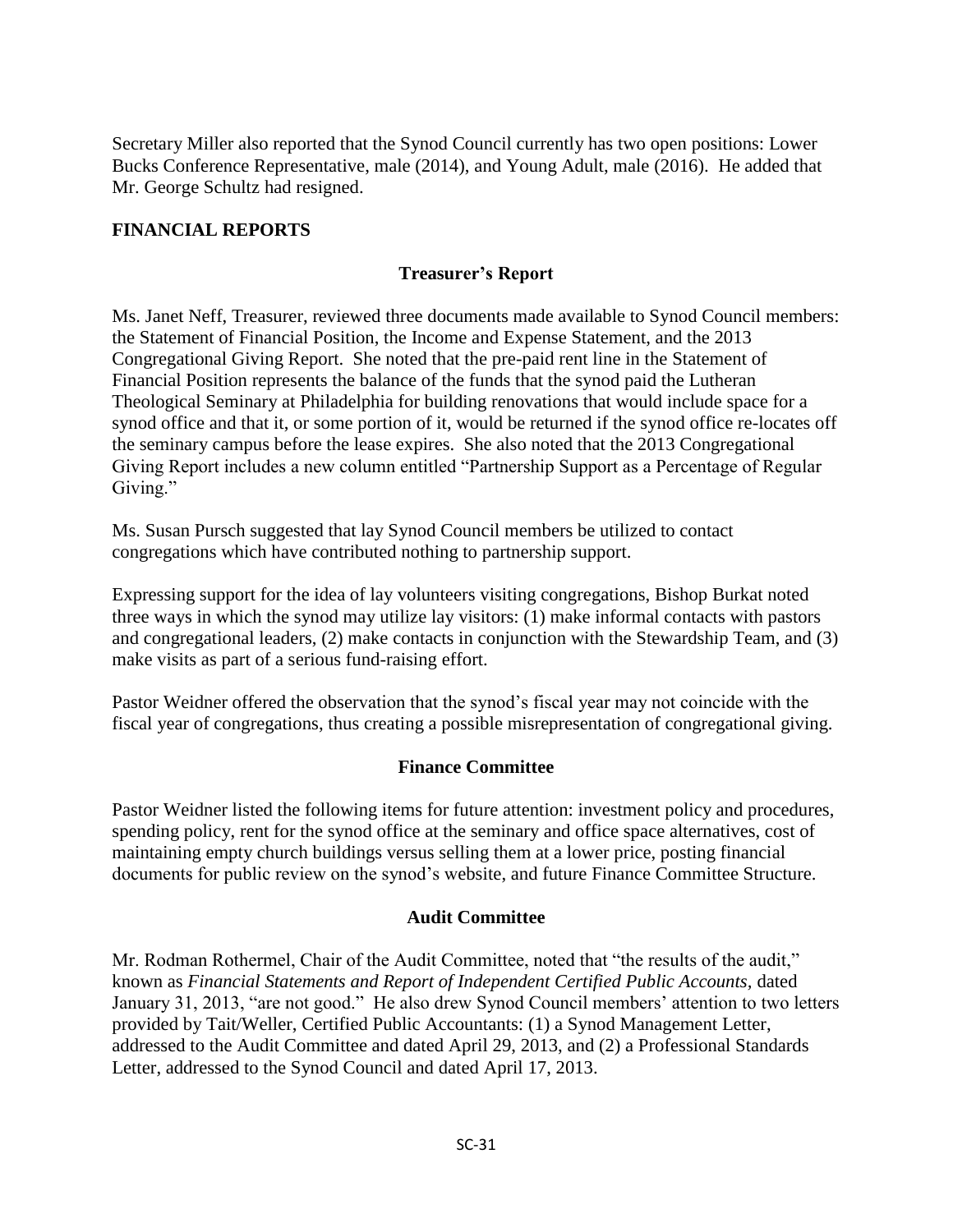Secretary Miller also reported that the Synod Council currently has two open positions: Lower Bucks Conference Representative, male (2014), and Young Adult, male (2016). He added that Mr. George Schultz had resigned.

## FINANCIAL REPORTS

### Treasurer's Report

Ms. Janet Neff, Treasurer, reviewed three documents made available to Synod Council members: the Statement of Financial Position, the Income and Expense Statement, and the 2013 Congregational Giving Report. She noted that the pre-paid rent line in the Statement of Financial Position represents the balance of the funds that the synod paid the Lutheran Theological Seminary at Philadelphia for building renovations that would include space for a synod office and that it, or some portion of it, would be returned if the synod office re-locates off the seminary campus before the lease expires. She also noted that the 2013 Congregational Giving Report includes a new column entitled "Partnership Support as a Percentage of Regular Giving."

Ms. Susan Pursch suggested that lay Synod Council members be utilized to contact congregations which have contributed nothing to partnership support.

Expressing support for the idea of lay volunteers visiting congregations, Bishop Burkat noted three ways in which the synod may utilize lay visitors: (1) make informal contacts with pastors and congregational leaders, (2) make contacts in conjunction with the Stewardship Team, and (3) make visits as part of a serious fund-raising effort.

Pastor Weidner offered the observation that the synod's fiscal year may not coincide with the fiscal year of congregations, thus creating a possible misrepresentation of congregational giving.

### Finance Committee

Pastor Weidner listed the following items for future attention: investment policy and procedures, spending policy, rent for the synod office at the seminary and office space alternatives, cost of maintaining empty church buildings versus selling them at a lower price, posting financial documents for public review on the synod's website, and future Finance Committee Structure.

### Audit Committee

Mr. Rodman Rothermel, Chair of the Audit Committee, noted that "the results of the audit," known as *Financial Statements and Report of Independent Certified Public Accounts*, dated January 31, 2013, "are not good." He also drew Synod Council members' attention to two letters provided by Tait/Weller, Certified Public Accountants: (1) a Synod Management Letter, addressed to the Audit Committee and dated April 29, 2013, and (2) a Professional Standards Letter, addressed to the Synod Council and dated April 17, 2013.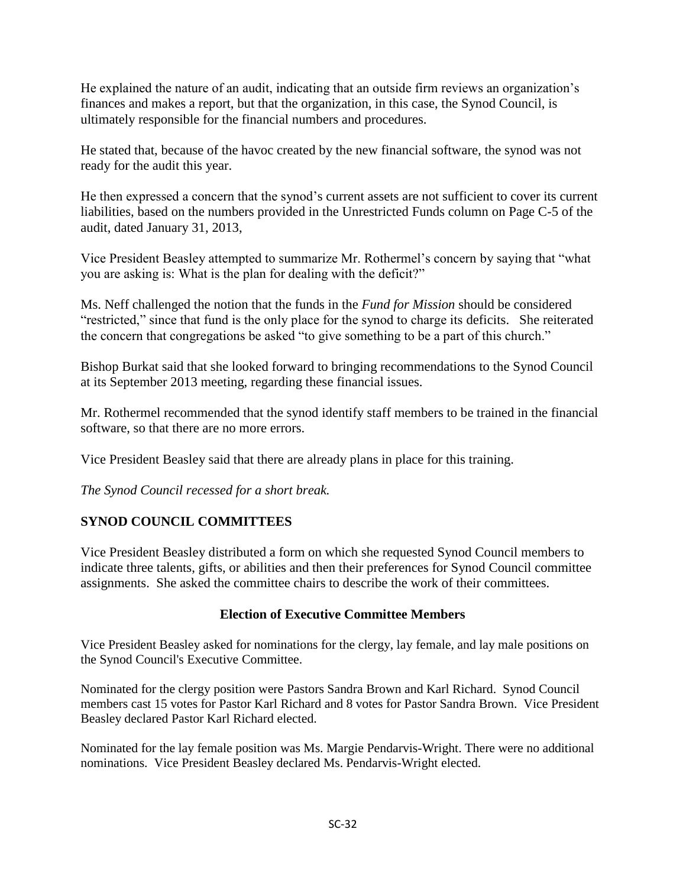He explained the nature of an audit, indicating that an outside firm reviews an organization's finances and makes a report, but that the organization, in this case, the Synod Council, is ultimately responsible for the financial numbers and procedures.

He stated that, because of the havoc created by the new financial software, the synod was not ready for the audit this year.

He then expressed a concern that the synod's current assets are not sufficient to cover its current liabilities, based on the numbers provided in the Unrestricted Funds column on Page C-5 of the audit, dated January 31, 2013,

Vice President Beasley attempted to summarize Mr. Rothermel's concern by saying that "what you are asking is: What is the plan for dealing with the deficit?"

Ms. Neff challenged the notion that the funds in the *Fund for Mission* should be considered "restricted," since that fund is the only place for the synod to charge its deficits. She reiterated the concern that congregations be asked "to give something to be a part of this church."

Bishop Burkat said that she looked forward to bringing recommendations to the Synod Council at its September 2013 meeting, regarding these financial issues.

Mr. Rothermel recommended that the synod identify staff members to be trained in the financial software, so that there are no more errors.

Vice President Beasley said that there are already plans in place for this training.

*The Synod Council recessed for a short break.*

## SYNOD COUNCIL COMMITTEES

Vice President Beasley distributed a form on which she requested Synod Council members to indicate three talents, gifts, or abilities and then their preferences for Synod Council committee assignments. She asked the committee chairs to describe the work of their committees.

### Election of Executive Committee Members

Vice President Beasley asked for nominations for the clergy, lay female, and lay male positions on the Synod Council's Executive Committee.

Nominated for the clergy position were Pastors Sandra Brown and Karl Richard. Synod Council members cast 15 votes for Pastor Karl Richard and 8 votes for Pastor Sandra Brown. Vice President Beasley declared Pastor Karl Richard elected.

Nominated for the lay female position was Ms. Margie Pendarvis-Wright. There were no additional nominations. Vice President Beasley declared Ms. Pendarvis-Wright elected.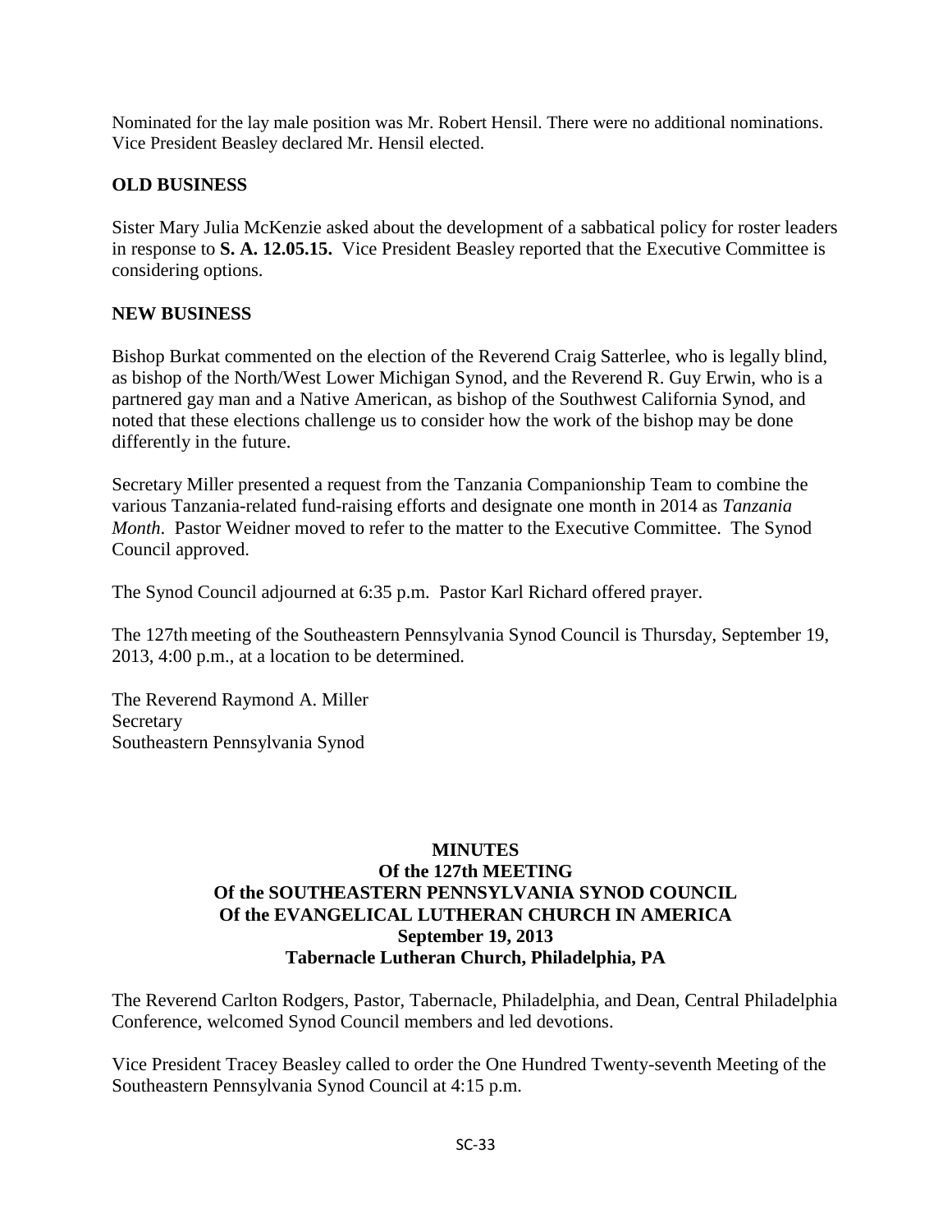Nominated for the lay male position was Mr. Robert Hensil. There were no additional nominations. Vice President Beasley declared Mr. Hensil elected.

## OLD BUSINESS

Sister Mary Julia McKenzie asked about the development of a sabbatical policy for roster leaders in response to **S. A. 12.05.15.** Vice President Beasley reported that the Executive Committee is considering options.

## NEW BUSINESS

Bishop Burkat commented on the election of the Reverend Craig Satterlee, who is legally blind, as bishop of the North/West Lower Michigan Synod, and the Reverend R. Guy Erwin, who is a partnered gay man and a Native American, as bishop of the Southwest California Synod, and noted that these elections challenge us to consider how the work of the bishop may be done differently in the future.

Secretary Miller presented a request from the Tanzania Companionship Team to combine the various Tanzania-related fund-raising efforts and designate one month in 2014 as *Tanzania Month*. Pastor Weidner moved to refer to the matter to the Executive Committee. The Synod Council approved.

The Synod Council adjourned at 6:35 p.m. Pastor Karl Richard offered prayer.

The 127th meeting of the Southeastern Pennsylvania Synod Council is Thursday, September 19, 2013, 4:00 p.m., at a location to be determined.

The Reverend Raymond A. Miller
Secretary
Southeastern Pennsylvania Synod

# MINUTES
# Of the 127th MEETING
# Of the SOUTHEASTERN PENNSYLVANIA SYNOD COUNCIL
# Of the EVANGELICAL LUTHERAN CHURCH IN AMERICA
# September 19, 2013
# Tabernacle Lutheran Church, Philadelphia, PA

The Reverend Carlton Rodgers, Pastor, Tabernacle, Philadelphia, and Dean, Central Philadelphia Conference, welcomed Synod Council members and led devotions.

Vice President Tracey Beasley called to order the One Hundred Twenty-seventh Meeting of the Southeastern Pennsylvania Synod Council at 4:15 p.m.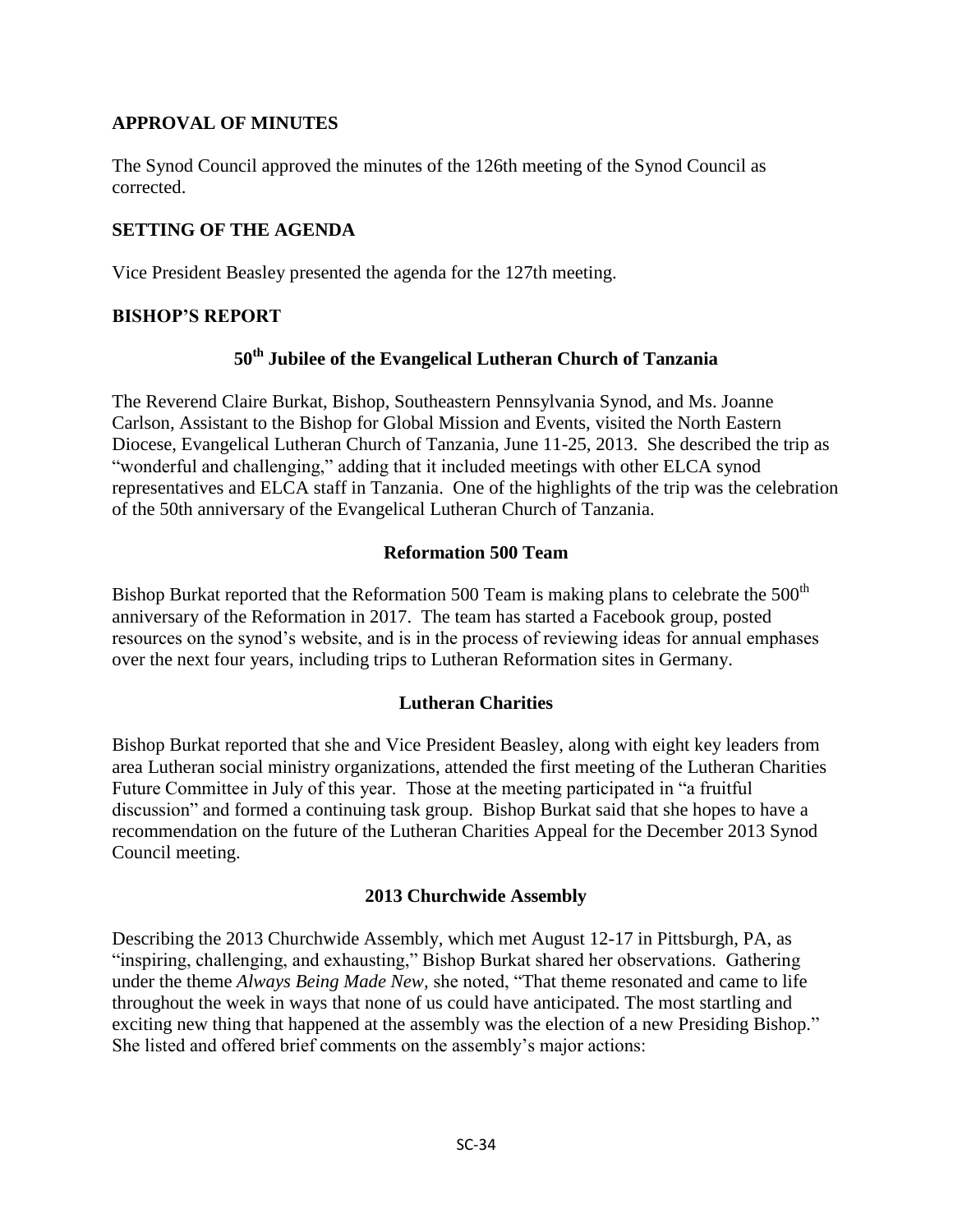## APPROVAL OF MINUTES

The Synod Council approved the minutes of the 126th meeting of the Synod Council as corrected.

## SETTING OF THE AGENDA

Vice President Beasley presented the agenda for the 127th meeting.

## BISHOP'S REPORT

### 50th Jubilee of the Evangelical Lutheran Church of Tanzania

The Reverend Claire Burkat, Bishop, Southeastern Pennsylvania Synod, and Ms. Joanne Carlson, Assistant to the Bishop for Global Mission and Events, visited the North Eastern Diocese, Evangelical Lutheran Church of Tanzania, June 11-25, 2013. She described the trip as "wonderful and challenging," adding that it included meetings with other ELCA synod representatives and ELCA staff in Tanzania. One of the highlights of the trip was the celebration of the 50th anniversary of the Evangelical Lutheran Church of Tanzania.

### Reformation 500 Team

Bishop Burkat reported that the Reformation 500 Team is making plans to celebrate the 500th anniversary of the Reformation in 2017. The team has started a Facebook group, posted resources on the synod's website, and is in the process of reviewing ideas for annual emphases over the next four years, including trips to Lutheran Reformation sites in Germany.

### Lutheran Charities

Bishop Burkat reported that she and Vice President Beasley, along with eight key leaders from area Lutheran social ministry organizations, attended the first meeting of the Lutheran Charities Future Committee in July of this year. Those at the meeting participated in "a fruitful discussion" and formed a continuing task group. Bishop Burkat said that she hopes to have a recommendation on the future of the Lutheran Charities Appeal for the December 2013 Synod Council meeting.

### 2013 Churchwide Assembly

Describing the 2013 Churchwide Assembly, which met August 12-17 in Pittsburgh, PA, as "inspiring, challenging, and exhausting," Bishop Burkat shared her observations. Gathering under the theme *Always Being Made New*, she noted, "That theme resonated and came to life throughout the week in ways that none of us could have anticipated. The most startling and exciting new thing that happened at the assembly was the election of a new Presiding Bishop." She listed and offered brief comments on the assembly's major actions: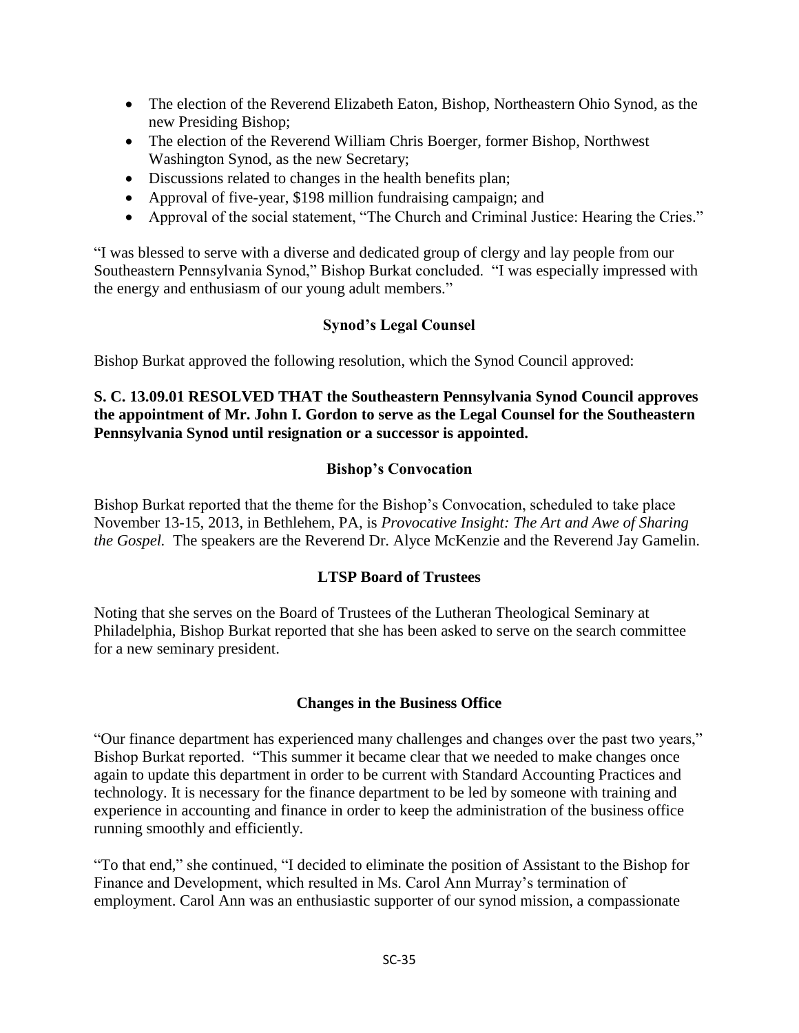- The election of the Reverend Elizabeth Eaton, Bishop, Northeastern Ohio Synod, as the new Presiding Bishop;
- The election of the Reverend William Chris Boerger, former Bishop, Northwest Washington Synod, as the new Secretary;
- Discussions related to changes in the health benefits plan;
- Approval of five-year, $198 million fundraising campaign; and
- Approval of the social statement, "The Church and Criminal Justice: Hearing the Cries."

"I was blessed to serve with a diverse and dedicated group of clergy and lay people from our Southeastern Pennsylvania Synod," Bishop Burkat concluded. "I was especially impressed with the energy and enthusiasm of our young adult members."

### Synod's Legal Counsel

Bishop Burkat approved the following resolution, which the Synod Council approved:

**S. C. 13.09.01 RESOLVED THAT the Southeastern Pennsylvania Synod Council approves the appointment of Mr. John I. Gordon to serve as the Legal Counsel for the Southeastern Pennsylvania Synod until resignation or a successor is appointed.**

### Bishop's Convocation

Bishop Burkat reported that the theme for the Bishop's Convocation, scheduled to take place November 13-15, 2013, in Bethlehem, PA, is *Provocative Insight: The Art and Awe of Sharing the Gospel.* The speakers are the Reverend Dr. Alyce McKenzie and the Reverend Jay Gamelin.

### LTSP Board of Trustees

Noting that she serves on the Board of Trustees of the Lutheran Theological Seminary at Philadelphia, Bishop Burkat reported that she has been asked to serve on the search committee for a new seminary president.

### Changes in the Business Office

"Our finance department has experienced many challenges and changes over the past two years," Bishop Burkat reported. "This summer it became clear that we needed to make changes once again to update this department in order to be current with Standard Accounting Practices and technology. It is necessary for the finance department to be led by someone with training and experience in accounting and finance in order to keep the administration of the business office running smoothly and efficiently.

"To that end," she continued, "I decided to eliminate the position of Assistant to the Bishop for Finance and Development, which resulted in Ms. Carol Ann Murray's termination of employment. Carol Ann was an enthusiastic supporter of our synod mission, a compassionate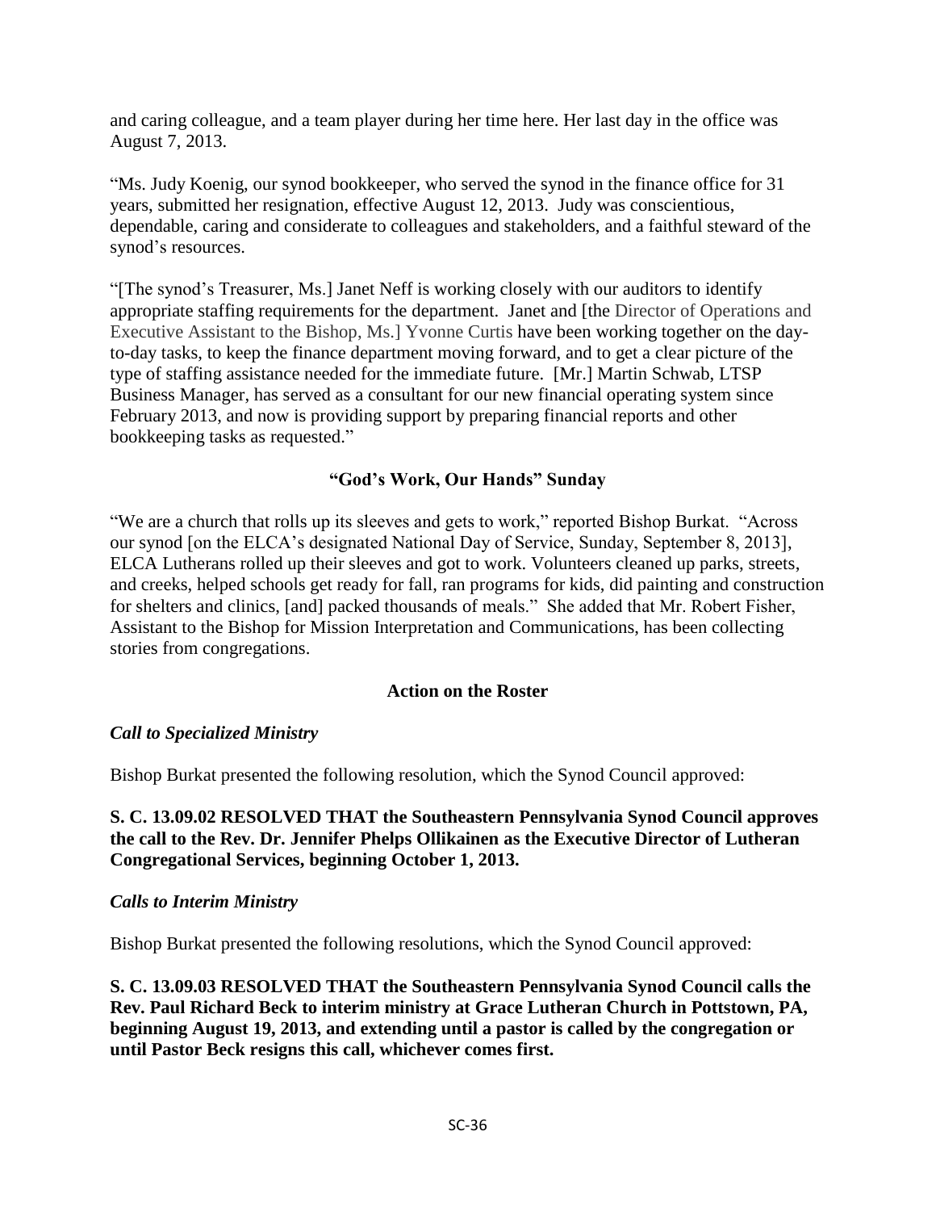and caring colleague, and a team player during her time here. Her last day in the office was August 7, 2013.

"Ms. Judy Koenig, our synod bookkeeper, who served the synod in the finance office for 31 years, submitted her resignation, effective August 12, 2013. Judy was conscientious, dependable, caring and considerate to colleagues and stakeholders, and a faithful steward of the synod's resources.

"[The synod's Treasurer, Ms.] Janet Neff is working closely with our auditors to identify appropriate staffing requirements for the department. Janet and [the Director of Operations and Executive Assistant to the Bishop, Ms.] Yvonne Curtis have been working together on the day-to-day tasks, to keep the finance department moving forward, and to get a clear picture of the type of staffing assistance needed for the immediate future. [Mr.] Martin Schwab, LTSP Business Manager, has served as a consultant for our new financial operating system since February 2013, and now is providing support by preparing financial reports and other bookkeeping tasks as requested."

### "God's Work, Our Hands" Sunday

"We are a church that rolls up its sleeves and gets to work," reported Bishop Burkat. "Across our synod [on the ELCA's designated National Day of Service, Sunday, September 8, 2013], ELCA Lutherans rolled up their sleeves and got to work. Volunteers cleaned up parks, streets, and creeks, helped schools get ready for fall, ran programs for kids, did painting and construction for shelters and clinics, [and] packed thousands of meals." She added that Mr. Robert Fisher, Assistant to the Bishop for Mission Interpretation and Communications, has been collecting stories from congregations.

### Action on the Roster

***Call to Specialized Ministry***

Bishop Burkat presented the following resolution, which the Synod Council approved:

**S. C. 13.09.02 RESOLVED THAT the Southeastern Pennsylvania Synod Council approves the call to the Rev. Dr. Jennifer Phelps Ollikainen as the Executive Director of Lutheran Congregational Services, beginning October 1, 2013.**

***Calls to Interim Ministry***

Bishop Burkat presented the following resolutions, which the Synod Council approved:

**S. C. 13.09.03 RESOLVED THAT the Southeastern Pennsylvania Synod Council calls the Rev. Paul Richard Beck to interim ministry at Grace Lutheran Church in Pottstown, PA, beginning August 19, 2013, and extending until a pastor is called by the congregation or until Pastor Beck resigns this call, whichever comes first.**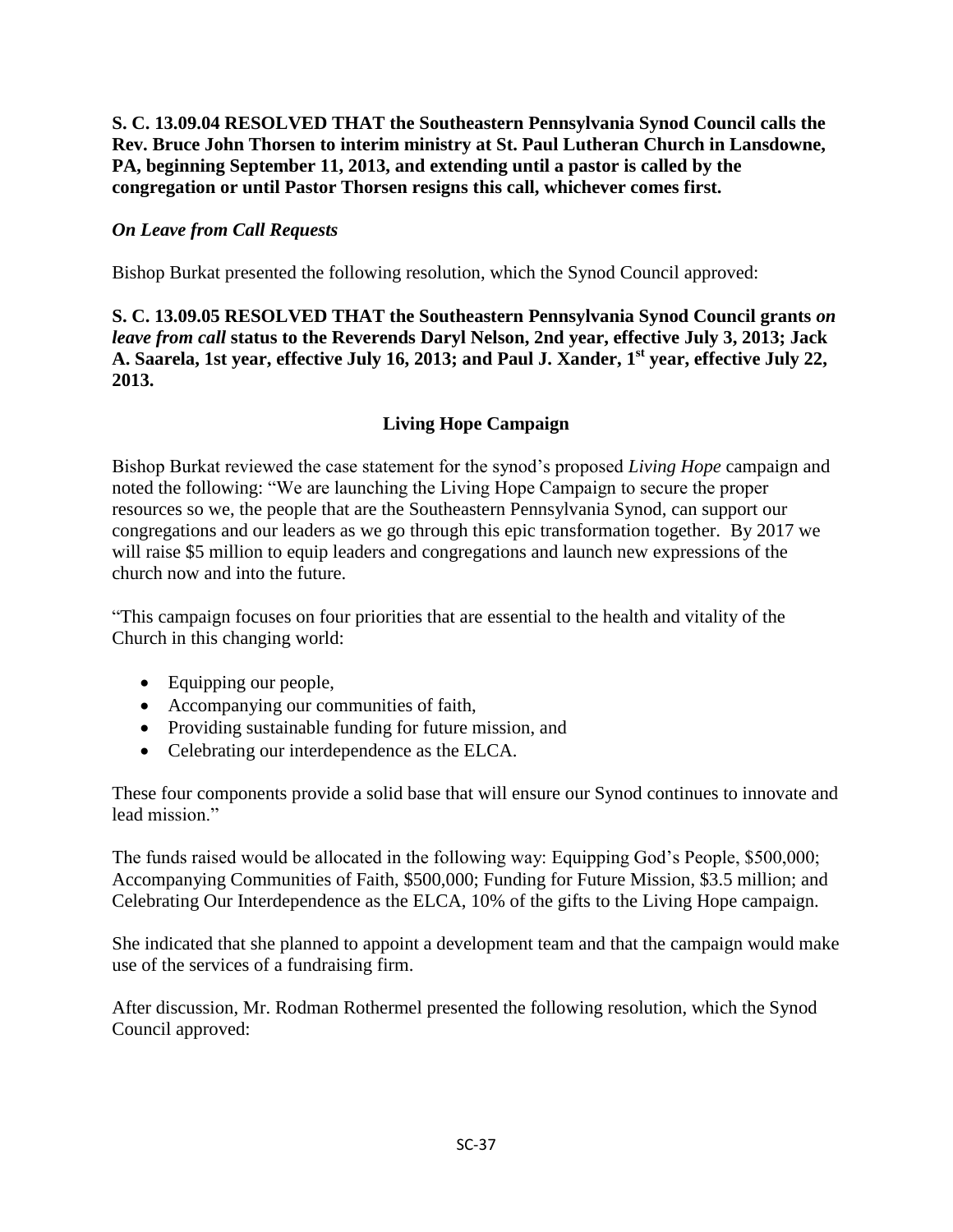**S. C. 13.09.04 RESOLVED THAT the Southeastern Pennsylvania Synod Council calls the Rev. Bruce John Thorsen to interim ministry at St. Paul Lutheran Church in Lansdowne, PA, beginning September 11, 2013, and extending until a pastor is called by the congregation or until Pastor Thorsen resigns this call, whichever comes first.**

*On Leave from Call Requests*

Bishop Burkat presented the following resolution, which the Synod Council approved:

**S. C. 13.09.05 RESOLVED THAT the Southeastern Pennsylvania Synod Council grants *on leave from call* status to the Reverends Daryl Nelson, 2nd year, effective July 3, 2013; Jack A. Saarela, 1st year, effective July 16, 2013; and Paul J. Xander, 1st year, effective July 22, 2013.**

### Living Hope Campaign

Bishop Burkat reviewed the case statement for the synod's proposed *Living Hope* campaign and noted the following: "We are launching the Living Hope Campaign to secure the proper resources so we, the people that are the Southeastern Pennsylvania Synod, can support our congregations and our leaders as we go through this epic transformation together. By 2017 we will raise $5 million to equip leaders and congregations and launch new expressions of the church now and into the future.

"This campaign focuses on four priorities that are essential to the health and vitality of the Church in this changing world:

- Equipping our people,
- Accompanying our communities of faith,
- Providing sustainable funding for future mission, and
- Celebrating our interdependence as the ELCA.

These four components provide a solid base that will ensure our Synod continues to innovate and lead mission."

The funds raised would be allocated in the following way: Equipping God's People, $500,000; Accompanying Communities of Faith, $500,000; Funding for Future Mission, $3.5 million; and Celebrating Our Interdependence as the ELCA, 10% of the gifts to the Living Hope campaign.

She indicated that she planned to appoint a development team and that the campaign would make use of the services of a fundraising firm.

After discussion, Mr. Rodman Rothermel presented the following resolution, which the Synod Council approved: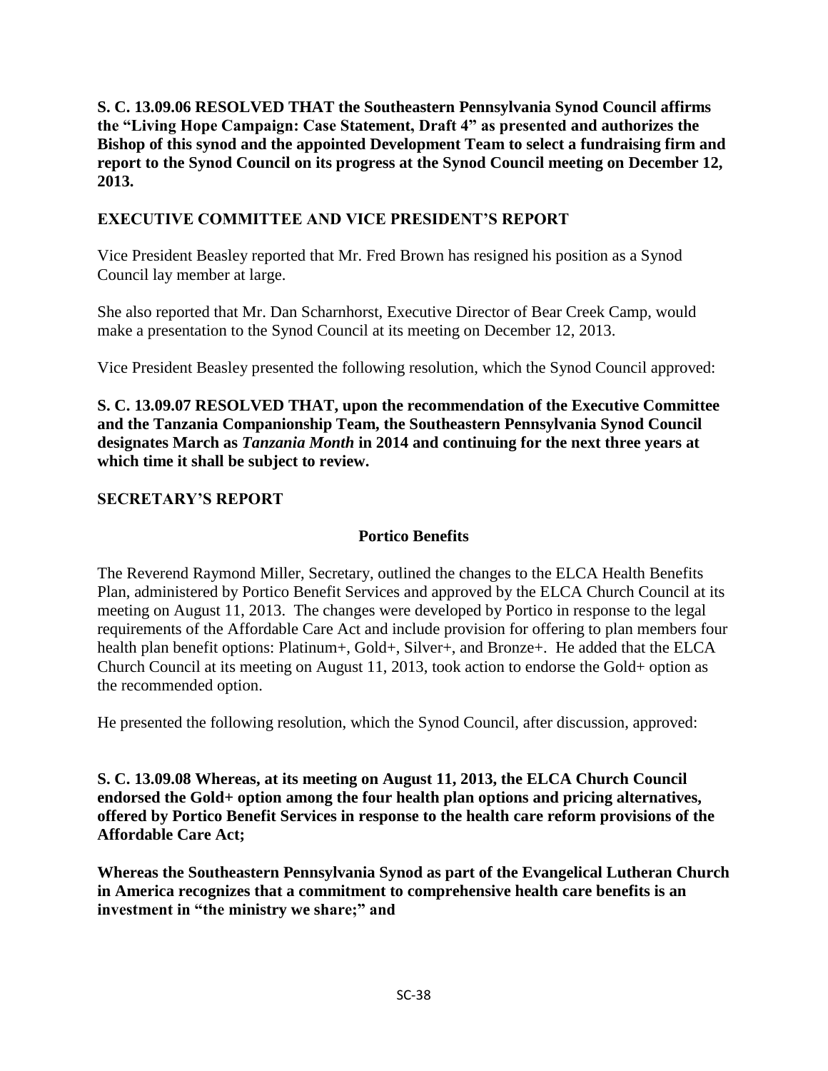**S. C. 13.09.06 RESOLVED THAT the Southeastern Pennsylvania Synod Council affirms the "Living Hope Campaign: Case Statement, Draft 4" as presented and authorizes the Bishop of this synod and the appointed Development Team to select a fundraising firm and report to the Synod Council on its progress at the Synod Council meeting on December 12, 2013.**

## EXECUTIVE COMMITTEE AND VICE PRESIDENT'S REPORT

Vice President Beasley reported that Mr. Fred Brown has resigned his position as a Synod Council lay member at large.

She also reported that Mr. Dan Scharnhorst, Executive Director of Bear Creek Camp, would make a presentation to the Synod Council at its meeting on December 12, 2013.

Vice President Beasley presented the following resolution, which the Synod Council approved:

**S. C. 13.09.07 RESOLVED THAT, upon the recommendation of the Executive Committee and the Tanzania Companionship Team, the Southeastern Pennsylvania Synod Council designates March as *Tanzania Month* in 2014 and continuing for the next three years at which time it shall be subject to review.**

## SECRETARY'S REPORT

### Portico Benefits

The Reverend Raymond Miller, Secretary, outlined the changes to the ELCA Health Benefits Plan, administered by Portico Benefit Services and approved by the ELCA Church Council at its meeting on August 11, 2013. The changes were developed by Portico in response to the legal requirements of the Affordable Care Act and include provision for offering to plan members four health plan benefit options: Platinum+, Gold+, Silver+, and Bronze+. He added that the ELCA Church Council at its meeting on August 11, 2013, took action to endorse the Gold+ option as the recommended option.

He presented the following resolution, which the Synod Council, after discussion, approved:

**S. C. 13.09.08 Whereas, at its meeting on August 11, 2013, the ELCA Church Council endorsed the Gold+ option among the four health plan options and pricing alternatives, offered by Portico Benefit Services in response to the health care reform provisions of the Affordable Care Act;**

**Whereas the Southeastern Pennsylvania Synod as part of the Evangelical Lutheran Church in America recognizes that a commitment to comprehensive health care benefits is an investment in "the ministry we share;" and**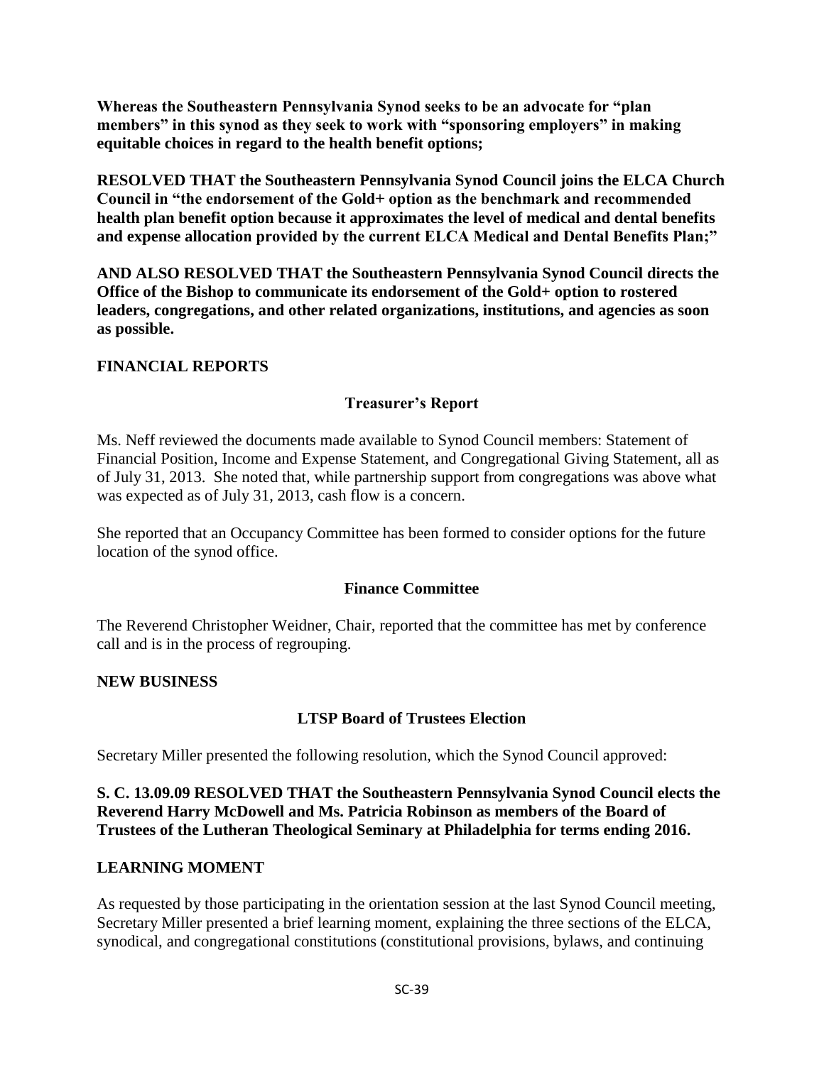**Whereas the Southeastern Pennsylvania Synod seeks to be an advocate for "plan members" in this synod as they seek to work with "sponsoring employers" in making equitable choices in regard to the health benefit options;**

**RESOLVED THAT the Southeastern Pennsylvania Synod Council joins the ELCA Church Council in "the endorsement of the Gold+ option as the benchmark and recommended health plan benefit option because it approximates the level of medical and dental benefits and expense allocation provided by the current ELCA Medical and Dental Benefits Plan;"**

**AND ALSO RESOLVED THAT the Southeastern Pennsylvania Synod Council directs the Office of the Bishop to communicate its endorsement of the Gold+ option to rostered leaders, congregations, and other related organizations, institutions, and agencies as soon as possible.**

## FINANCIAL REPORTS

### Treasurer's Report

Ms. Neff reviewed the documents made available to Synod Council members: Statement of Financial Position, Income and Expense Statement, and Congregational Giving Statement, all as of July 31, 2013. She noted that, while partnership support from congregations was above what was expected as of July 31, 2013, cash flow is a concern.

She reported that an Occupancy Committee has been formed to consider options for the future location of the synod office.

### Finance Committee

The Reverend Christopher Weidner, Chair, reported that the committee has met by conference call and is in the process of regrouping.

## NEW BUSINESS

### LTSP Board of Trustees Election

Secretary Miller presented the following resolution, which the Synod Council approved:

**S. C. 13.09.09 RESOLVED THAT the Southeastern Pennsylvania Synod Council elects the Reverend Harry McDowell and Ms. Patricia Robinson as members of the Board of Trustees of the Lutheran Theological Seminary at Philadelphia for terms ending 2016.**

## LEARNING MOMENT

As requested by those participating in the orientation session at the last Synod Council meeting, Secretary Miller presented a brief learning moment, explaining the three sections of the ELCA, synodical, and congregational constitutions (constitutional provisions, bylaws, and continuing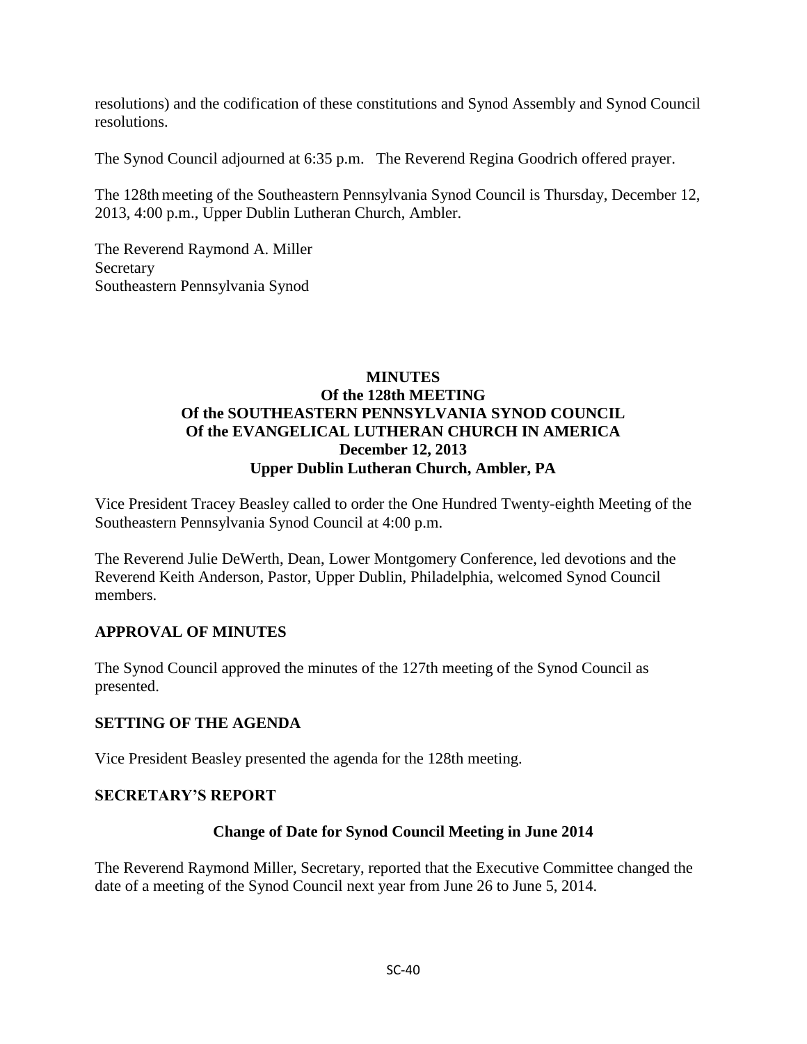resolutions) and the codification of these constitutions and Synod Assembly and Synod Council resolutions.

The Synod Council adjourned at 6:35 p.m. The Reverend Regina Goodrich offered prayer.

The 128th meeting of the Southeastern Pennsylvania Synod Council is Thursday, December 12, 2013, 4:00 p.m., Upper Dublin Lutheran Church, Ambler.

The Reverend Raymond A. Miller
Secretary
Southeastern Pennsylvania Synod

# MINUTES
## Of the 128th MEETING
## Of the SOUTHEASTERN PENNSYLVANIA SYNOD COUNCIL
## Of the EVANGELICAL LUTHERAN CHURCH IN AMERICA
## December 12, 2013
## Upper Dublin Lutheran Church, Ambler, PA

Vice President Tracey Beasley called to order the One Hundred Twenty-eighth Meeting of the Southeastern Pennsylvania Synod Council at 4:00 p.m.

The Reverend Julie DeWerth, Dean, Lower Montgomery Conference, led devotions and the Reverend Keith Anderson, Pastor, Upper Dublin, Philadelphia, welcomed Synod Council members.

### APPROVAL OF MINUTES

The Synod Council approved the minutes of the 127th meeting of the Synod Council as presented.

### SETTING OF THE AGENDA

Vice President Beasley presented the agenda for the 128th meeting.

### SECRETARY'S REPORT

#### Change of Date for Synod Council Meeting in June 2014

The Reverend Raymond Miller, Secretary, reported that the Executive Committee changed the date of a meeting of the Synod Council next year from June 26 to June 5, 2014.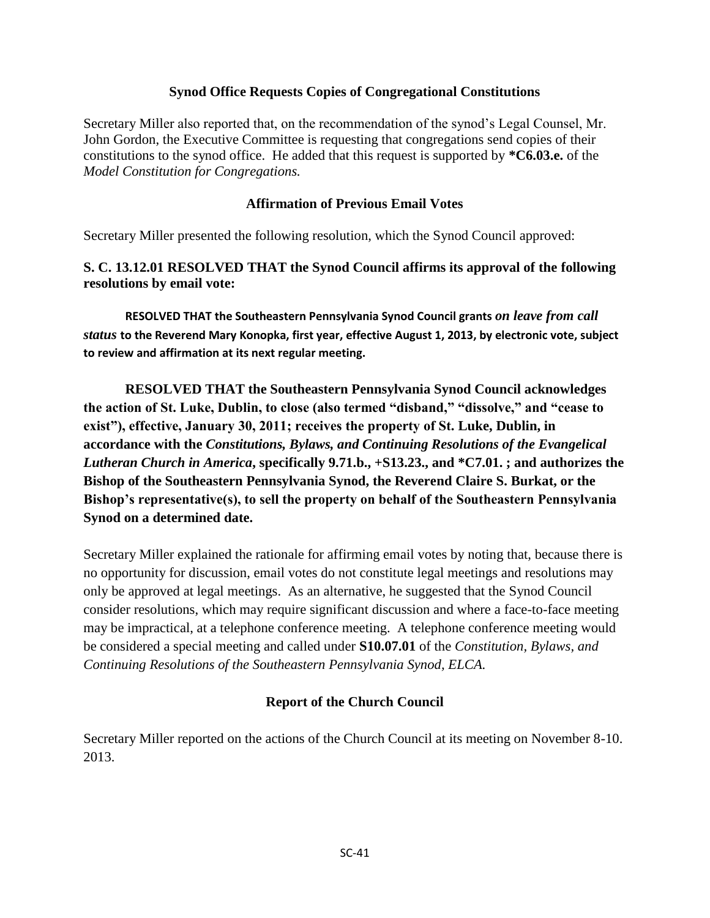### Synod Office Requests Copies of Congregational Constitutions

Secretary Miller also reported that, on the recommendation of the synod's Legal Counsel, Mr. John Gordon, the Executive Committee is requesting that congregations send copies of their constitutions to the synod office. He added that this request is supported by **\*C6.03.e.** of the *Model Constitution for Congregations.*

### Affirmation of Previous Email Votes

Secretary Miller presented the following resolution, which the Synod Council approved:

**S. C. 13.12.01 RESOLVED THAT the Synod Council affirms its approval of the following resolutions by email vote:**

> **RESOLVED THAT the Southeastern Pennsylvania Synod Council grants *on leave from call status* to the Reverend Mary Konopka, first year, effective August 1, 2013, by electronic vote, subject to review and affirmation at its next regular meeting.**

> **RESOLVED THAT the Southeastern Pennsylvania Synod Council acknowledges the action of St. Luke, Dublin, to close (also termed "disband," "dissolve," and "cease to exist"), effective, January 30, 2011; receives the property of St. Luke, Dublin, in accordance with the *Constitutions, Bylaws, and Continuing Resolutions of the Evangelical Lutheran Church in America*, specifically 9.71.b., +S13.23., and \*C7.01. ; and authorizes the Bishop of the Southeastern Pennsylvania Synod, the Reverend Claire S. Burkat, or the Bishop's representative(s), to sell the property on behalf of the Southeastern Pennsylvania Synod on a determined date.**

Secretary Miller explained the rationale for affirming email votes by noting that, because there is no opportunity for discussion, email votes do not constitute legal meetings and resolutions may only be approved at legal meetings. As an alternative, he suggested that the Synod Council consider resolutions, which may require significant discussion and where a face-to-face meeting may be impractical, at a telephone conference meeting. A telephone conference meeting would be considered a special meeting and called under **S10.07.01** of the *Constitution, Bylaws, and Continuing Resolutions of the Southeastern Pennsylvania Synod, ELCA.*

### Report of the Church Council

Secretary Miller reported on the actions of the Church Council at its meeting on November 8-10. 2013.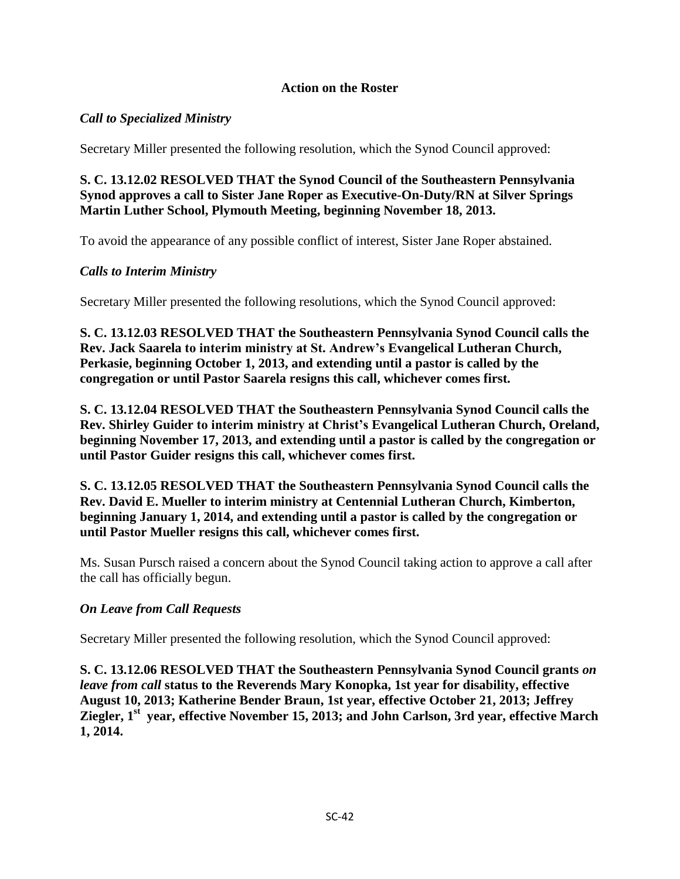## Action on the Roster

### *Call to Specialized Ministry*

Secretary Miller presented the following resolution, which the Synod Council approved:

**S. C. 13.12.02 RESOLVED THAT the Synod Council of the Southeastern Pennsylvania Synod approves a call to Sister Jane Roper as Executive-On-Duty/RN at Silver Springs Martin Luther School, Plymouth Meeting, beginning November 18, 2013.**

To avoid the appearance of any possible conflict of interest, Sister Jane Roper abstained.

### *Calls to Interim Ministry*

Secretary Miller presented the following resolutions, which the Synod Council approved:

**S. C. 13.12.03 RESOLVED THAT the Southeastern Pennsylvania Synod Council calls the Rev. Jack Saarela to interim ministry at St. Andrew's Evangelical Lutheran Church, Perkasie, beginning October 1, 2013, and extending until a pastor is called by the congregation or until Pastor Saarela resigns this call, whichever comes first.**

**S. C. 13.12.04 RESOLVED THAT the Southeastern Pennsylvania Synod Council calls the Rev. Shirley Guider to interim ministry at Christ's Evangelical Lutheran Church, Oreland, beginning November 17, 2013, and extending until a pastor is called by the congregation or until Pastor Guider resigns this call, whichever comes first.**

**S. C. 13.12.05 RESOLVED THAT the Southeastern Pennsylvania Synod Council calls the Rev. David E. Mueller to interim ministry at Centennial Lutheran Church, Kimberton, beginning January 1, 2014, and extending until a pastor is called by the congregation or until Pastor Mueller resigns this call, whichever comes first.**

Ms. Susan Pursch raised a concern about the Synod Council taking action to approve a call after the call has officially begun.

### *On Leave from Call Requests*

Secretary Miller presented the following resolution, which the Synod Council approved:

**S. C. 13.12.06 RESOLVED THAT the Southeastern Pennsylvania Synod Council grants *on leave from call* status to the Reverends Mary Konopka, 1st year for disability, effective August 10, 2013; Katherine Bender Braun, 1st year, effective October 21, 2013; Jeffrey Ziegler, 1st year, effective November 15, 2013; and John Carlson, 3rd year, effective March 1, 2014.**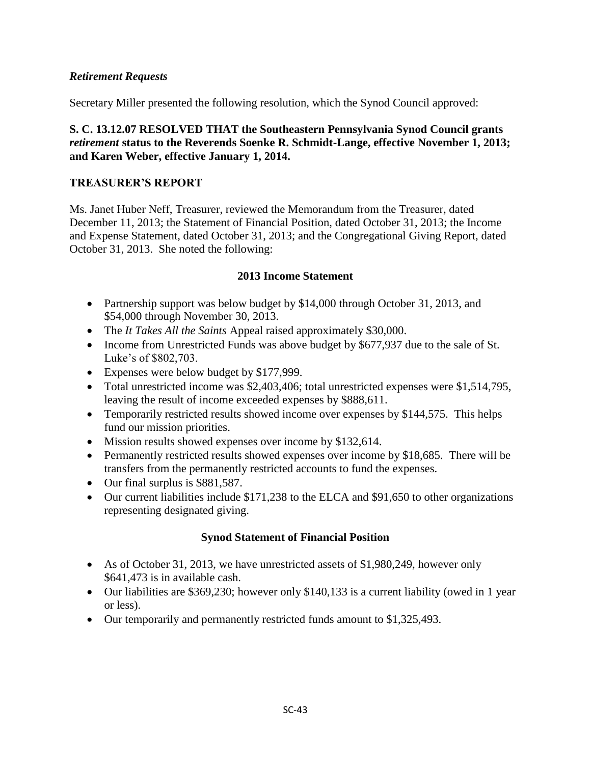### *Retirement Requests*

Secretary Miller presented the following resolution, which the Synod Council approved:

**S. C. 13.12.07 RESOLVED THAT the Southeastern Pennsylvania Synod Council grants *retirement* status to the Reverends Soenke R. Schmidt-Lange, effective November 1, 2013; and Karen Weber, effective January 1, 2014.**

## TREASURER'S REPORT

Ms. Janet Huber Neff, Treasurer, reviewed the Memorandum from the Treasurer, dated December 11, 2013; the Statement of Financial Position, dated October 31, 2013; the Income and Expense Statement, dated October 31, 2013; and the Congregational Giving Report, dated October 31, 2013. She noted the following:

### 2013 Income Statement

- Partnership support was below budget by $14,000 through October 31, 2013, and $54,000 through November 30, 2013.
- The *It Takes All the Saints* Appeal raised approximately $30,000.
- Income from Unrestricted Funds was above budget by $677,937 due to the sale of St. Luke's of $802,703.
- Expenses were below budget by $177,999.
- Total unrestricted income was $2,403,406; total unrestricted expenses were $1,514,795, leaving the result of income exceeded expenses by $888,611.
- Temporarily restricted results showed income over expenses by $144,575. This helps fund our mission priorities.
- Mission results showed expenses over income by $132,614.
- Permanently restricted results showed expenses over income by $18,685. There will be transfers from the permanently restricted accounts to fund the expenses.
- Our final surplus is $881,587.
- Our current liabilities include $171,238 to the ELCA and $91,650 to other organizations representing designated giving.

### Synod Statement of Financial Position

- As of October 31, 2013, we have unrestricted assets of $1,980,249, however only $641,473 is in available cash.
- Our liabilities are $369,230; however only $140,133 is a current liability (owed in 1 year or less).
- Our temporarily and permanently restricted funds amount to $1,325,493.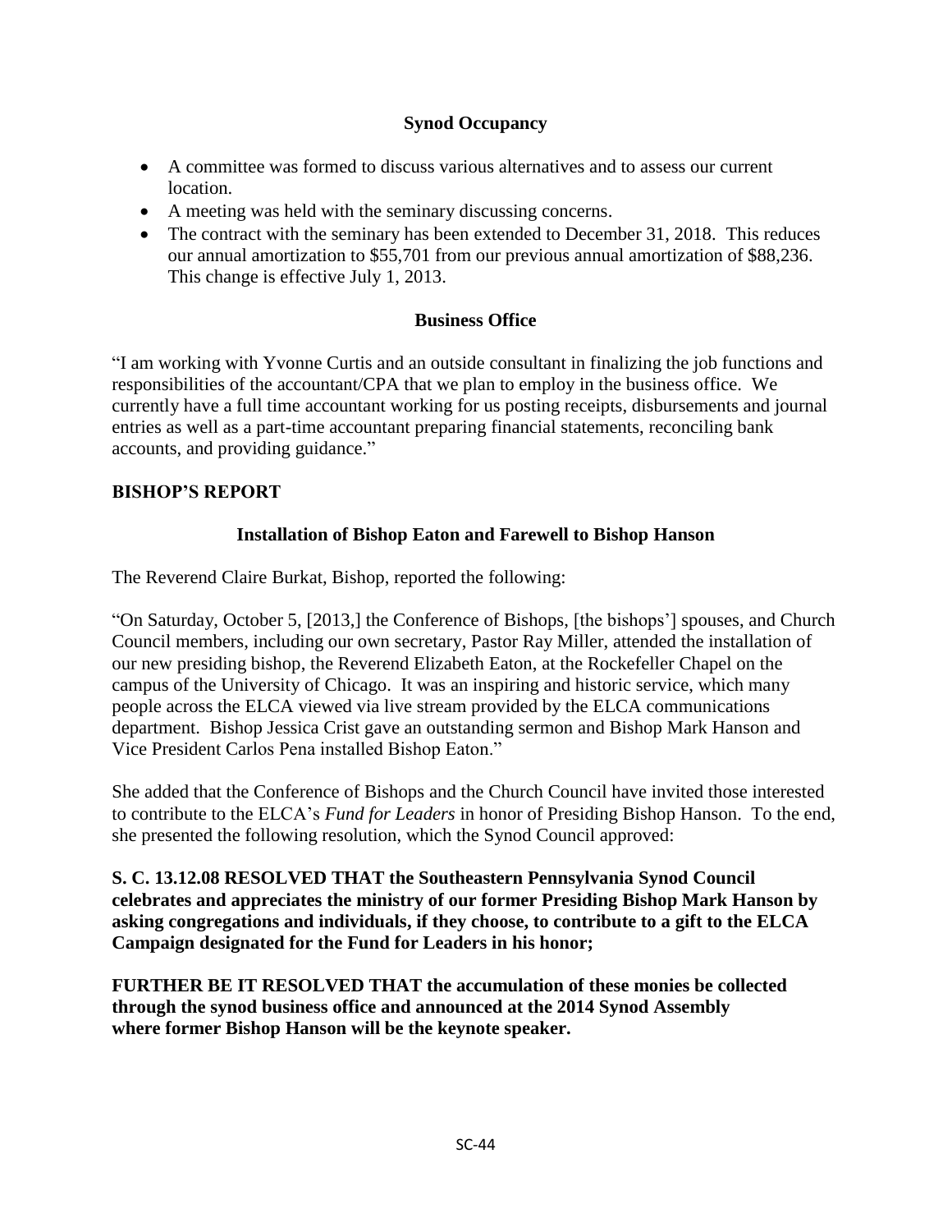### Synod Occupancy

- A committee was formed to discuss various alternatives and to assess our current location.
- A meeting was held with the seminary discussing concerns.
- The contract with the seminary has been extended to December 31, 2018. This reduces our annual amortization to $55,701 from our previous annual amortization of $88,236. This change is effective July 1, 2013.

### Business Office

"I am working with Yvonne Curtis and an outside consultant in finalizing the job functions and responsibilities of the accountant/CPA that we plan to employ in the business office. We currently have a full time accountant working for us posting receipts, disbursements and journal entries as well as a part-time accountant preparing financial statements, reconciling bank accounts, and providing guidance."

## BISHOP'S REPORT

### Installation of Bishop Eaton and Farewell to Bishop Hanson

The Reverend Claire Burkat, Bishop, reported the following:

"On Saturday, October 5, [2013,] the Conference of Bishops, [the bishops'] spouses, and Church Council members, including our own secretary, Pastor Ray Miller, attended the installation of our new presiding bishop, the Reverend Elizabeth Eaton, at the Rockefeller Chapel on the campus of the University of Chicago. It was an inspiring and historic service, which many people across the ELCA viewed via live stream provided by the ELCA communications department. Bishop Jessica Crist gave an outstanding sermon and Bishop Mark Hanson and Vice President Carlos Pena installed Bishop Eaton."

She added that the Conference of Bishops and the Church Council have invited those interested to contribute to the ELCA's *Fund for Leaders* in honor of Presiding Bishop Hanson. To the end, she presented the following resolution, which the Synod Council approved:

**S. C. 13.12.08 RESOLVED THAT the Southeastern Pennsylvania Synod Council celebrates and appreciates the ministry of our former Presiding Bishop Mark Hanson by asking congregations and individuals, if they choose, to contribute to a gift to the ELCA Campaign designated for the Fund for Leaders in his honor;**

**FURTHER BE IT RESOLVED THAT the accumulation of these monies be collected through the synod business office and announced at the 2014 Synod Assembly where former Bishop Hanson will be the keynote speaker.**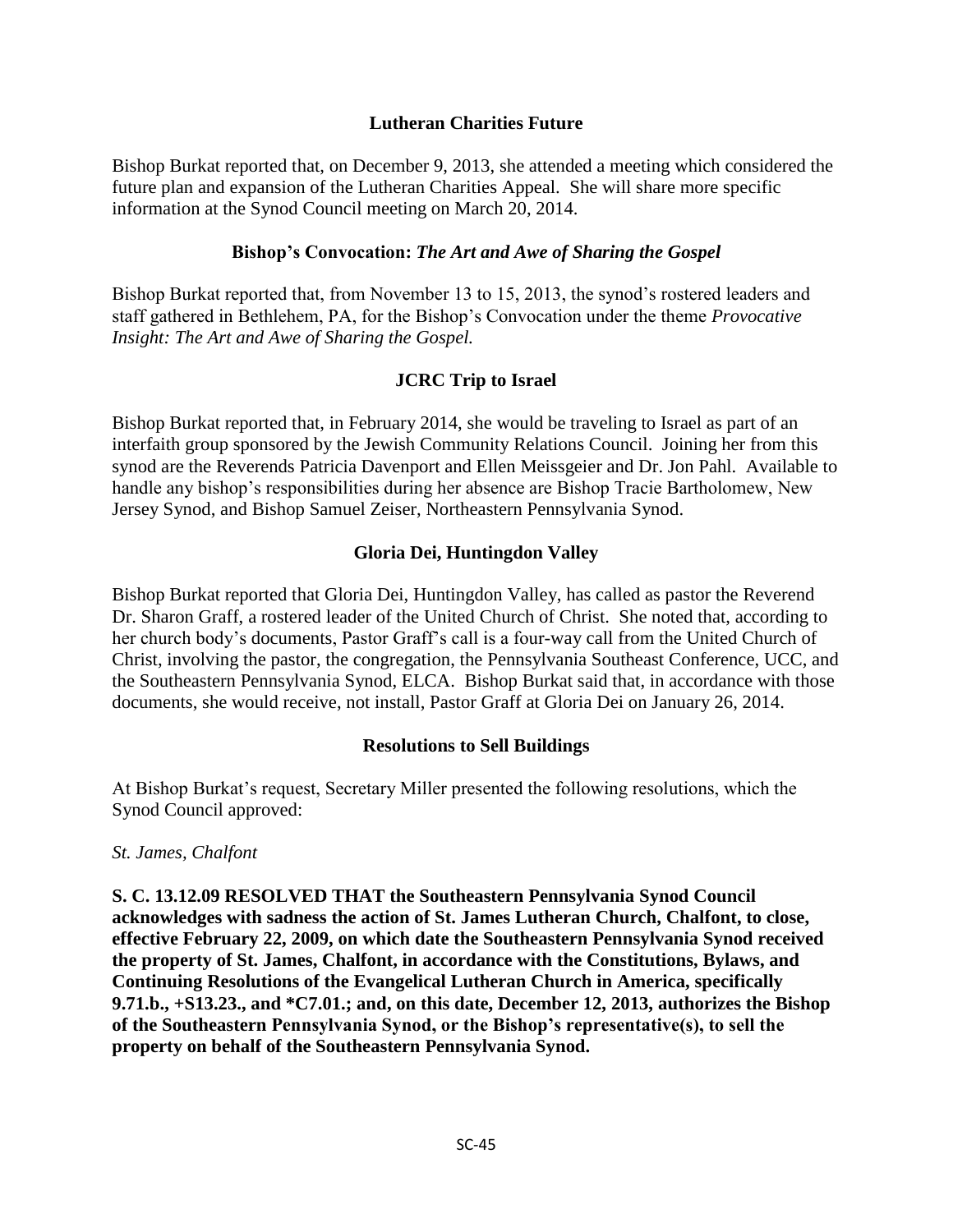### Lutheran Charities Future

Bishop Burkat reported that, on December 9, 2013, she attended a meeting which considered the future plan and expansion of the Lutheran Charities Appeal. She will share more specific information at the Synod Council meeting on March 20, 2014.

### Bishop's Convocation: *The Art and Awe of Sharing the Gospel*

Bishop Burkat reported that, from November 13 to 15, 2013, the synod's rostered leaders and staff gathered in Bethlehem, PA, for the Bishop's Convocation under the theme *Provocative Insight: The Art and Awe of Sharing the Gospel.*

### JCRC Trip to Israel

Bishop Burkat reported that, in February 2014, she would be traveling to Israel as part of an interfaith group sponsored by the Jewish Community Relations Council. Joining her from this synod are the Reverends Patricia Davenport and Ellen Meissgeier and Dr. Jon Pahl. Available to handle any bishop's responsibilities during her absence are Bishop Tracie Bartholomew, New Jersey Synod, and Bishop Samuel Zeiser, Northeastern Pennsylvania Synod.

### Gloria Dei, Huntingdon Valley

Bishop Burkat reported that Gloria Dei, Huntingdon Valley, has called as pastor the Reverend Dr. Sharon Graff, a rostered leader of the United Church of Christ. She noted that, according to her church body's documents, Pastor Graff's call is a four-way call from the United Church of Christ, involving the pastor, the congregation, the Pennsylvania Southeast Conference, UCC, and the Southeastern Pennsylvania Synod, ELCA. Bishop Burkat said that, in accordance with those documents, she would receive, not install, Pastor Graff at Gloria Dei on January 26, 2014.

### Resolutions to Sell Buildings

At Bishop Burkat's request, Secretary Miller presented the following resolutions, which the Synod Council approved:

*St. James, Chalfont*

**S. C. 13.12.09 RESOLVED THAT the Southeastern Pennsylvania Synod Council acknowledges with sadness the action of St. James Lutheran Church, Chalfont, to close, effective February 22, 2009, on which date the Southeastern Pennsylvania Synod received the property of St. James, Chalfont, in accordance with the Constitutions, Bylaws, and Continuing Resolutions of the Evangelical Lutheran Church in America, specifically 9.71.b., +S13.23., and *C7.01.; and, on this date, December 12, 2013, authorizes the Bishop of the Southeastern Pennsylvania Synod, or the Bishop's representative(s), to sell the property on behalf of the Southeastern Pennsylvania Synod.**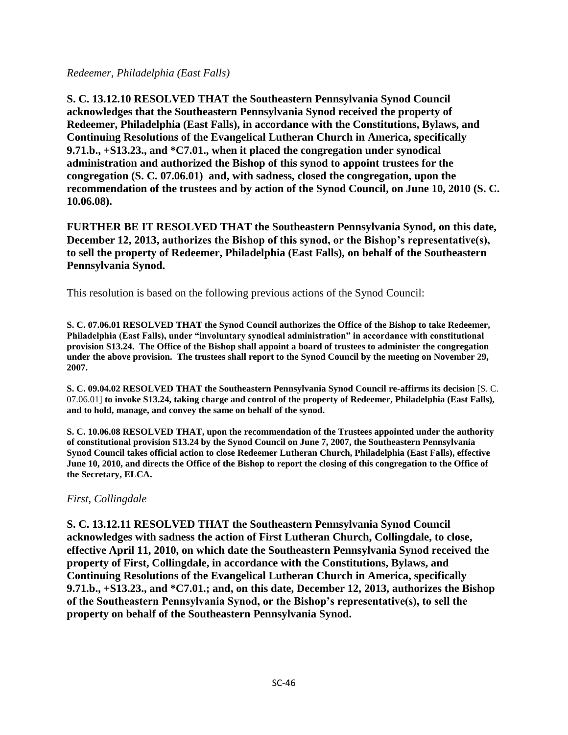*Redeemer, Philadelphia (East Falls)*

**S. C. 13.12.10 RESOLVED THAT the Southeastern Pennsylvania Synod Council acknowledges that the Southeastern Pennsylvania Synod received the property of Redeemer, Philadelphia (East Falls), in accordance with the Constitutions, Bylaws, and Continuing Resolutions of the Evangelical Lutheran Church in America, specifically 9.71.b., +S13.23., and *C7.01., when it placed the congregation under synodical administration and authorized the Bishop of this synod to appoint trustees for the congregation (S. C. 07.06.01) and, with sadness, closed the congregation, upon the recommendation of the trustees and by action of the Synod Council, on June 10, 2010 (S. C. 10.06.08).**

**FURTHER BE IT RESOLVED THAT the Southeastern Pennsylvania Synod, on this date, December 12, 2013, authorizes the Bishop of this synod, or the Bishop's representative(s), to sell the property of Redeemer, Philadelphia (East Falls), on behalf of the Southeastern Pennsylvania Synod.**

This resolution is based on the following previous actions of the Synod Council:

**S. C. 07.06.01 RESOLVED THAT the Synod Council authorizes the Office of the Bishop to take Redeemer, Philadelphia (East Falls), under "involuntary synodical administration" in accordance with constitutional provision S13.24. The Office of the Bishop shall appoint a board of trustees to administer the congregation under the above provision. The trustees shall report to the Synod Council by the meeting on November 29, 2007.**

**S. C. 09.04.02 RESOLVED THAT the Southeastern Pennsylvania Synod Council re-affirms its decision** [S. C. 07.06.01] **to invoke S13.24, taking charge and control of the property of Redeemer, Philadelphia (East Falls), and to hold, manage, and convey the same on behalf of the synod.**

**S. C. 10.06.08 RESOLVED THAT, upon the recommendation of the Trustees appointed under the authority of constitutional provision S13.24 by the Synod Council on June 7, 2007, the Southeastern Pennsylvania Synod Council takes official action to close Redeemer Lutheran Church, Philadelphia (East Falls), effective June 10, 2010, and directs the Office of the Bishop to report the closing of this congregation to the Office of the Secretary, ELCA.**

*First, Collingdale*

**S. C. 13.12.11 RESOLVED THAT the Southeastern Pennsylvania Synod Council acknowledges with sadness the action of First Lutheran Church, Collingdale, to close, effective April 11, 2010, on which date the Southeastern Pennsylvania Synod received the property of First, Collingdale, in accordance with the Constitutions, Bylaws, and Continuing Resolutions of the Evangelical Lutheran Church in America, specifically 9.71.b., +S13.23., and *C7.01.; and, on this date, December 12, 2013, authorizes the Bishop of the Southeastern Pennsylvania Synod, or the Bishop's representative(s), to sell the property on behalf of the Southeastern Pennsylvania Synod.**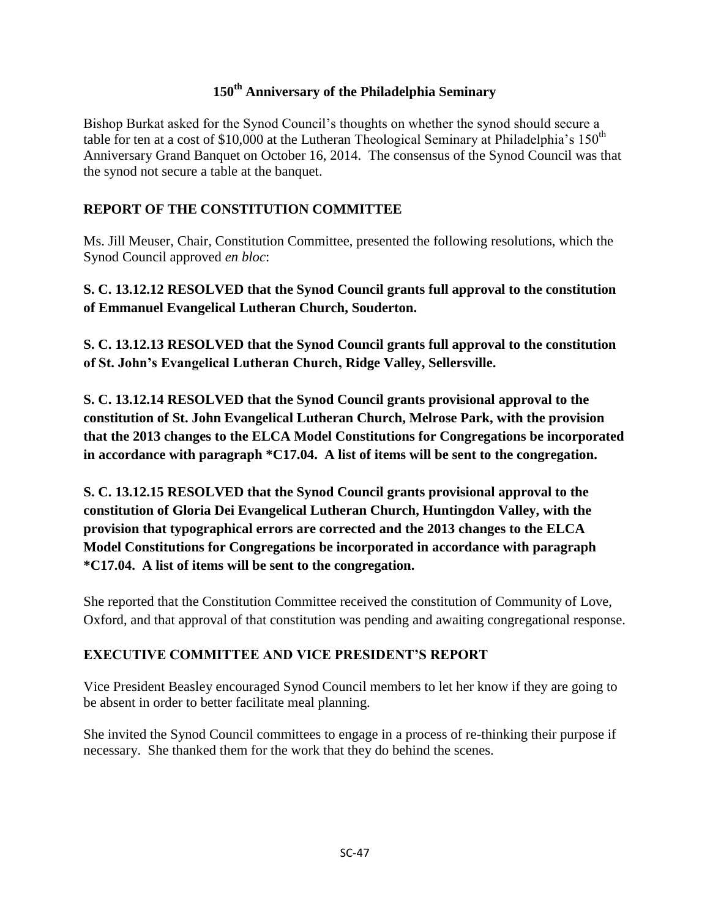## 150th Anniversary of the Philadelphia Seminary

Bishop Burkat asked for the Synod Council's thoughts on whether the synod should secure a table for ten at a cost of $10,000 at the Lutheran Theological Seminary at Philadelphia's 150th Anniversary Grand Banquet on October 16, 2014. The consensus of the Synod Council was that the synod not secure a table at the banquet.

## REPORT OF THE CONSTITUTION COMMITTEE

Ms. Jill Meuser, Chair, Constitution Committee, presented the following resolutions, which the Synod Council approved *en bloc*:

**S. C. 13.12.12 RESOLVED that the Synod Council grants full approval to the constitution of Emmanuel Evangelical Lutheran Church, Souderton.**

**S. C. 13.12.13 RESOLVED that the Synod Council grants full approval to the constitution of St. John's Evangelical Lutheran Church, Ridge Valley, Sellersville.**

**S. C. 13.12.14 RESOLVED that the Synod Council grants provisional approval to the constitution of St. John Evangelical Lutheran Church, Melrose Park, with the provision that the 2013 changes to the ELCA Model Constitutions for Congregations be incorporated in accordance with paragraph *C17.04. A list of items will be sent to the congregation.**

**S. C. 13.12.15 RESOLVED that the Synod Council grants provisional approval to the constitution of Gloria Dei Evangelical Lutheran Church, Huntingdon Valley, with the provision that typographical errors are corrected and the 2013 changes to the ELCA Model Constitutions for Congregations be incorporated in accordance with paragraph *C17.04. A list of items will be sent to the congregation.**

She reported that the Constitution Committee received the constitution of Community of Love, Oxford, and that approval of that constitution was pending and awaiting congregational response.

## EXECUTIVE COMMITTEE AND VICE PRESIDENT'S REPORT

Vice President Beasley encouraged Synod Council members to let her know if they are going to be absent in order to better facilitate meal planning.

She invited the Synod Council committees to engage in a process of re-thinking their purpose if necessary. She thanked them for the work that they do behind the scenes.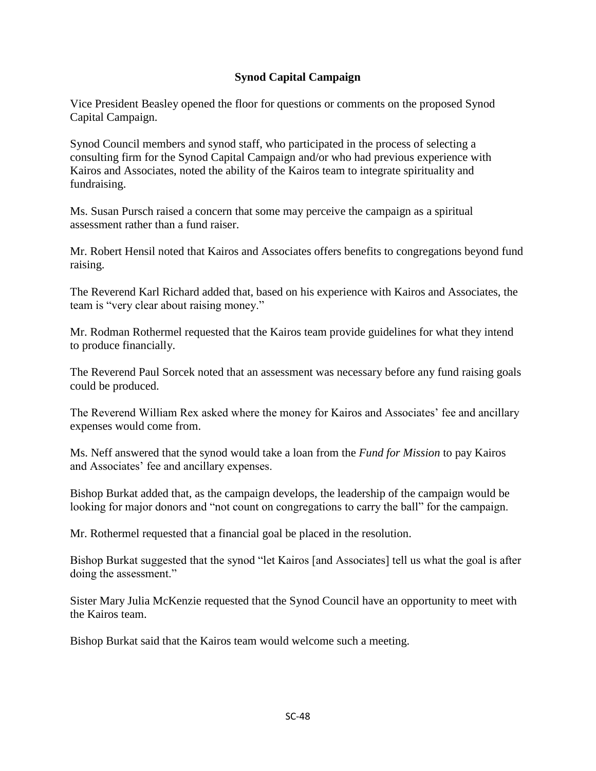## Synod Capital Campaign

Vice President Beasley opened the floor for questions or comments on the proposed Synod Capital Campaign.

Synod Council members and synod staff, who participated in the process of selecting a consulting firm for the Synod Capital Campaign and/or who had previous experience with Kairos and Associates, noted the ability of the Kairos team to integrate spirituality and fundraising.

Ms. Susan Pursch raised a concern that some may perceive the campaign as a spiritual assessment rather than a fund raiser.

Mr. Robert Hensil noted that Kairos and Associates offers benefits to congregations beyond fund raising.

The Reverend Karl Richard added that, based on his experience with Kairos and Associates, the team is "very clear about raising money."

Mr. Rodman Rothermel requested that the Kairos team provide guidelines for what they intend to produce financially.

The Reverend Paul Sorcek noted that an assessment was necessary before any fund raising goals could be produced.

The Reverend William Rex asked where the money for Kairos and Associates' fee and ancillary expenses would come from.

Ms. Neff answered that the synod would take a loan from the *Fund for Mission* to pay Kairos and Associates' fee and ancillary expenses.

Bishop Burkat added that, as the campaign develops, the leadership of the campaign would be looking for major donors and "not count on congregations to carry the ball" for the campaign.

Mr. Rothermel requested that a financial goal be placed in the resolution.

Bishop Burkat suggested that the synod "let Kairos [and Associates] tell us what the goal is after doing the assessment."

Sister Mary Julia McKenzie requested that the Synod Council have an opportunity to meet with the Kairos team.

Bishop Burkat said that the Kairos team would welcome such a meeting.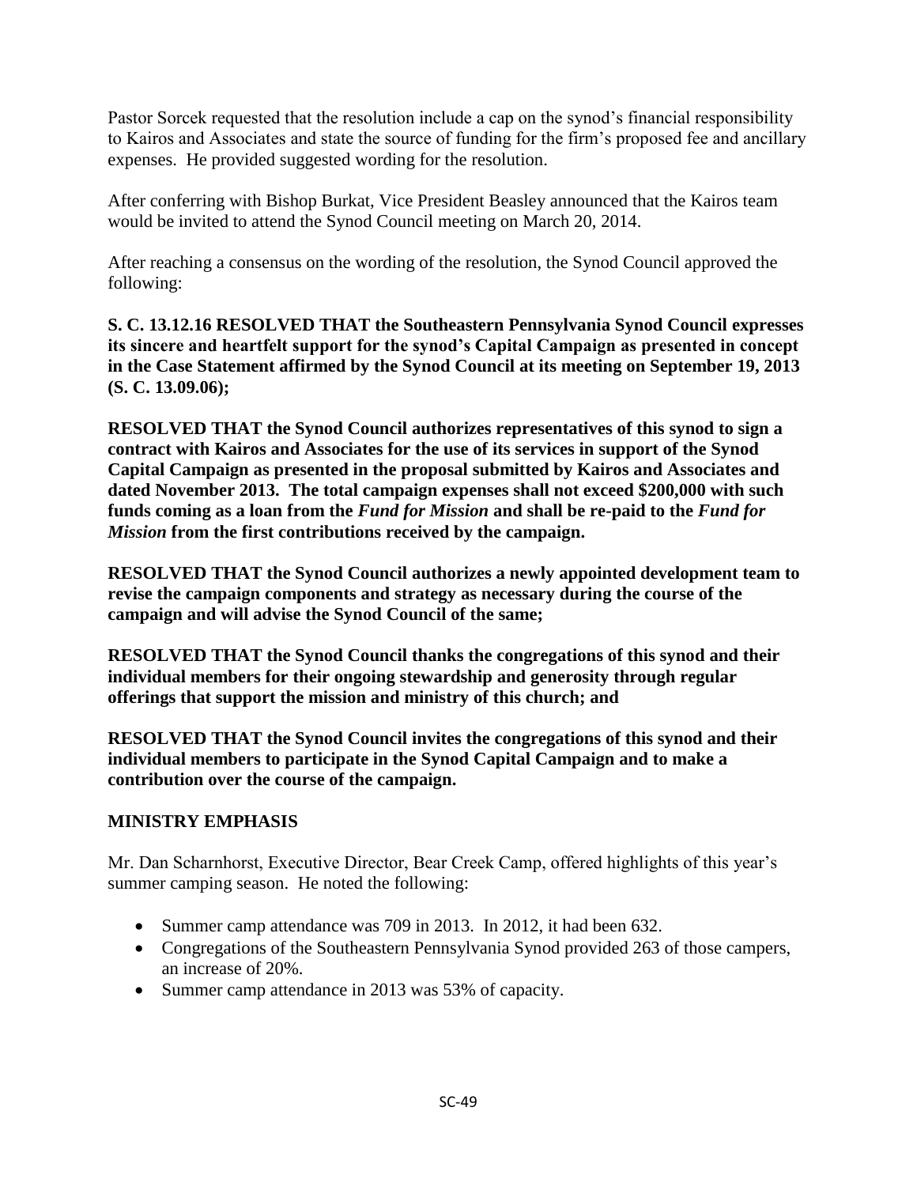Pastor Sorcek requested that the resolution include a cap on the synod's financial responsibility to Kairos and Associates and state the source of funding for the firm's proposed fee and ancillary expenses. He provided suggested wording for the resolution.

After conferring with Bishop Burkat, Vice President Beasley announced that the Kairos team would be invited to attend the Synod Council meeting on March 20, 2014.

After reaching a consensus on the wording of the resolution, the Synod Council approved the following:

**S. C. 13.12.16 RESOLVED THAT the Southeastern Pennsylvania Synod Council expresses its sincere and heartfelt support for the synod's Capital Campaign as presented in concept in the Case Statement affirmed by the Synod Council at its meeting on September 19, 2013 (S. C. 13.09.06);**

**RESOLVED THAT the Synod Council authorizes representatives of this synod to sign a contract with Kairos and Associates for the use of its services in support of the Synod Capital Campaign as presented in the proposal submitted by Kairos and Associates and dated November 2013. The total campaign expenses shall not exceed $200,000 with such funds coming as a loan from the *Fund for Mission* and shall be re-paid to the *Fund for Mission* from the first contributions received by the campaign.**

**RESOLVED THAT the Synod Council authorizes a newly appointed development team to revise the campaign components and strategy as necessary during the course of the campaign and will advise the Synod Council of the same;**

**RESOLVED THAT the Synod Council thanks the congregations of this synod and their individual members for their ongoing stewardship and generosity through regular offerings that support the mission and ministry of this church; and**

**RESOLVED THAT the Synod Council invites the congregations of this synod and their individual members to participate in the Synod Capital Campaign and to make a contribution over the course of the campaign.**

## MINISTRY EMPHASIS

Mr. Dan Scharnhorst, Executive Director, Bear Creek Camp, offered highlights of this year's summer camping season. He noted the following:

- Summer camp attendance was 709 in 2013. In 2012, it had been 632.
- Congregations of the Southeastern Pennsylvania Synod provided 263 of those campers, an increase of 20%.
- Summer camp attendance in 2013 was 53% of capacity.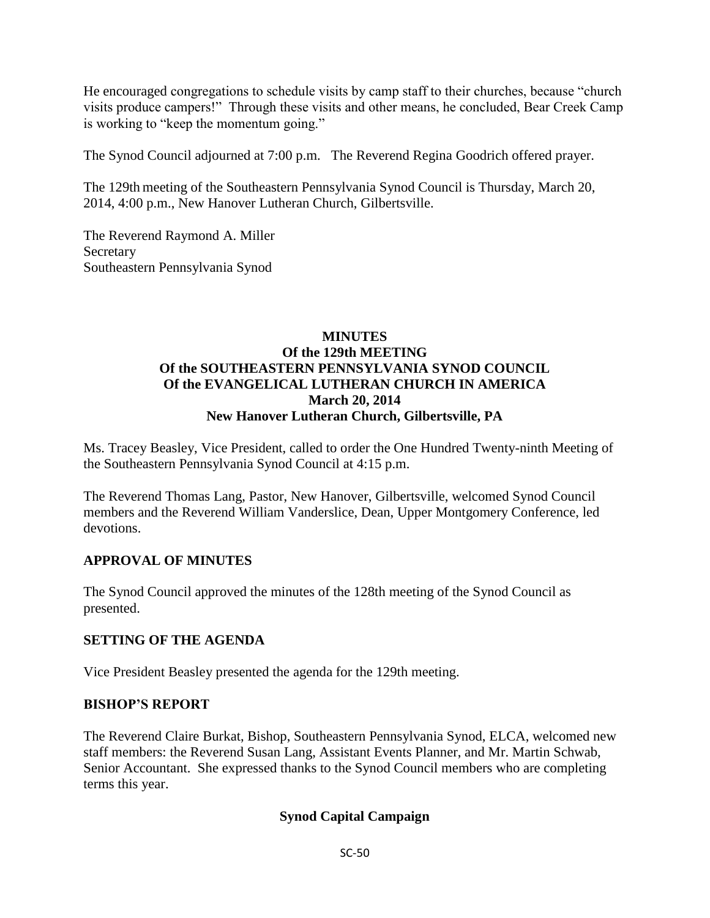He encouraged congregations to schedule visits by camp staff to their churches, because "church visits produce campers!" Through these visits and other means, he concluded, Bear Creek Camp is working to "keep the momentum going."

The Synod Council adjourned at 7:00 p.m. The Reverend Regina Goodrich offered prayer.

The 129th meeting of the Southeastern Pennsylvania Synod Council is Thursday, March 20, 2014, 4:00 p.m., New Hanover Lutheran Church, Gilbertsville.

The Reverend Raymond A. Miller
Secretary
Southeastern Pennsylvania Synod

# MINUTES
## Of the 129th MEETING
## Of the SOUTHEASTERN PENNSYLVANIA SYNOD COUNCIL
## Of the EVANGELICAL LUTHERAN CHURCH IN AMERICA
## March 20, 2014
## New Hanover Lutheran Church, Gilbertsville, PA

Ms. Tracey Beasley, Vice President, called to order the One Hundred Twenty-ninth Meeting of the Southeastern Pennsylvania Synod Council at 4:15 p.m.

The Reverend Thomas Lang, Pastor, New Hanover, Gilbertsville, welcomed Synod Council members and the Reverend William Vanderslice, Dean, Upper Montgomery Conference, led devotions.

### APPROVAL OF MINUTES

The Synod Council approved the minutes of the 128th meeting of the Synod Council as presented.

### SETTING OF THE AGENDA

Vice President Beasley presented the agenda for the 129th meeting.

### BISHOP'S REPORT

The Reverend Claire Burkat, Bishop, Southeastern Pennsylvania Synod, ELCA, welcomed new staff members: the Reverend Susan Lang, Assistant Events Planner, and Mr. Martin Schwab, Senior Accountant. She expressed thanks to the Synod Council members who are completing terms this year.

#### Synod Capital Campaign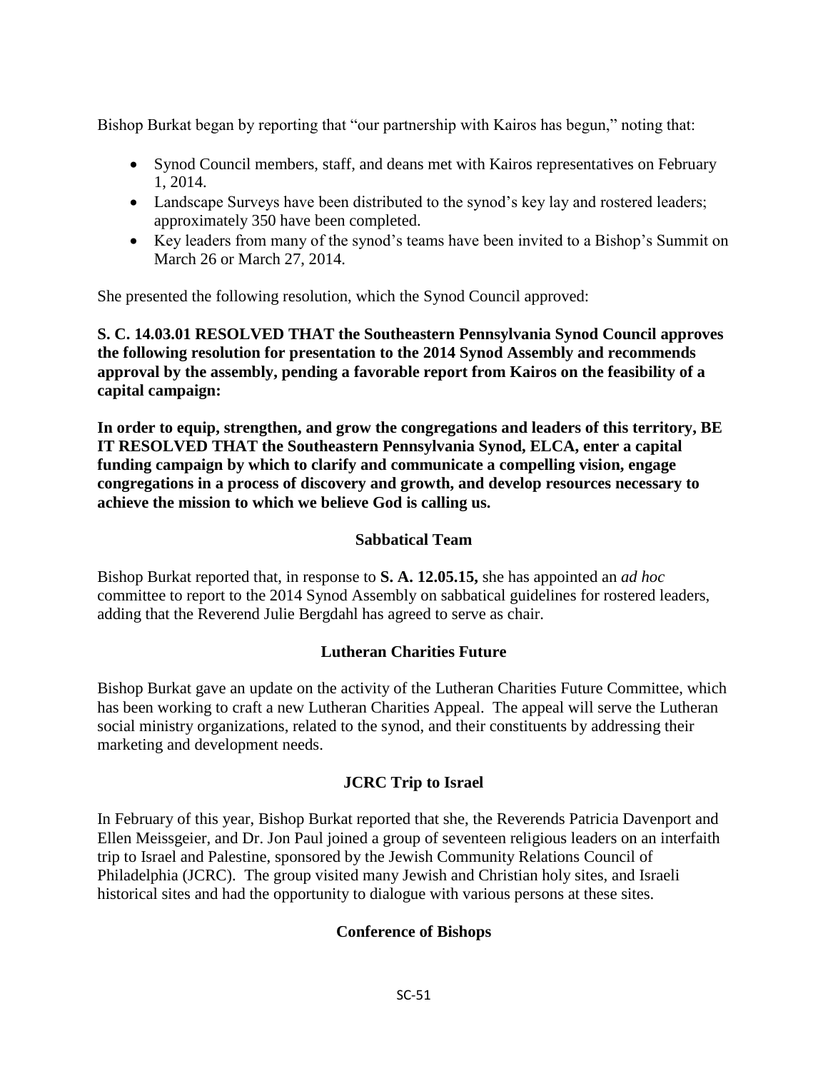Bishop Burkat began by reporting that "our partnership with Kairos has begun," noting that:

- Synod Council members, staff, and deans met with Kairos representatives on February 1, 2014.
- Landscape Surveys have been distributed to the synod's key lay and rostered leaders; approximately 350 have been completed.
- Key leaders from many of the synod's teams have been invited to a Bishop's Summit on March 26 or March 27, 2014.

She presented the following resolution, which the Synod Council approved:

**S. C. 14.03.01 RESOLVED THAT the Southeastern Pennsylvania Synod Council approves the following resolution for presentation to the 2014 Synod Assembly and recommends approval by the assembly, pending a favorable report from Kairos on the feasibility of a capital campaign:**

**In order to equip, strengthen, and grow the congregations and leaders of this territory, BE IT RESOLVED THAT the Southeastern Pennsylvania Synod, ELCA, enter a capital funding campaign by which to clarify and communicate a compelling vision, engage congregations in a process of discovery and growth, and develop resources necessary to achieve the mission to which we believe God is calling us.**

## Sabbatical Team

Bishop Burkat reported that, in response to **S. A. 12.05.15,** she has appointed an *ad hoc* committee to report to the 2014 Synod Assembly on sabbatical guidelines for rostered leaders, adding that the Reverend Julie Bergdahl has agreed to serve as chair.

## Lutheran Charities Future

Bishop Burkat gave an update on the activity of the Lutheran Charities Future Committee, which has been working to craft a new Lutheran Charities Appeal. The appeal will serve the Lutheran social ministry organizations, related to the synod, and their constituents by addressing their marketing and development needs.

## JCRC Trip to Israel

In February of this year, Bishop Burkat reported that she, the Reverends Patricia Davenport and Ellen Meissgeier, and Dr. Jon Paul joined a group of seventeen religious leaders on an interfaith trip to Israel and Palestine, sponsored by the Jewish Community Relations Council of Philadelphia (JCRC). The group visited many Jewish and Christian holy sites, and Israeli historical sites and had the opportunity to dialogue with various persons at these sites.

## Conference of Bishops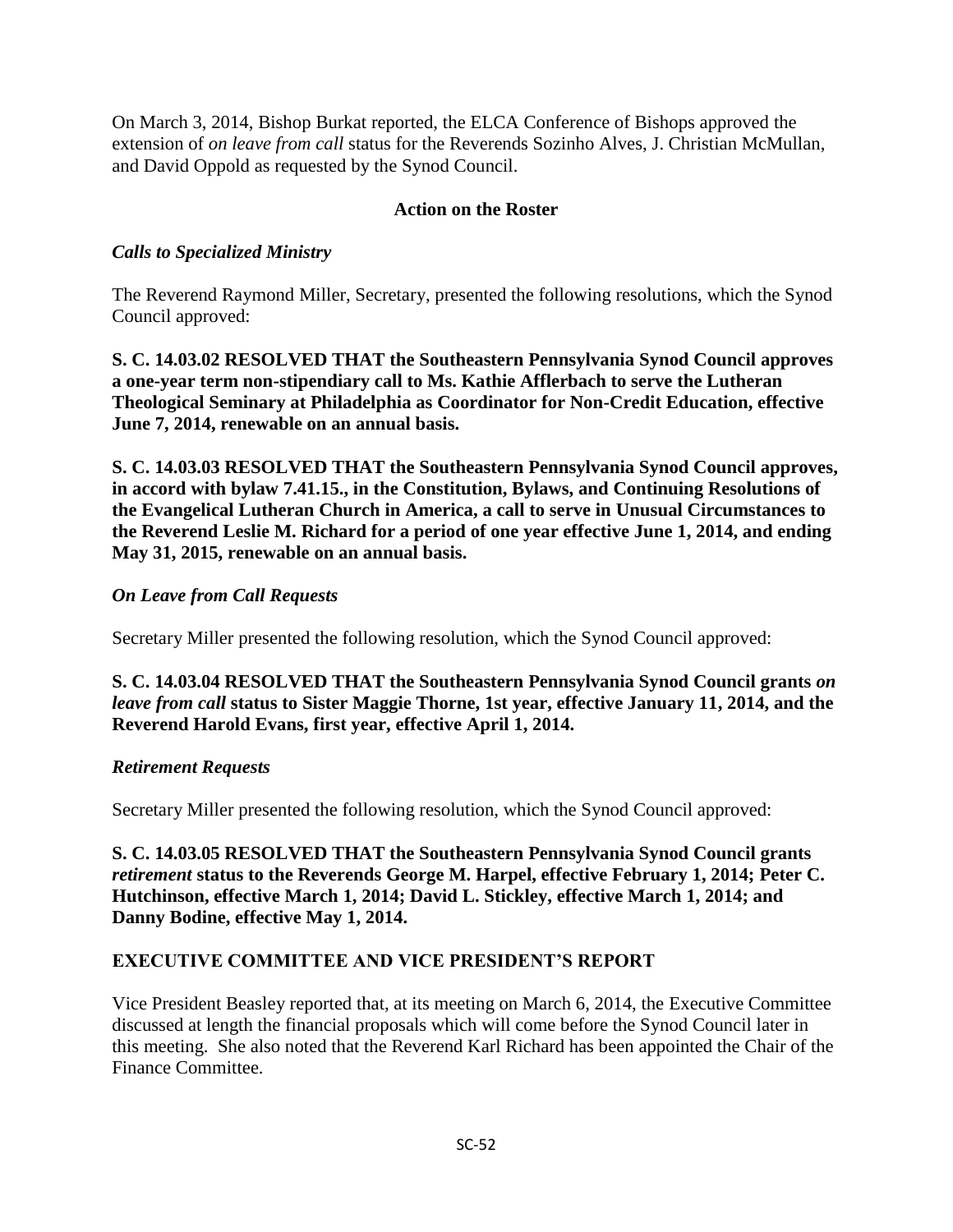On March 3, 2014, Bishop Burkat reported, the ELCA Conference of Bishops approved the extension of *on leave from call* status for the Reverends Sozinho Alves, J. Christian McMullan, and David Oppold as requested by the Synod Council.

### Action on the Roster

*Calls to Specialized Ministry*

The Reverend Raymond Miller, Secretary, presented the following resolutions, which the Synod Council approved:

**S. C. 14.03.02 RESOLVED THAT the Southeastern Pennsylvania Synod Council approves a one-year term non-stipendiary call to Ms. Kathie Afflerbach to serve the Lutheran Theological Seminary at Philadelphia as Coordinator for Non-Credit Education, effective June 7, 2014, renewable on an annual basis.**

**S. C. 14.03.03 RESOLVED THAT the Southeastern Pennsylvania Synod Council approves, in accord with bylaw 7.41.15., in the Constitution, Bylaws, and Continuing Resolutions of the Evangelical Lutheran Church in America, a call to serve in Unusual Circumstances to the Reverend Leslie M. Richard for a period of one year effective June 1, 2014, and ending May 31, 2015, renewable on an annual basis.**

*On Leave from Call Requests*

Secretary Miller presented the following resolution, which the Synod Council approved:

**S. C. 14.03.04 RESOLVED THAT the Southeastern Pennsylvania Synod Council grants *on leave from call* status to Sister Maggie Thorne, 1st year, effective January 11, 2014, and the Reverend Harold Evans, first year, effective April 1, 2014.**

*Retirement Requests*

Secretary Miller presented the following resolution, which the Synod Council approved:

**S. C. 14.03.05 RESOLVED THAT the Southeastern Pennsylvania Synod Council grants *retirement* status to the Reverends George M. Harpel, effective February 1, 2014; Peter C. Hutchinson, effective March 1, 2014; David L. Stickley, effective March 1, 2014; and Danny Bodine, effective May 1, 2014.**

## EXECUTIVE COMMITTEE AND VICE PRESIDENT'S REPORT

Vice President Beasley reported that, at its meeting on March 6, 2014, the Executive Committee discussed at length the financial proposals which will come before the Synod Council later in this meeting. She also noted that the Reverend Karl Richard has been appointed the Chair of the Finance Committee.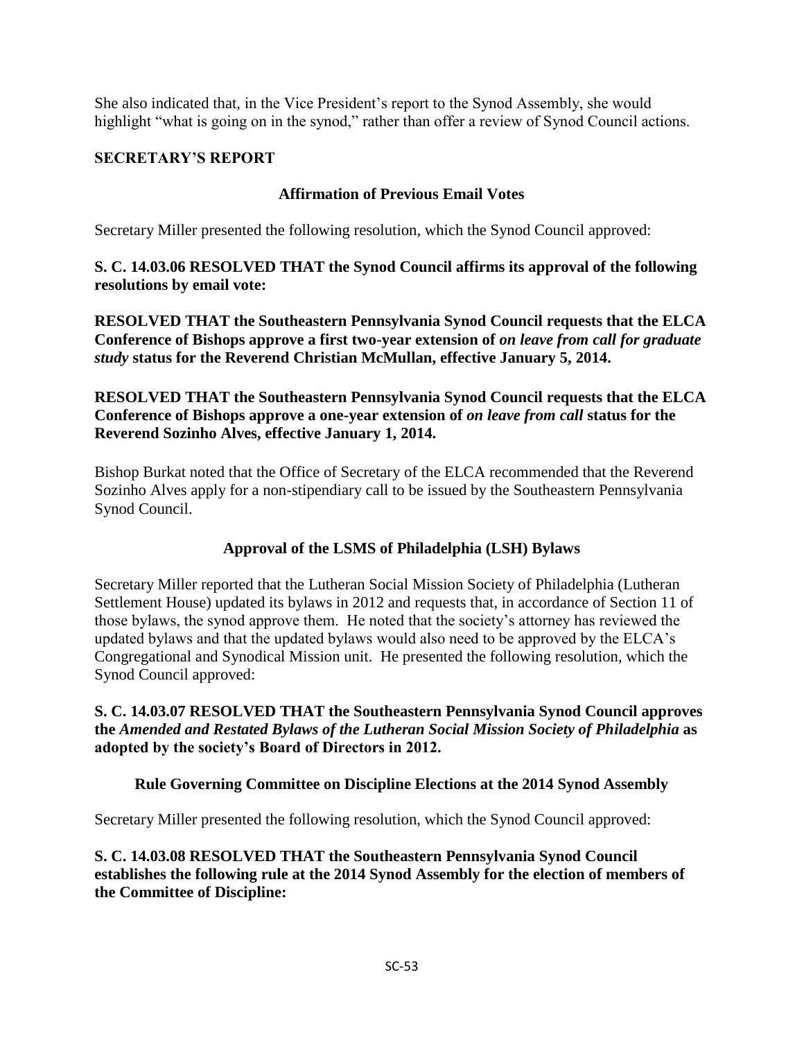She also indicated that, in the Vice President's report to the Synod Assembly, she would highlight "what is going on in the synod," rather than offer a review of Synod Council actions.

## SECRETARY'S REPORT

### Affirmation of Previous Email Votes

Secretary Miller presented the following resolution, which the Synod Council approved:

**S. C. 14.03.06 RESOLVED THAT the Synod Council affirms its approval of the following resolutions by email vote:**

**RESOLVED THAT the Southeastern Pennsylvania Synod Council requests that the ELCA Conference of Bishops approve a first two-year extension of *on leave from call for graduate study* status for the Reverend Christian McMullan, effective January 5, 2014.**

**RESOLVED THAT the Southeastern Pennsylvania Synod Council requests that the ELCA Conference of Bishops approve a one-year extension of *on leave from call* status for the Reverend Sozinho Alves, effective January 1, 2014.**

Bishop Burkat noted that the Office of Secretary of the ELCA recommended that the Reverend Sozinho Alves apply for a non-stipendiary call to be issued by the Southeastern Pennsylvania Synod Council.

### Approval of the LSMS of Philadelphia (LSH) Bylaws

Secretary Miller reported that the Lutheran Social Mission Society of Philadelphia (Lutheran Settlement House) updated its bylaws in 2012 and requests that, in accordance of Section 11 of those bylaws, the synod approve them. He noted that the society's attorney has reviewed the updated bylaws and that the updated bylaws would also need to be approved by the ELCA's Congregational and Synodical Mission unit. He presented the following resolution, which the Synod Council approved:

**S. C. 14.03.07 RESOLVED THAT the Southeastern Pennsylvania Synod Council approves the *Amended and Restated Bylaws of the Lutheran Social Mission Society of Philadelphia* as adopted by the society's Board of Directors in 2012.**

### Rule Governing Committee on Discipline Elections at the 2014 Synod Assembly

Secretary Miller presented the following resolution, which the Synod Council approved:

**S. C. 14.03.08 RESOLVED THAT the Southeastern Pennsylvania Synod Council establishes the following rule at the 2014 Synod Assembly for the election of members of the Committee of Discipline:**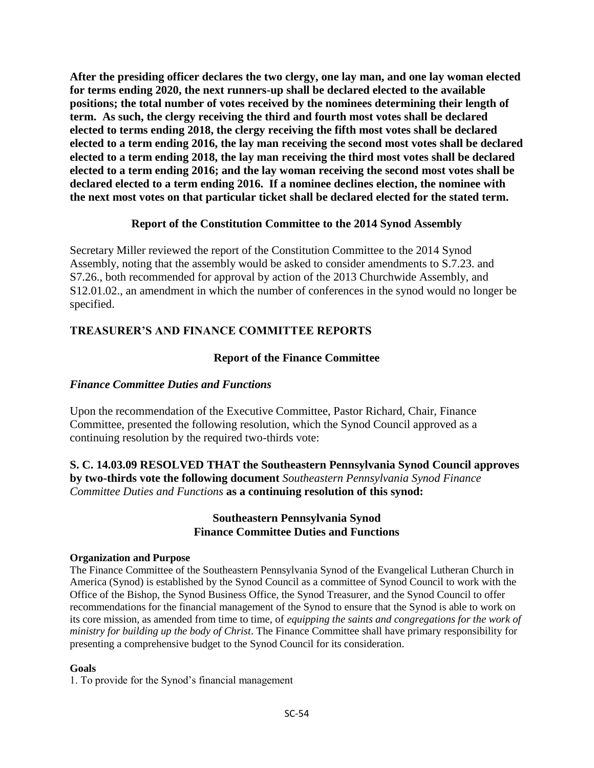**After the presiding officer declares the two clergy, one lay man, and one lay woman elected for terms ending 2020, the next runners-up shall be declared elected to the available positions; the total number of votes received by the nominees determining their length of term. As such, the clergy receiving the third and fourth most votes shall be declared elected to terms ending 2018, the clergy receiving the fifth most votes shall be declared elected to a term ending 2016, the lay man receiving the second most votes shall be declared elected to a term ending 2018, the lay man receiving the third most votes shall be declared elected to a term ending 2016; and the lay woman receiving the second most votes shall be declared elected to a term ending 2016. If a nominee declines election, the nominee with the next most votes on that particular ticket shall be declared elected for the stated term.**

### Report of the Constitution Committee to the 2014 Synod Assembly

Secretary Miller reviewed the report of the Constitution Committee to the 2014 Synod Assembly, noting that the assembly would be asked to consider amendments to S.7.23. and S7.26., both recommended for approval by action of the 2013 Churchwide Assembly, and S12.01.02., an amendment in which the number of conferences in the synod would no longer be specified.

## TREASURER'S AND FINANCE COMMITTEE REPORTS

### Report of the Finance Committee

### *Finance Committee Duties and Functions*

Upon the recommendation of the Executive Committee, Pastor Richard, Chair, Finance Committee, presented the following resolution, which the Synod Council approved as a continuing resolution by the required two-thirds vote:

**S. C. 14.03.09 RESOLVED THAT the Southeastern Pennsylvania Synod Council approves by two-thirds vote the following document** *Southeastern Pennsylvania Synod Finance Committee Duties and Functions* **as a continuing resolution of this synod:**

### Southeastern Pennsylvania Synod Finance Committee Duties and Functions

**Organization and Purpose**

The Finance Committee of the Southeastern Pennsylvania Synod of the Evangelical Lutheran Church in America (Synod) is established by the Synod Council as a committee of Synod Council to work with the Office of the Bishop, the Synod Business Office, the Synod Treasurer, and the Synod Council to offer recommendations for the financial management of the Synod to ensure that the Synod is able to work on its core mission, as amended from time to time, of *equipping the saints and congregations for the work of ministry for building up the body of Christ*. The Finance Committee shall have primary responsibility for presenting a comprehensive budget to the Synod Council for its consideration.

**Goals**

1. To provide for the Synod's financial management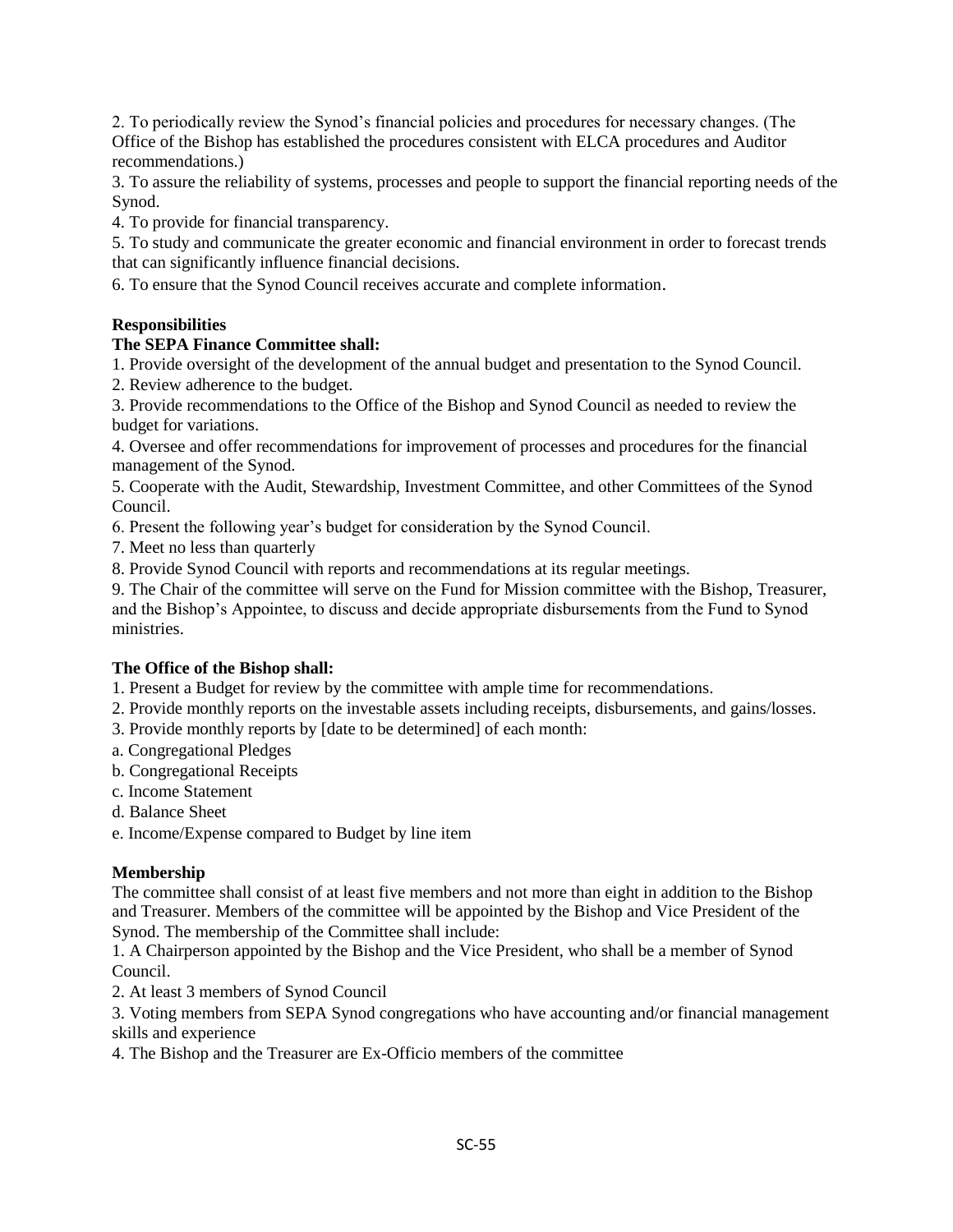2. To periodically review the Synod's financial policies and procedures for necessary changes. (The Office of the Bishop has established the procedures consistent with ELCA procedures and Auditor recommendations.)

3. To assure the reliability of systems, processes and people to support the financial reporting needs of the Synod.

4. To provide for financial transparency.

5. To study and communicate the greater economic and financial environment in order to forecast trends that can significantly influence financial decisions.

6. To ensure that the Synod Council receives accurate and complete information.

**Responsibilities**

**The SEPA Finance Committee shall:**

1. Provide oversight of the development of the annual budget and presentation to the Synod Council.
2. Review adherence to the budget.
3. Provide recommendations to the Office of the Bishop and Synod Council as needed to review the budget for variations.
4. Oversee and offer recommendations for improvement of processes and procedures for the financial management of the Synod.
5. Cooperate with the Audit, Stewardship, Investment Committee, and other Committees of the Synod Council.
6. Present the following year's budget for consideration by the Synod Council.
7. Meet no less than quarterly
8. Provide Synod Council with reports and recommendations at its regular meetings.
9. The Chair of the committee will serve on the Fund for Mission committee with the Bishop, Treasurer, and the Bishop's Appointee, to discuss and decide appropriate disbursements from the Fund to Synod ministries.

**The Office of the Bishop shall:**

1. Present a Budget for review by the committee with ample time for recommendations.
2. Provide monthly reports on the investable assets including receipts, disbursements, and gains/losses.
3. Provide monthly reports by [date to be determined] of each month:

a. Congregational Pledges
b. Congregational Receipts
c. Income Statement
d. Balance Sheet
e. Income/Expense compared to Budget by line item

**Membership**

The committee shall consist of at least five members and not more than eight in addition to the Bishop and Treasurer. Members of the committee will be appointed by the Bishop and Vice President of the Synod. The membership of the Committee shall include:

1. A Chairperson appointed by the Bishop and the Vice President, who shall be a member of Synod Council.
2. At least 3 members of Synod Council
3. Voting members from SEPA Synod congregations who have accounting and/or financial management skills and experience
4. The Bishop and the Treasurer are Ex-Officio members of the committee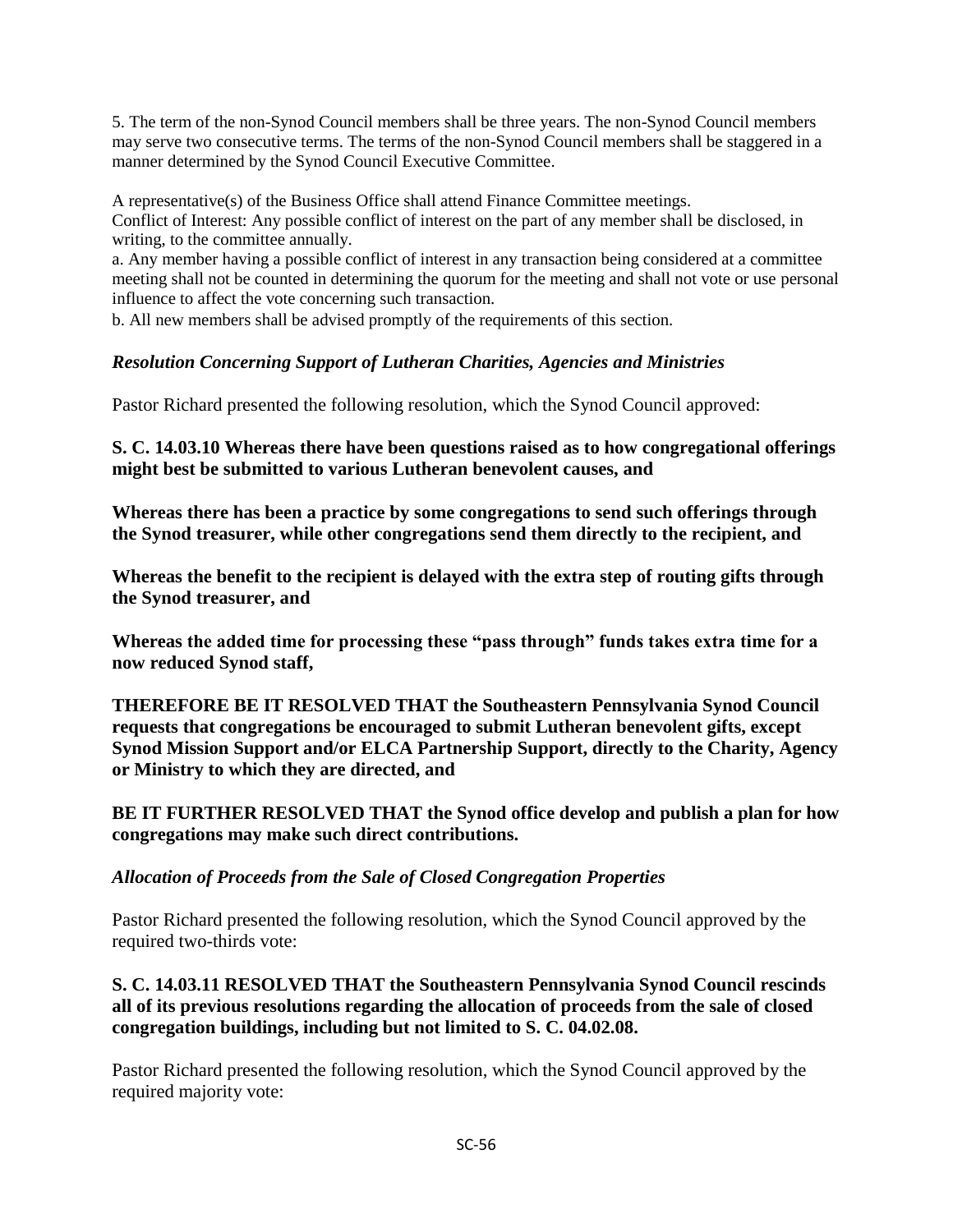5. The term of the non-Synod Council members shall be three years. The non-Synod Council members may serve two consecutive terms. The terms of the non-Synod Council members shall be staggered in a manner determined by the Synod Council Executive Committee.

A representative(s) of the Business Office shall attend Finance Committee meetings.
Conflict of Interest: Any possible conflict of interest on the part of any member shall be disclosed, in writing, to the committee annually.
a. Any member having a possible conflict of interest in any transaction being considered at a committee meeting shall not be counted in determining the quorum for the meeting and shall not vote or use personal influence to affect the vote concerning such transaction.
b. All new members shall be advised promptly of the requirements of this section.

### *Resolution Concerning Support of Lutheran Charities, Agencies and Ministries*

Pastor Richard presented the following resolution, which the Synod Council approved:

**S. C. 14.03.10 Whereas there have been questions raised as to how congregational offerings might best be submitted to various Lutheran benevolent causes, and**

**Whereas there has been a practice by some congregations to send such offerings through the Synod treasurer, while other congregations send them directly to the recipient, and**

**Whereas the benefit to the recipient is delayed with the extra step of routing gifts through the Synod treasurer, and**

**Whereas the added time for processing these "pass through" funds takes extra time for a now reduced Synod staff,**

**THEREFORE BE IT RESOLVED THAT the Southeastern Pennsylvania Synod Council requests that congregations be encouraged to submit Lutheran benevolent gifts, except Synod Mission Support and/or ELCA Partnership Support, directly to the Charity, Agency or Ministry to which they are directed, and**

**BE IT FURTHER RESOLVED THAT the Synod office develop and publish a plan for how congregations may make such direct contributions.**

### *Allocation of Proceeds from the Sale of Closed Congregation Properties*

Pastor Richard presented the following resolution, which the Synod Council approved by the required two-thirds vote:

**S. C. 14.03.11 RESOLVED THAT the Southeastern Pennsylvania Synod Council rescinds all of its previous resolutions regarding the allocation of proceeds from the sale of closed congregation buildings, including but not limited to S. C. 04.02.08.**

Pastor Richard presented the following resolution, which the Synod Council approved by the required majority vote: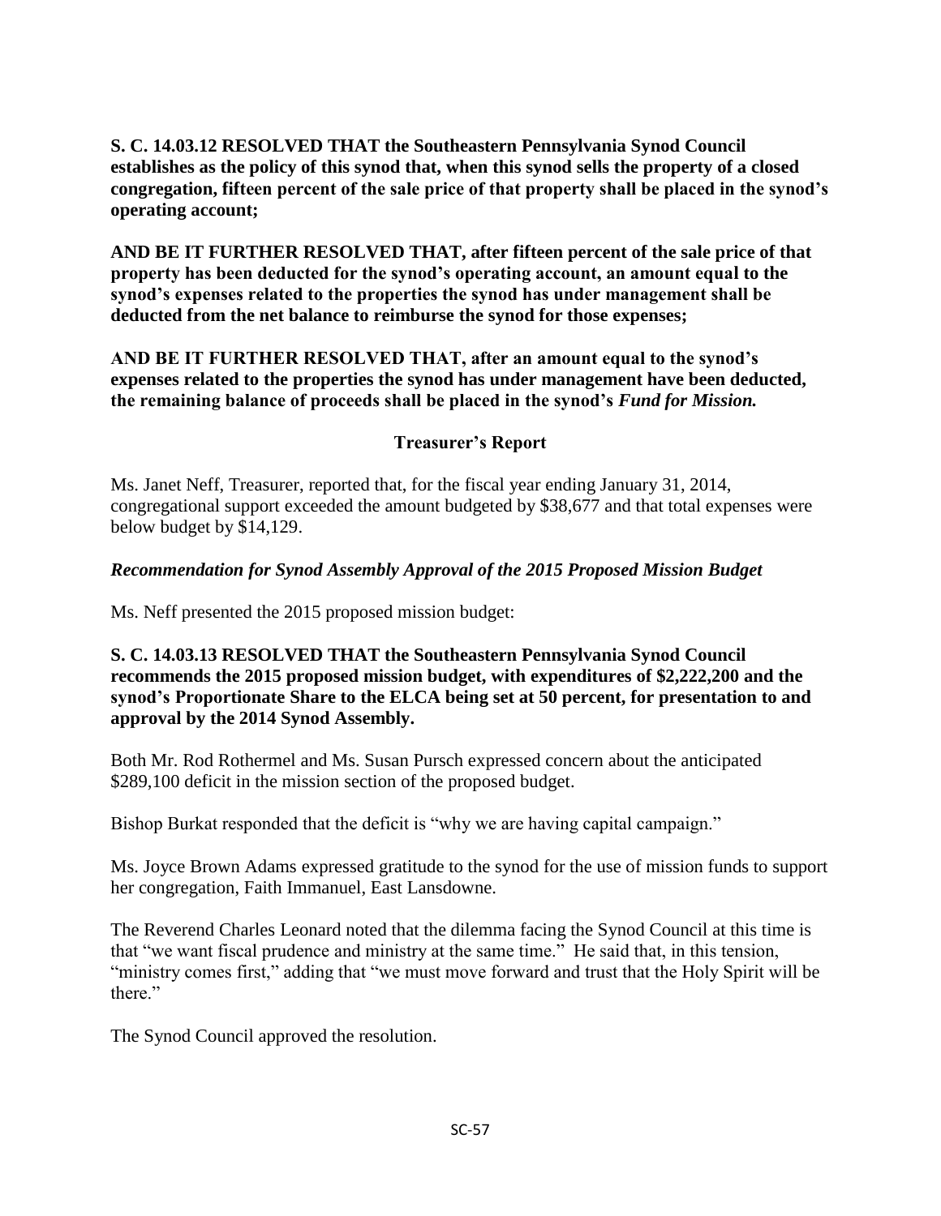**S. C. 14.03.12 RESOLVED THAT the Southeastern Pennsylvania Synod Council establishes as the policy of this synod that, when this synod sells the property of a closed congregation, fifteen percent of the sale price of that property shall be placed in the synod's operating account;**

**AND BE IT FURTHER RESOLVED THAT, after fifteen percent of the sale price of that property has been deducted for the synod's operating account, an amount equal to the synod's expenses related to the properties the synod has under management shall be deducted from the net balance to reimburse the synod for those expenses;**

**AND BE IT FURTHER RESOLVED THAT, after an amount equal to the synod's expenses related to the properties the synod has under management have been deducted, the remaining balance of proceeds shall be placed in the synod's *Fund for Mission.***

## Treasurer's Report

Ms. Janet Neff, Treasurer, reported that, for the fiscal year ending January 31, 2014, congregational support exceeded the amount budgeted by $38,677 and that total expenses were below budget by $14,129.

### *Recommendation for Synod Assembly Approval of the 2015 Proposed Mission Budget*

Ms. Neff presented the 2015 proposed mission budget:

**S. C. 14.03.13 RESOLVED THAT the Southeastern Pennsylvania Synod Council recommends the 2015 proposed mission budget, with expenditures of $2,222,200 and the synod's Proportionate Share to the ELCA being set at 50 percent, for presentation to and approval by the 2014 Synod Assembly.**

Both Mr. Rod Rothermel and Ms. Susan Pursch expressed concern about the anticipated $289,100 deficit in the mission section of the proposed budget.

Bishop Burkat responded that the deficit is "why we are having capital campaign."

Ms. Joyce Brown Adams expressed gratitude to the synod for the use of mission funds to support her congregation, Faith Immanuel, East Lansdowne.

The Reverend Charles Leonard noted that the dilemma facing the Synod Council at this time is that "we want fiscal prudence and ministry at the same time." He said that, in this tension, "ministry comes first," adding that "we must move forward and trust that the Holy Spirit will be there."

The Synod Council approved the resolution.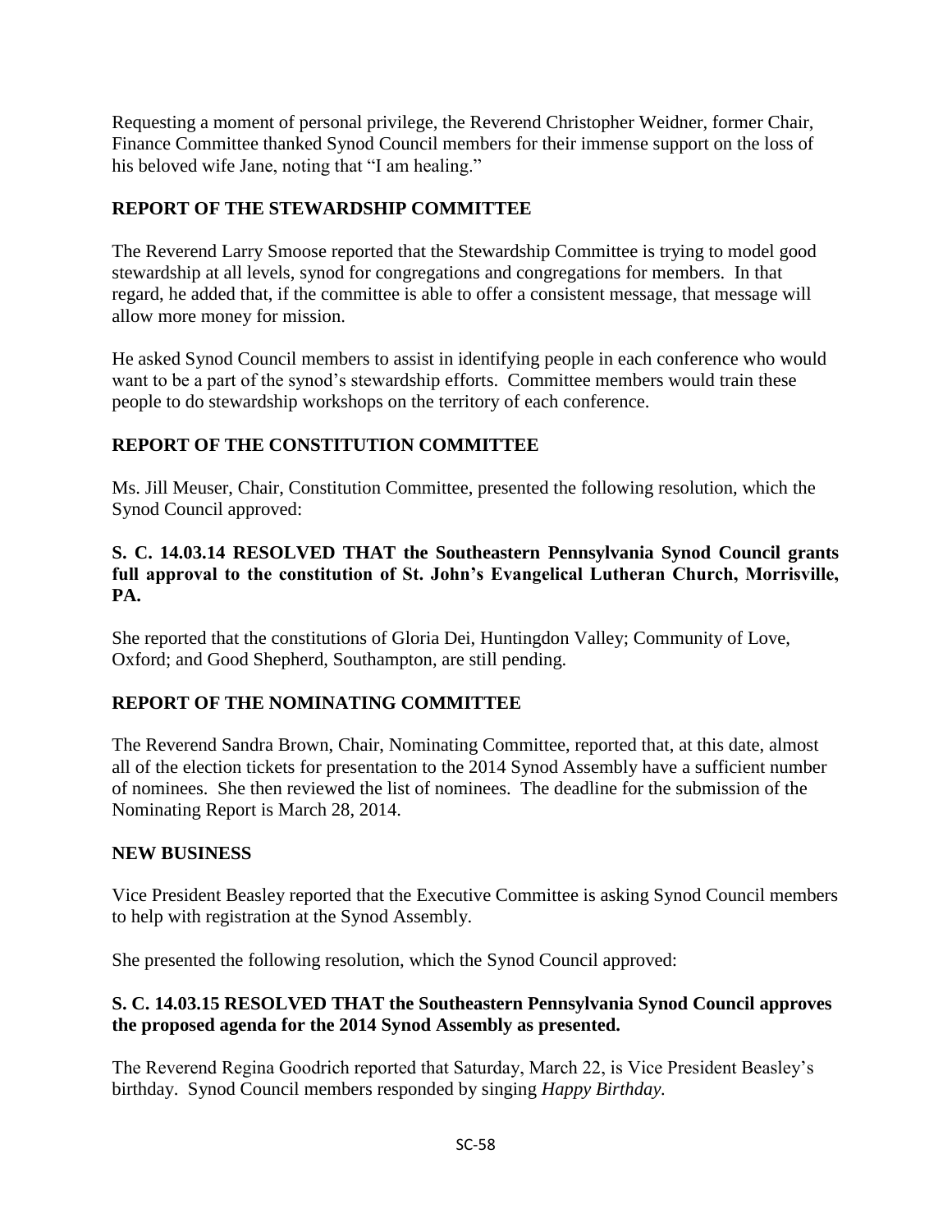Requesting a moment of personal privilege, the Reverend Christopher Weidner, former Chair, Finance Committee thanked Synod Council members for their immense support on the loss of his beloved wife Jane, noting that "I am healing."

## REPORT OF THE STEWARDSHIP COMMITTEE

The Reverend Larry Smoose reported that the Stewardship Committee is trying to model good stewardship at all levels, synod for congregations and congregations for members. In that regard, he added that, if the committee is able to offer a consistent message, that message will allow more money for mission.

He asked Synod Council members to assist in identifying people in each conference who would want to be a part of the synod's stewardship efforts. Committee members would train these people to do stewardship workshops on the territory of each conference.

## REPORT OF THE CONSTITUTION COMMITTEE

Ms. Jill Meuser, Chair, Constitution Committee, presented the following resolution, which the Synod Council approved:

**S. C. 14.03.14 RESOLVED THAT the Southeastern Pennsylvania Synod Council grants full approval to the constitution of St. John's Evangelical Lutheran Church, Morrisville, PA.**

She reported that the constitutions of Gloria Dei, Huntingdon Valley; Community of Love, Oxford; and Good Shepherd, Southampton, are still pending.

## REPORT OF THE NOMINATING COMMITTEE

The Reverend Sandra Brown, Chair, Nominating Committee, reported that, at this date, almost all of the election tickets for presentation to the 2014 Synod Assembly have a sufficient number of nominees. She then reviewed the list of nominees. The deadline for the submission of the Nominating Report is March 28, 2014.

## NEW BUSINESS

Vice President Beasley reported that the Executive Committee is asking Synod Council members to help with registration at the Synod Assembly.

She presented the following resolution, which the Synod Council approved:

**S. C. 14.03.15 RESOLVED THAT the Southeastern Pennsylvania Synod Council approves the proposed agenda for the 2014 Synod Assembly as presented.**

The Reverend Regina Goodrich reported that Saturday, March 22, is Vice President Beasley's birthday. Synod Council members responded by singing *Happy Birthday.*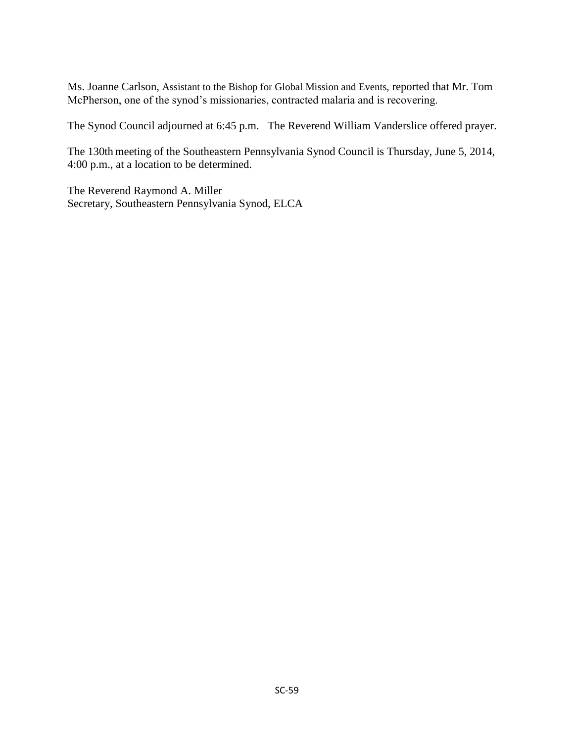Ms. Joanne Carlson, Assistant to the Bishop for Global Mission and Events, reported that Mr. Tom McPherson, one of the synod's missionaries, contracted malaria and is recovering.

The Synod Council adjourned at 6:45 p.m. The Reverend William Vanderslice offered prayer.

The 130th meeting of the Southeastern Pennsylvania Synod Council is Thursday, June 5, 2014, 4:00 p.m., at a location to be determined.

The Reverend Raymond A. Miller
Secretary, Southeastern Pennsylvania Synod, ELCA